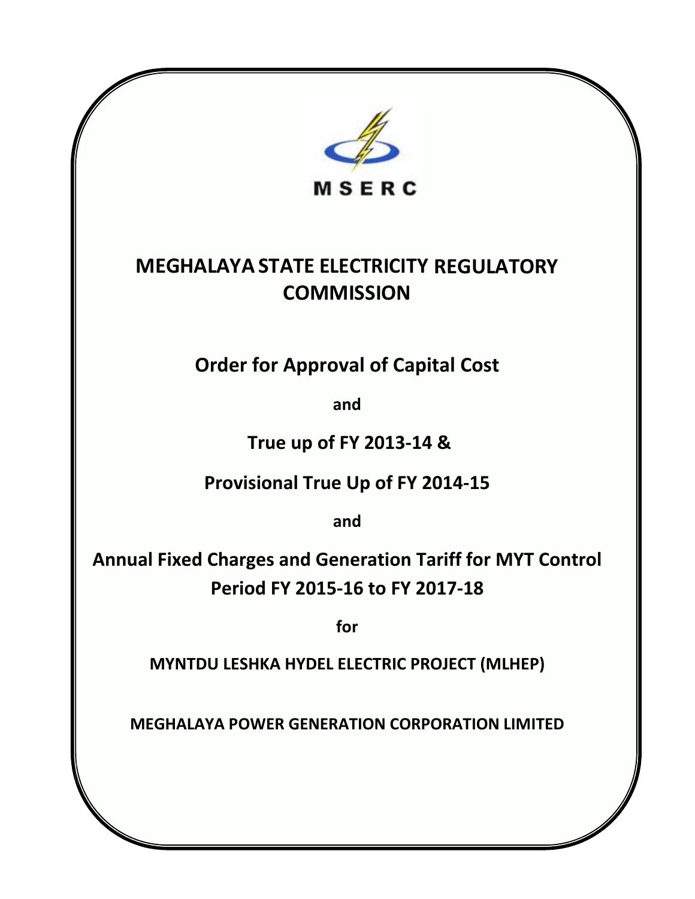MSERC

# MEGHALAYA STATE ELECTRICITY REGULATORY COMMISSION

## Order for Approval of Capital Cost

**and**

## True up of FY 2013-14 &

## Provisional True Up of FY 2014-15

**and**

## Annual Fixed Charges and Generation Tariff for MYT Control Period FY 2015-16 to FY 2017-18

**for**

**MYNTDU LESHKA HYDEL ELECTRIC PROJECT (MLHEP)**

**MEGHALAYA POWER GENERATION CORPORATION LIMITED**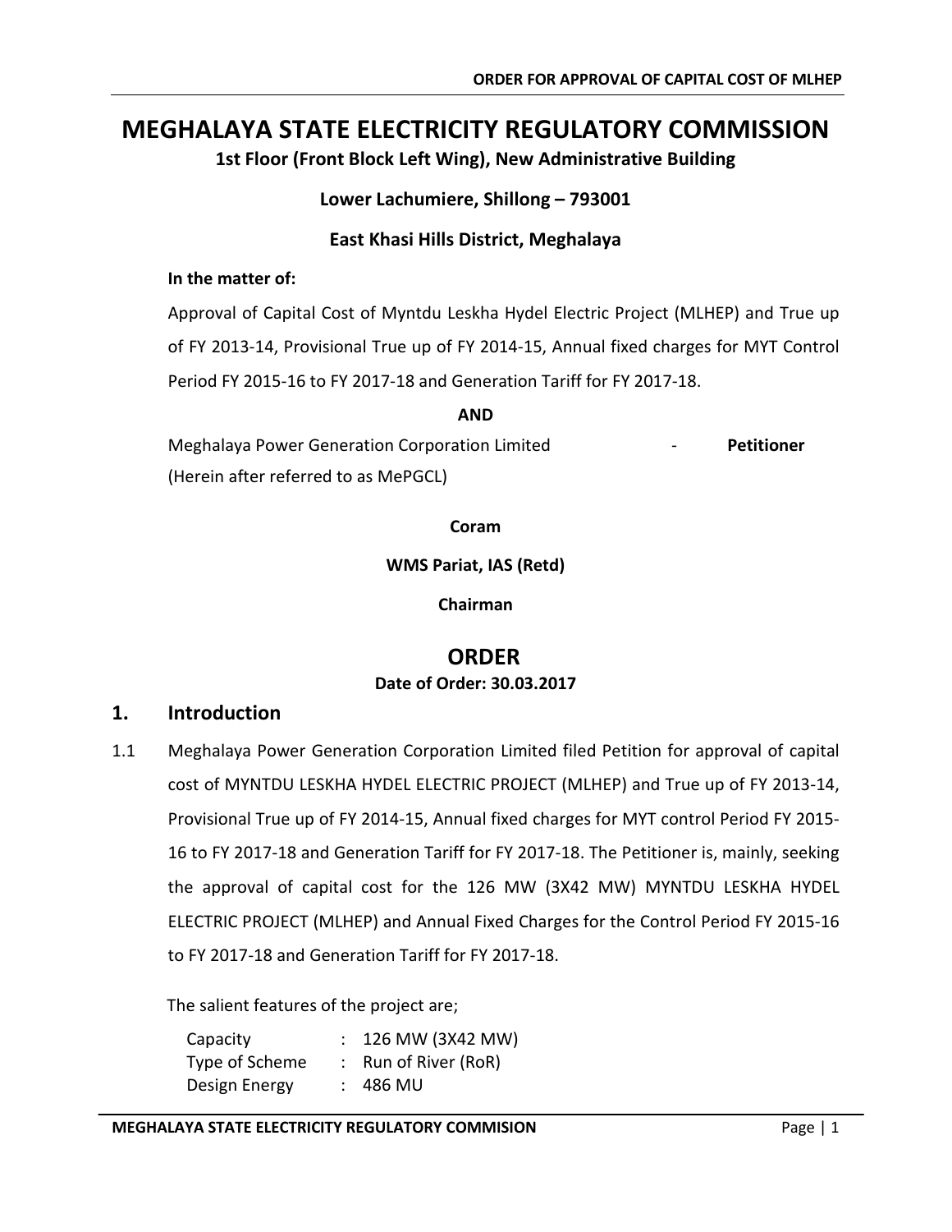# MEGHALAYA STATE ELECTRICITY REGULATORY COMMISSION

**1st Floor (Front Block Left Wing), New Administrative Building**

**Lower Lachumiere, Shillong – 793001**

**East Khasi Hills District, Meghalaya**

**In the matter of:**

Approval of Capital Cost of Myntdu Leskha Hydel Electric Project (MLHEP) and True up of FY 2013-14, Provisional True up of FY 2014-15, Annual fixed charges for MYT Control Period FY 2015-16 to FY 2017-18 and Generation Tariff for FY 2017-18.

**AND**

Meghalaya Power Generation Corporation Limited - **Petitioner**
(Herein after referred to as MePGCL)

**Coram**

**WMS Pariat, IAS (Retd)**

**Chairman**

## ORDER

**Date of Order: 30.03.2017**

## 1. Introduction

1.1 Meghalaya Power Generation Corporation Limited filed Petition for approval of capital cost of MYNTDU LESKHA HYDEL ELECTRIC PROJECT (MLHEP) and True up of FY 2013-14, Provisional True up of FY 2014-15, Annual fixed charges for MYT control Period FY 2015-16 to FY 2017-18 and Generation Tariff for FY 2017-18. The Petitioner is, mainly, seeking the approval of capital cost for the 126 MW (3X42 MW) MYNTDU LESKHA HYDEL ELECTRIC PROJECT (MLHEP) and Annual Fixed Charges for the Control Period FY 2015-16 to FY 2017-18 and Generation Tariff for FY 2017-18.

The salient features of the project are;

Capacity : 126 MW (3X42 MW)
Type of Scheme : Run of River (RoR)
Design Energy : 486 MU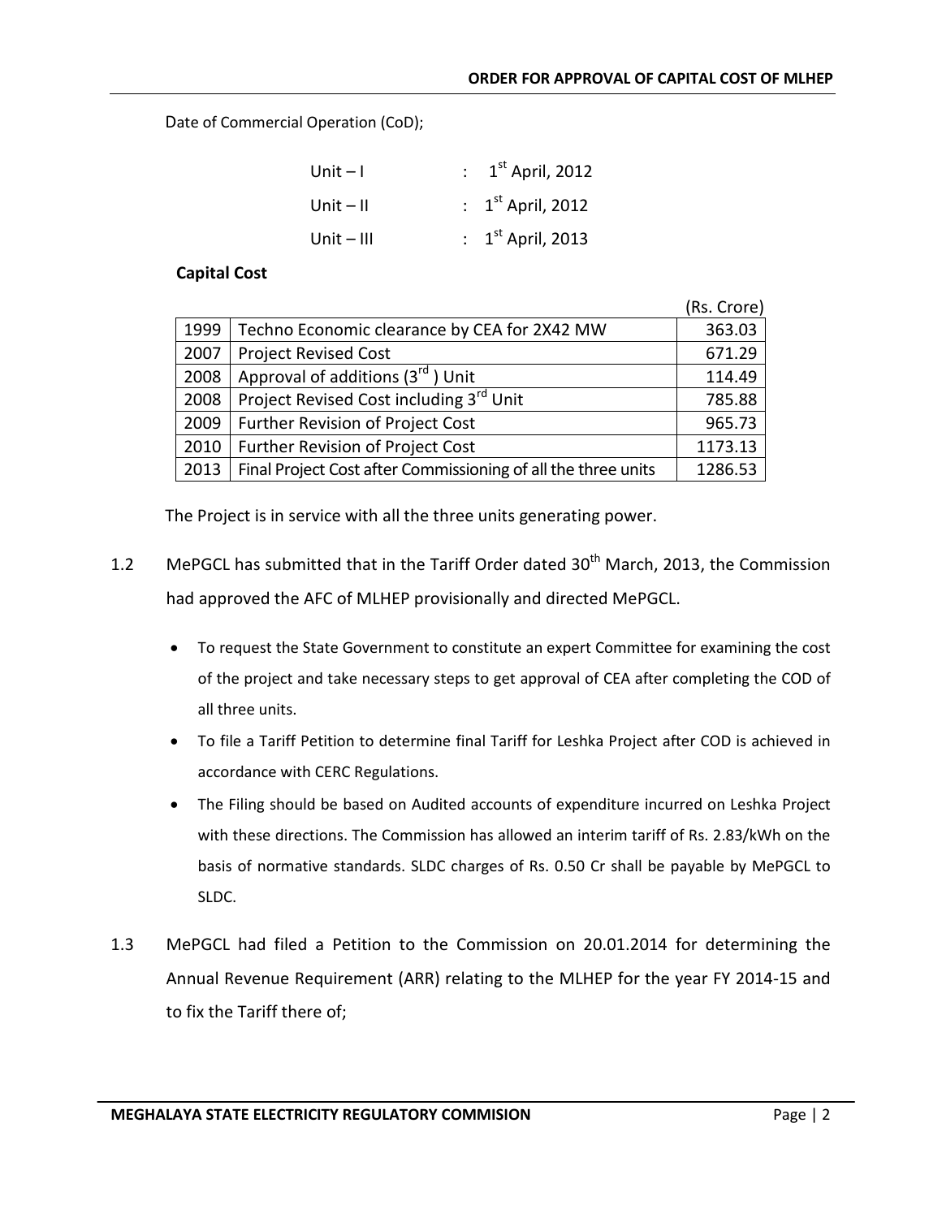Date of Commercial Operation (CoD);

| | | |
|---|---|---|
| Unit – I | : | 1st April, 2012 |
| Unit – II | : | 1st April, 2012 |
| Unit – III | : | 1st April, 2013 |

**Capital Cost**

(Rs. Crore)

| | | |
|---|---|---|
| 1999 | Techno Economic clearance by CEA for 2X42 MW | 363.03 |
| 2007 | Project Revised Cost | 671.29 |
| 2008 | Approval of additions (3rd ) Unit | 114.49 |
| 2008 | Project Revised Cost including 3rd Unit | 785.88 |
| 2009 | Further Revision of Project Cost | 965.73 |
| 2010 | Further Revision of Project Cost | 1173.13 |
| 2013 | Final Project Cost after Commissioning of all the three units | 1286.53 |

The Project is in service with all the three units generating power.

1.2 MePGCL has submitted that in the Tariff Order dated 30th March, 2013, the Commission had approved the AFC of MLHEP provisionally and directed MePGCL.

- To request the State Government to constitute an expert Committee for examining the cost of the project and take necessary steps to get approval of CEA after completing the COD of all three units.
- To file a Tariff Petition to determine final Tariff for Leshka Project after COD is achieved in accordance with CERC Regulations.
- The Filing should be based on Audited accounts of expenditure incurred on Leshka Project with these directions. The Commission has allowed an interim tariff of Rs. 2.83/kWh on the basis of normative standards. SLDC charges of Rs. 0.50 Cr shall be payable by MePGCL to SLDC.

1.3 MePGCL had filed a Petition to the Commission on 20.01.2014 for determining the Annual Revenue Requirement (ARR) relating to the MLHEP for the year FY 2014-15 and to fix the Tariff there of;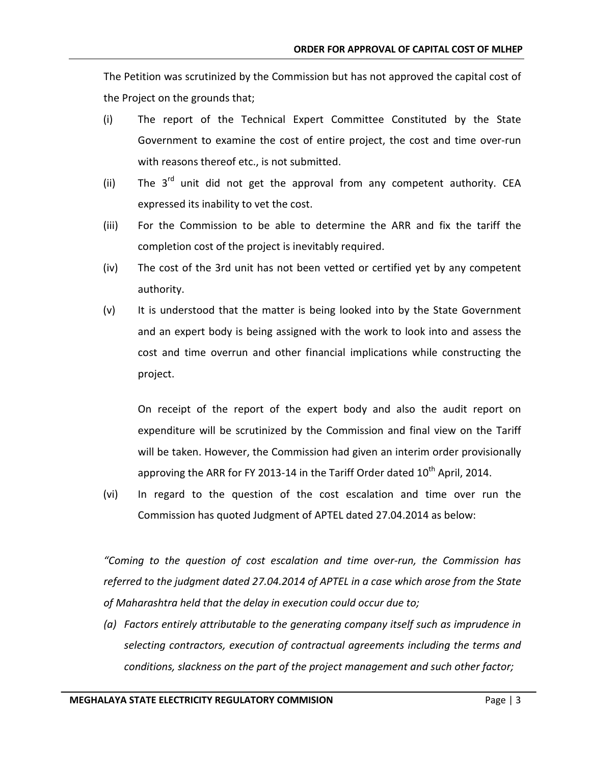The Petition was scrutinized by the Commission but has not approved the capital cost of the Project on the grounds that;

(i) The report of the Technical Expert Committee Constituted by the State Government to examine the cost of entire project, the cost and time over-run with reasons thereof etc., is not submitted.

(ii) The 3rd unit did not get the approval from any competent authority. CEA expressed its inability to vet the cost.

(iii) For the Commission to be able to determine the ARR and fix the tariff the completion cost of the project is inevitably required.

(iv) The cost of the 3rd unit has not been vetted or certified yet by any competent authority.

(v) It is understood that the matter is being looked into by the State Government and an expert body is being assigned with the work to look into and assess the cost and time overrun and other financial implications while constructing the project.

    On receipt of the report of the expert body and also the audit report on expenditure will be scrutinized by the Commission and final view on the Tariff will be taken. However, the Commission had given an interim order provisionally approving the ARR for FY 2013-14 in the Tariff Order dated 10th April, 2014.

(vi) In regard to the question of the cost escalation and time over run the Commission has quoted Judgment of APTEL dated 27.04.2014 as below:

*"Coming to the question of cost escalation and time over-run, the Commission has referred to the judgment dated 27.04.2014 of APTEL in a case which arose from the State of Maharashtra held that the delay in execution could occur due to;*

*(a) Factors entirely attributable to the generating company itself such as imprudence in selecting contractors, execution of contractual agreements including the terms and conditions, slackness on the part of the project management and such other factor;*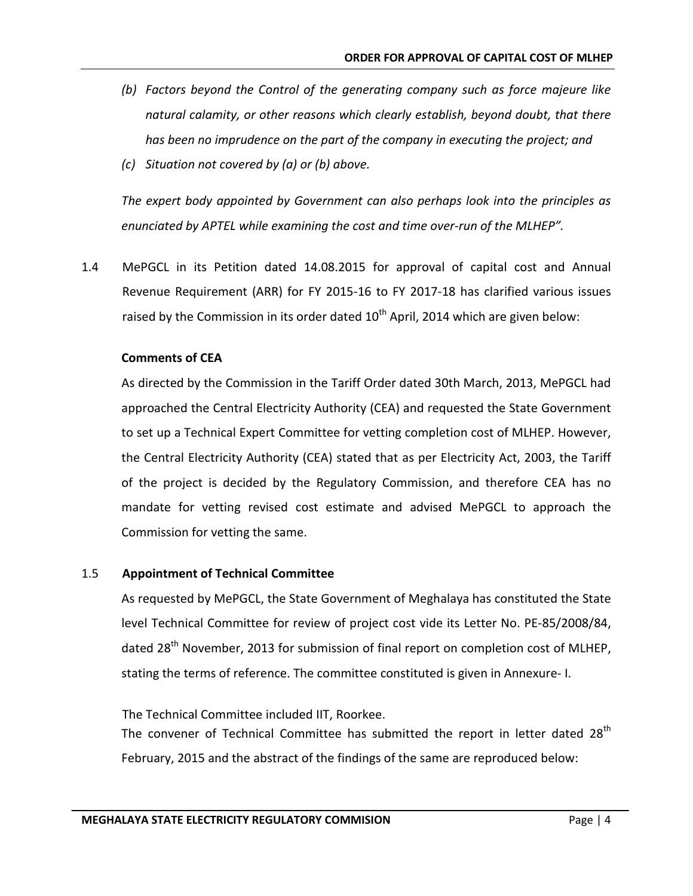*(b) Factors beyond the Control of the generating company such as force majeure like natural calamity, or other reasons which clearly establish, beyond doubt, that there has been no imprudence on the part of the company in executing the project; and*

*(c) Situation not covered by (a) or (b) above.*

*The expert body appointed by Government can also perhaps look into the principles as enunciated by APTEL while examining the cost and time over-run of the MLHEP".*

1.4 MePGCL in its Petition dated 14.08.2015 for approval of capital cost and Annual Revenue Requirement (ARR) for FY 2015-16 to FY 2017-18 has clarified various issues raised by the Commission in its order dated 10th April, 2014 which are given below:

**Comments of CEA**

As directed by the Commission in the Tariff Order dated 30th March, 2013, MePGCL had approached the Central Electricity Authority (CEA) and requested the State Government to set up a Technical Expert Committee for vetting completion cost of MLHEP. However, the Central Electricity Authority (CEA) stated that as per Electricity Act, 2003, the Tariff of the project is decided by the Regulatory Commission, and therefore CEA has no mandate for vetting revised cost estimate and advised MePGCL to approach the Commission for vetting the same.

1.5 **Appointment of Technical Committee**

As requested by MePGCL, the State Government of Meghalaya has constituted the State level Technical Committee for review of project cost vide its Letter No. PE-85/2008/84, dated 28th November, 2013 for submission of final report on completion cost of MLHEP, stating the terms of reference. The committee constituted is given in Annexure- I.

The Technical Committee included IIT, Roorkee.

The convener of Technical Committee has submitted the report in letter dated 28th February, 2015 and the abstract of the findings of the same are reproduced below: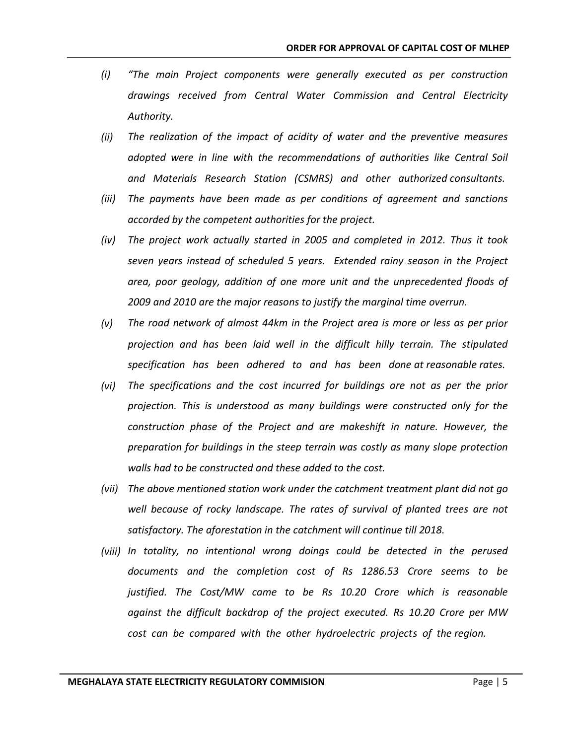*(i) "The main Project components were generally executed as per construction drawings received from Central Water Commission and Central Electricity Authority.*

*(ii) The realization of the impact of acidity of water and the preventive measures adopted were in line with the recommendations of authorities like Central Soil and Materials Research Station (CSMRS) and other authorized consultants.*

*(iii) The payments have been made as per conditions of agreement and sanctions accorded by the competent authorities for the project.*

*(iv) The project work actually started in 2005 and completed in 2012. Thus it took seven years instead of scheduled 5 years. Extended rainy season in the Project area, poor geology, addition of one more unit and the unprecedented floods of 2009 and 2010 are the major reasons to justify the marginal time overrun.*

*(v) The road network of almost 44km in the Project area is more or less as per prior projection and has been laid well in the difficult hilly terrain. The stipulated specification has been adhered to and has been done at reasonable rates.*

*(vi) The specifications and the cost incurred for buildings are not as per the prior projection. This is understood as many buildings were constructed only for the construction phase of the Project and are makeshift in nature. However, the preparation for buildings in the steep terrain was costly as many slope protection walls had to be constructed and these added to the cost.*

*(vii) The above mentioned station work under the catchment treatment plant did not go well because of rocky landscape. The rates of survival of planted trees are not satisfactory. The aforestation in the catchment will continue till 2018.*

*(viii) In totality, no intentional wrong doings could be detected in the perused documents and the completion cost of Rs 1286.53 Crore seems to be justified. The Cost/MW came to be Rs 10.20 Crore which is reasonable against the difficult backdrop of the project executed. Rs 10.20 Crore per MW cost can be compared with the other hydroelectric projects of the region.*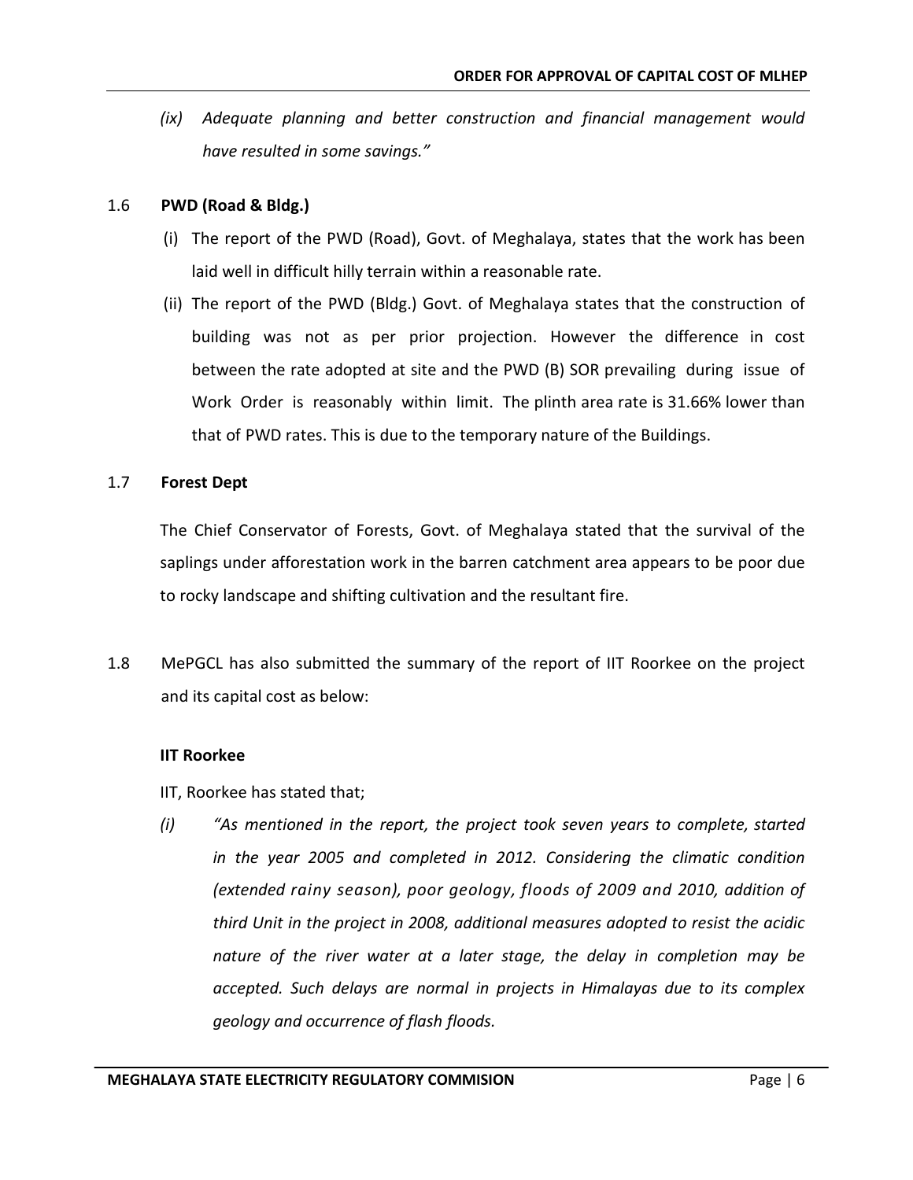*(ix) Adequate planning and better construction and financial management would have resulted in some savings."*

### 1.6 PWD (Road & Bldg.)

(i) The report of the PWD (Road), Govt. of Meghalaya, states that the work has been laid well in difficult hilly terrain within a reasonable rate.

(ii) The report of the PWD (Bldg.) Govt. of Meghalaya states that the construction of building was not as per prior projection. However the difference in cost between the rate adopted at site and the PWD (B) SOR prevailing during issue of Work Order is reasonably within limit. The plinth area rate is 31.66% lower than that of PWD rates. This is due to the temporary nature of the Buildings.

### 1.7 Forest Dept

The Chief Conservator of Forests, Govt. of Meghalaya stated that the survival of the saplings under afforestation work in the barren catchment area appears to be poor due to rocky landscape and shifting cultivation and the resultant fire.

1.8 MePGCL has also submitted the summary of the report of IIT Roorkee on the project and its capital cost as below:

**IIT Roorkee**

IIT, Roorkee has stated that;

*(i) "As mentioned in the report, the project took seven years to complete, started in the year 2005 and completed in 2012. Considering the climatic condition (extended rainy season), poor geology, floods of 2009 and 2010, addition of third Unit in the project in 2008, additional measures adopted to resist the acidic nature of the river water at a later stage, the delay in completion may be accepted. Such delays are normal in projects in Himalayas due to its complex geology and occurrence of flash floods.*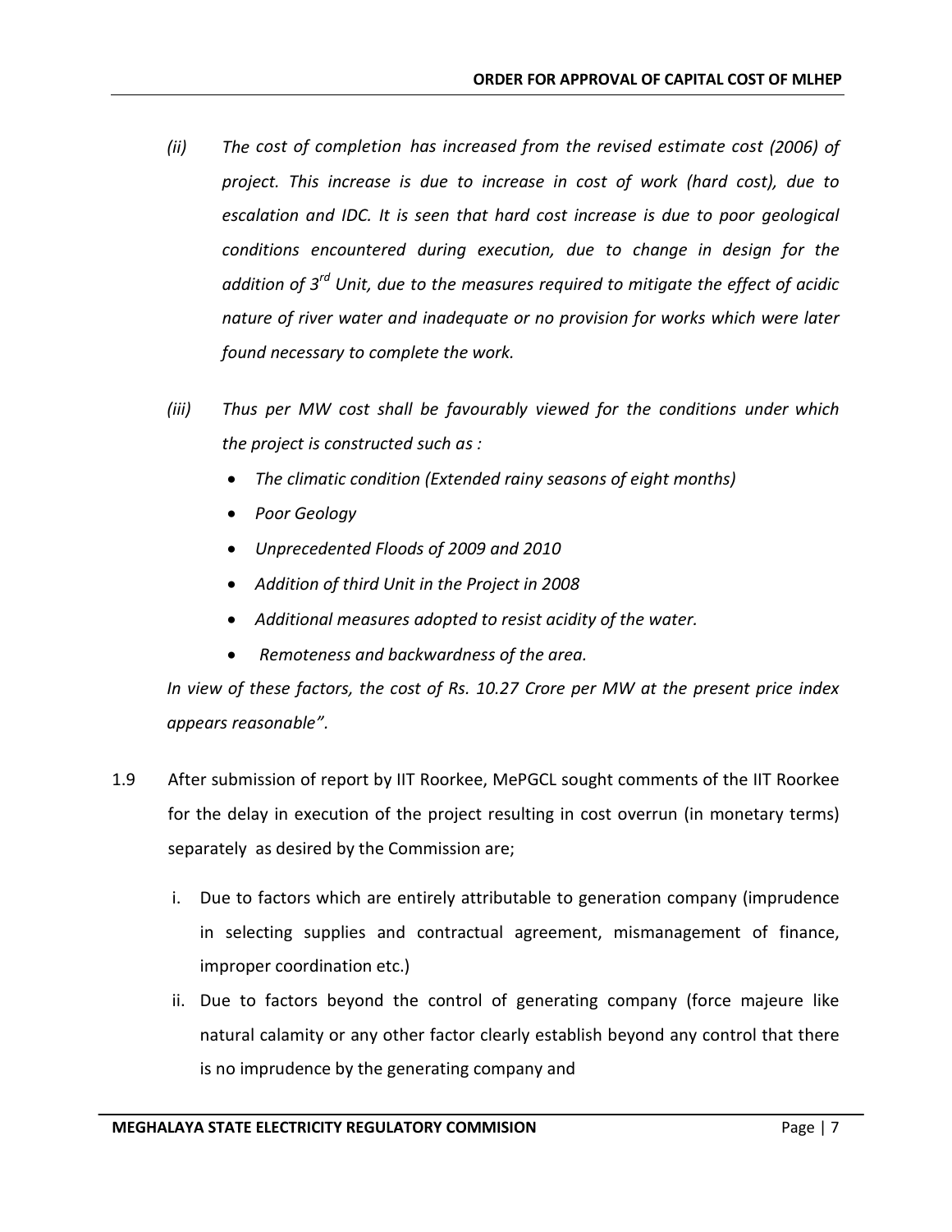*(ii) The cost of completion has increased from the revised estimate cost (2006) of project. This increase is due to increase in cost of work (hard cost), due to escalation and IDC. It is seen that hard cost increase is due to poor geological conditions encountered during execution, due to change in design for the addition of 3rd Unit, due to the measures required to mitigate the effect of acidic nature of river water and inadequate or no provision for works which were later found necessary to complete the work.*

*(iii) Thus per MW cost shall be favourably viewed for the conditions under which the project is constructed such as :*

- *The climatic condition (Extended rainy seasons of eight months)*
- *Poor Geology*
- *Unprecedented Floods of 2009 and 2010*
- *Addition of third Unit in the Project in 2008*
- *Additional measures adopted to resist acidity of the water.*
- *Remoteness and backwardness of the area.*

*In view of these factors, the cost of Rs. 10.27 Crore per MW at the present price index appears reasonable".*

1.9 After submission of report by IIT Roorkee, MePGCL sought comments of the IIT Roorkee for the delay in execution of the project resulting in cost overrun (in monetary terms) separately as desired by the Commission are;

i. Due to factors which are entirely attributable to generation company (imprudence in selecting supplies and contractual agreement, mismanagement of finance, improper coordination etc.)

ii. Due to factors beyond the control of generating company (force majeure like natural calamity or any other factor clearly establish beyond any control that there is no imprudence by the generating company and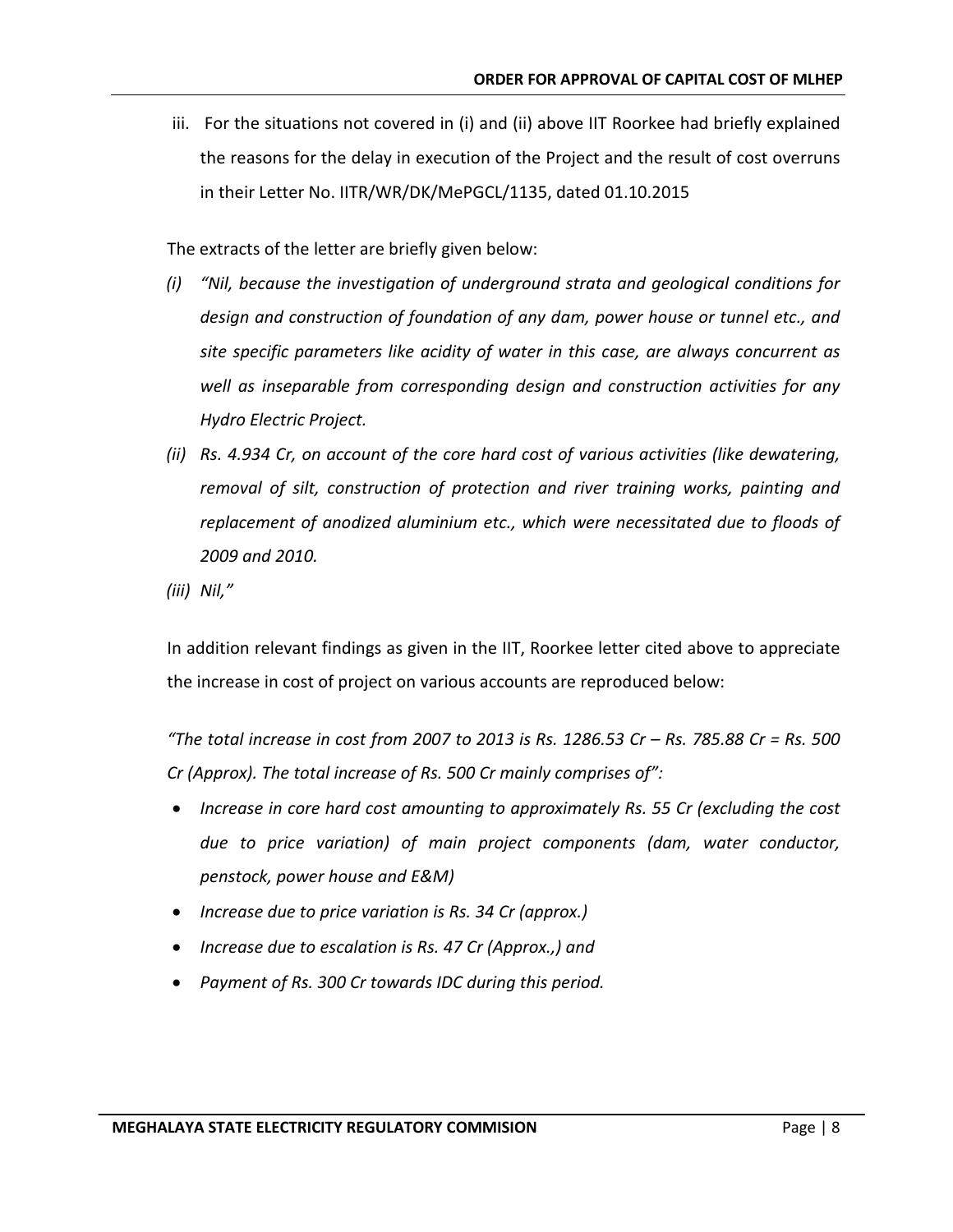iii. For the situations not covered in (i) and (ii) above IIT Roorkee had briefly explained the reasons for the delay in execution of the Project and the result of cost overruns in their Letter No. IITR/WR/DK/MePGCL/1135, dated 01.10.2015

The extracts of the letter are briefly given below:

*(i) "Nil, because the investigation of underground strata and geological conditions for design and construction of foundation of any dam, power house or tunnel etc., and site specific parameters like acidity of water in this case, are always concurrent as well as inseparable from corresponding design and construction activities for any Hydro Electric Project.*

*(ii) Rs. 4.934 Cr, on account of the core hard cost of various activities (like dewatering, removal of silt, construction of protection and river training works, painting and replacement of anodized aluminium etc., which were necessitated due to floods of 2009 and 2010.*

*(iii) Nil,"*

In addition relevant findings as given in the IIT, Roorkee letter cited above to appreciate the increase in cost of project on various accounts are reproduced below:

*"The total increase in cost from 2007 to 2013 is Rs. 1286.53 Cr – Rs. 785.88 Cr = Rs. 500 Cr (Approx). The total increase of Rs. 500 Cr mainly comprises of":*

- *Increase in core hard cost amounting to approximately Rs. 55 Cr (excluding the cost due to price variation) of main project components (dam, water conductor, penstock, power house and E&M)*
- *Increase due to price variation is Rs. 34 Cr (approx.)*
- *Increase due to escalation is Rs. 47 Cr (Approx.,) and*
- *Payment of Rs. 300 Cr towards IDC during this period.*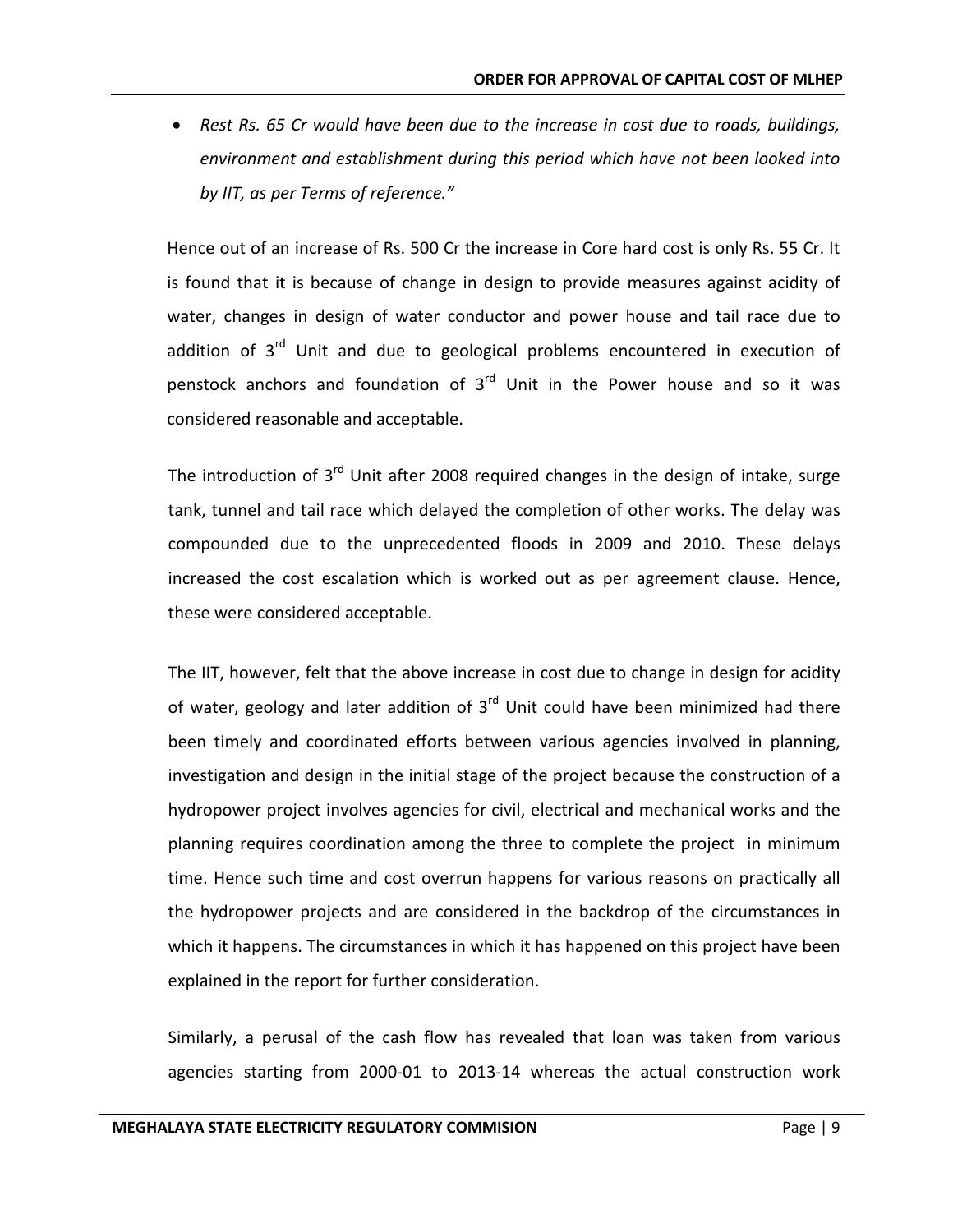- *Rest Rs. 65 Cr would have been due to the increase in cost due to roads, buildings, environment and establishment during this period which have not been looked into by IIT, as per Terms of reference."*

Hence out of an increase of Rs. 500 Cr the increase in Core hard cost is only Rs. 55 Cr. It is found that it is because of change in design to provide measures against acidity of water, changes in design of water conductor and power house and tail race due to addition of 3rd Unit and due to geological problems encountered in execution of penstock anchors and foundation of 3rd Unit in the Power house and so it was considered reasonable and acceptable.

The introduction of 3rd Unit after 2008 required changes in the design of intake, surge tank, tunnel and tail race which delayed the completion of other works. The delay was compounded due to the unprecedented floods in 2009 and 2010. These delays increased the cost escalation which is worked out as per agreement clause. Hence, these were considered acceptable.

The IIT, however, felt that the above increase in cost due to change in design for acidity of water, geology and later addition of 3rd Unit could have been minimized had there been timely and coordinated efforts between various agencies involved in planning, investigation and design in the initial stage of the project because the construction of a hydropower project involves agencies for civil, electrical and mechanical works and the planning requires coordination among the three to complete the project in minimum time. Hence such time and cost overrun happens for various reasons on practically all the hydropower projects and are considered in the backdrop of the circumstances in which it happens. The circumstances in which it has happened on this project have been explained in the report for further consideration.

Similarly, a perusal of the cash flow has revealed that loan was taken from various agencies starting from 2000-01 to 2013-14 whereas the actual construction work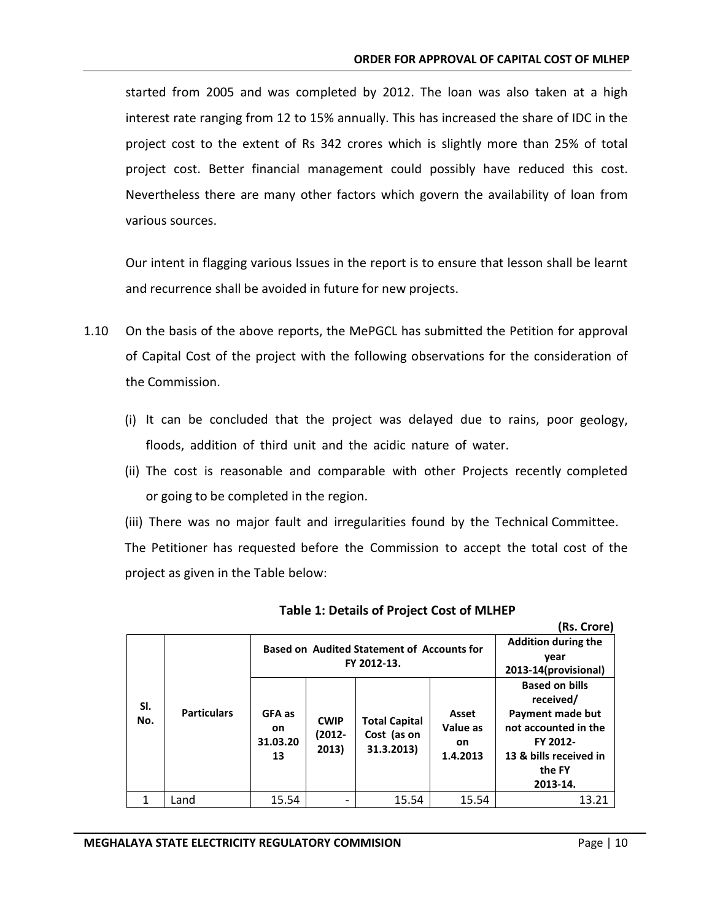started from 2005 and was completed by 2012. The loan was also taken at a high interest rate ranging from 12 to 15% annually. This has increased the share of IDC in the project cost to the extent of Rs 342 crores which is slightly more than 25% of total project cost. Better financial management could possibly have reduced this cost. Nevertheless there are many other factors which govern the availability of loan from various sources.

Our intent in flagging various Issues in the report is to ensure that lesson shall be learnt and recurrence shall be avoided in future for new projects.

1.10 On the basis of the above reports, the MePGCL has submitted the Petition for approval of Capital Cost of the project with the following observations for the consideration of the Commission.

(i) It can be concluded that the project was delayed due to rains, poor geology, floods, addition of third unit and the acidic nature of water.

(ii) The cost is reasonable and comparable with other Projects recently completed or going to be completed in the region.

(iii) There was no major fault and irregularities found by the Technical Committee.

The Petitioner has requested before the Commission to accept the total cost of the project as given in the Table below:

**Table 1: Details of Project Cost of MLHEP**

**(Rs. Crore)**

| Sl. No. | Particulars | Based on Audited Statement of Accounts for FY 2012-13. | | | | Addition during the year 2013-14(provisional) |
|---|---|---|---|---|---|---|
| | | GFA as on 31.03.2013 | CWIP (2012-2013) | Total Capital Cost (as on 31.3.2013) | Asset Value as on 1.4.2013 | Based on bills received/ Payment made but not accounted in the FY 2012-13 & bills received in the FY 2013-14. |
| 1 | Land | 15.54 | - | 15.54 | 15.54 | 13.21 |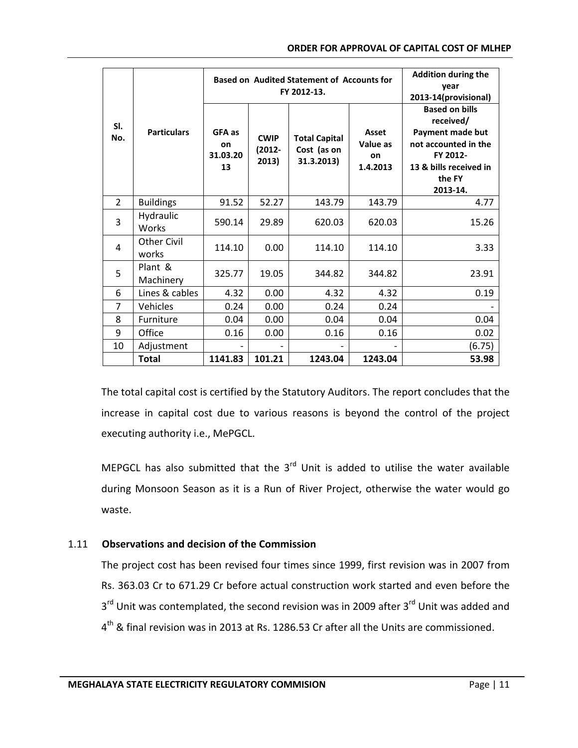| Sl. No. | Particulars | Based on Audited Statement of Accounts for FY 2012-13. | | | | Addition during the year 2013-14(provisional) |
|---|---|---|---|---|---|---|
| | | GFA as on 31.03.2013 | CWIP (2012-2013) | Total Capital Cost (as on 31.3.2013) | Asset Value as on 1.4.2013 | Based on bills received/ Payment made but not accounted in the FY 2012-13 & bills received in the FY 2013-14. |
| 2 | Buildings | 91.52 | 52.27 | 143.79 | 143.79 | 4.77 |
| 3 | Hydraulic Works | 590.14 | 29.89 | 620.03 | 620.03 | 15.26 |
| 4 | Other Civil works | 114.10 | 0.00 | 114.10 | 114.10 | 3.33 |
| 5 | Plant & Machinery | 325.77 | 19.05 | 344.82 | 344.82 | 23.91 |
| 6 | Lines & cables | 4.32 | 0.00 | 4.32 | 4.32 | 0.19 |
| 7 | Vehicles | 0.24 | 0.00 | 0.24 | 0.24 | - |
| 8 | Furniture | 0.04 | 0.00 | 0.04 | 0.04 | 0.04 |
| 9 | Office | 0.16 | 0.00 | 0.16 | 0.16 | 0.02 |
| 10 | Adjustment | - | - | - | - | (6.75) |
| | **Total** | **1141.83** | **101.21** | **1243.04** | **1243.04** | **53.98** |

The total capital cost is certified by the Statutory Auditors. The report concludes that the increase in capital cost due to various reasons is beyond the control of the project executing authority i.e., MePGCL.

MEPGCL has also submitted that the 3rd Unit is added to utilise the water available during Monsoon Season as it is a Run of River Project, otherwise the water would go waste.

### 1.11 Observations and decision of the Commission

The project cost has been revised four times since 1999, first revision was in 2007 from Rs. 363.03 Cr to 671.29 Cr before actual construction work started and even before the 3rd Unit was contemplated, the second revision was in 2009 after 3rd Unit was added and 4th & final revision was in 2013 at Rs. 1286.53 Cr after all the Units are commissioned.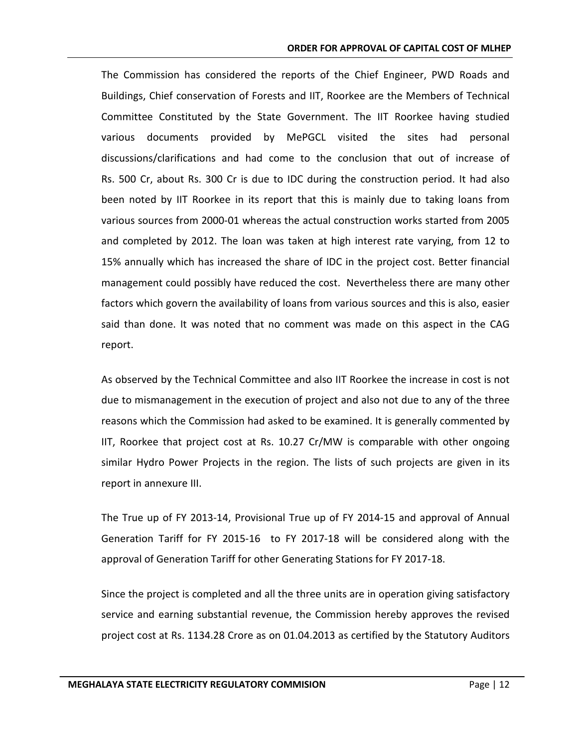The Commission has considered the reports of the Chief Engineer, PWD Roads and Buildings, Chief conservation of Forests and IIT, Roorkee are the Members of Technical Committee Constituted by the State Government. The IIT Roorkee having studied various documents provided by MePGCL visited the sites had personal discussions/clarifications and had come to the conclusion that out of increase of Rs. 500 Cr, about Rs. 300 Cr is due to IDC during the construction period. It had also been noted by IIT Roorkee in its report that this is mainly due to taking loans from various sources from 2000-01 whereas the actual construction works started from 2005 and completed by 2012. The loan was taken at high interest rate varying, from 12 to 15% annually which has increased the share of IDC in the project cost. Better financial management could possibly have reduced the cost. Nevertheless there are many other factors which govern the availability of loans from various sources and this is also, easier said than done. It was noted that no comment was made on this aspect in the CAG report.

As observed by the Technical Committee and also IIT Roorkee the increase in cost is not due to mismanagement in the execution of project and also not due to any of the three reasons which the Commission had asked to be examined. It is generally commented by IIT, Roorkee that project cost at Rs. 10.27 Cr/MW is comparable with other ongoing similar Hydro Power Projects in the region. The lists of such projects are given in its report in annexure III.

The True up of FY 2013-14, Provisional True up of FY 2014-15 and approval of Annual Generation Tariff for FY 2015-16 to FY 2017-18 will be considered along with the approval of Generation Tariff for other Generating Stations for FY 2017-18.

Since the project is completed and all the three units are in operation giving satisfactory service and earning substantial revenue, the Commission hereby approves the revised project cost at Rs. 1134.28 Crore as on 01.04.2013 as certified by the Statutory Auditors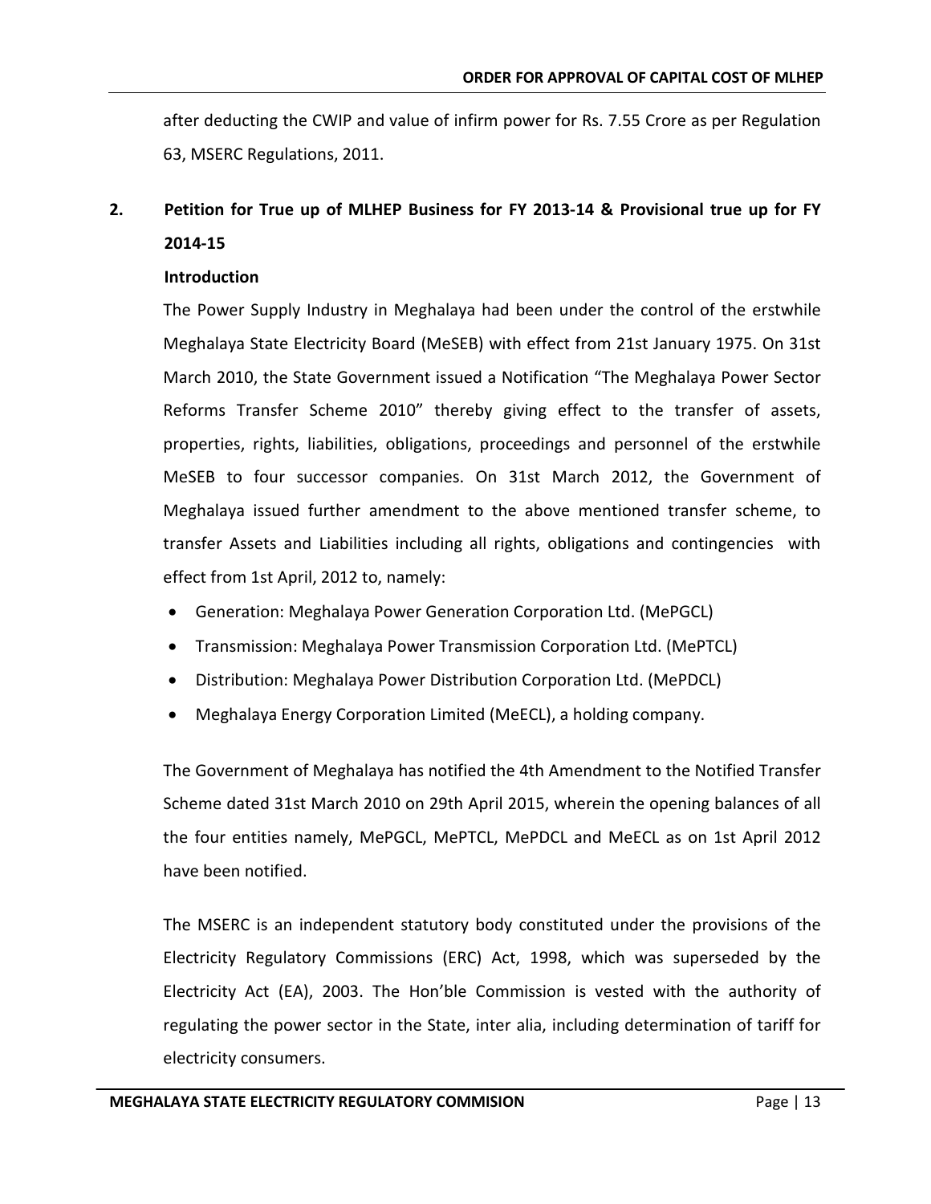after deducting the CWIP and value of infirm power for Rs. 7.55 Crore as per Regulation 63, MSERC Regulations, 2011.

## 2. Petition for True up of MLHEP Business for FY 2013-14 & Provisional true up for FY 2014-15

**Introduction**

The Power Supply Industry in Meghalaya had been under the control of the erstwhile Meghalaya State Electricity Board (MeSEB) with effect from 21st January 1975. On 31st March 2010, the State Government issued a Notification "The Meghalaya Power Sector Reforms Transfer Scheme 2010" thereby giving effect to the transfer of assets, properties, rights, liabilities, obligations, proceedings and personnel of the erstwhile MeSEB to four successor companies. On 31st March 2012, the Government of Meghalaya issued further amendment to the above mentioned transfer scheme, to transfer Assets and Liabilities including all rights, obligations and contingencies with effect from 1st April, 2012 to, namely:

- Generation: Meghalaya Power Generation Corporation Ltd. (MePGCL)
- Transmission: Meghalaya Power Transmission Corporation Ltd. (MePTCL)
- Distribution: Meghalaya Power Distribution Corporation Ltd. (MePDCL)
- Meghalaya Energy Corporation Limited (MeECL), a holding company.

The Government of Meghalaya has notified the 4th Amendment to the Notified Transfer Scheme dated 31st March 2010 on 29th April 2015, wherein the opening balances of all the four entities namely, MePGCL, MePTCL, MePDCL and MeECL as on 1st April 2012 have been notified.

The MSERC is an independent statutory body constituted under the provisions of the Electricity Regulatory Commissions (ERC) Act, 1998, which was superseded by the Electricity Act (EA), 2003. The Hon'ble Commission is vested with the authority of regulating the power sector in the State, inter alia, including determination of tariff for electricity consumers.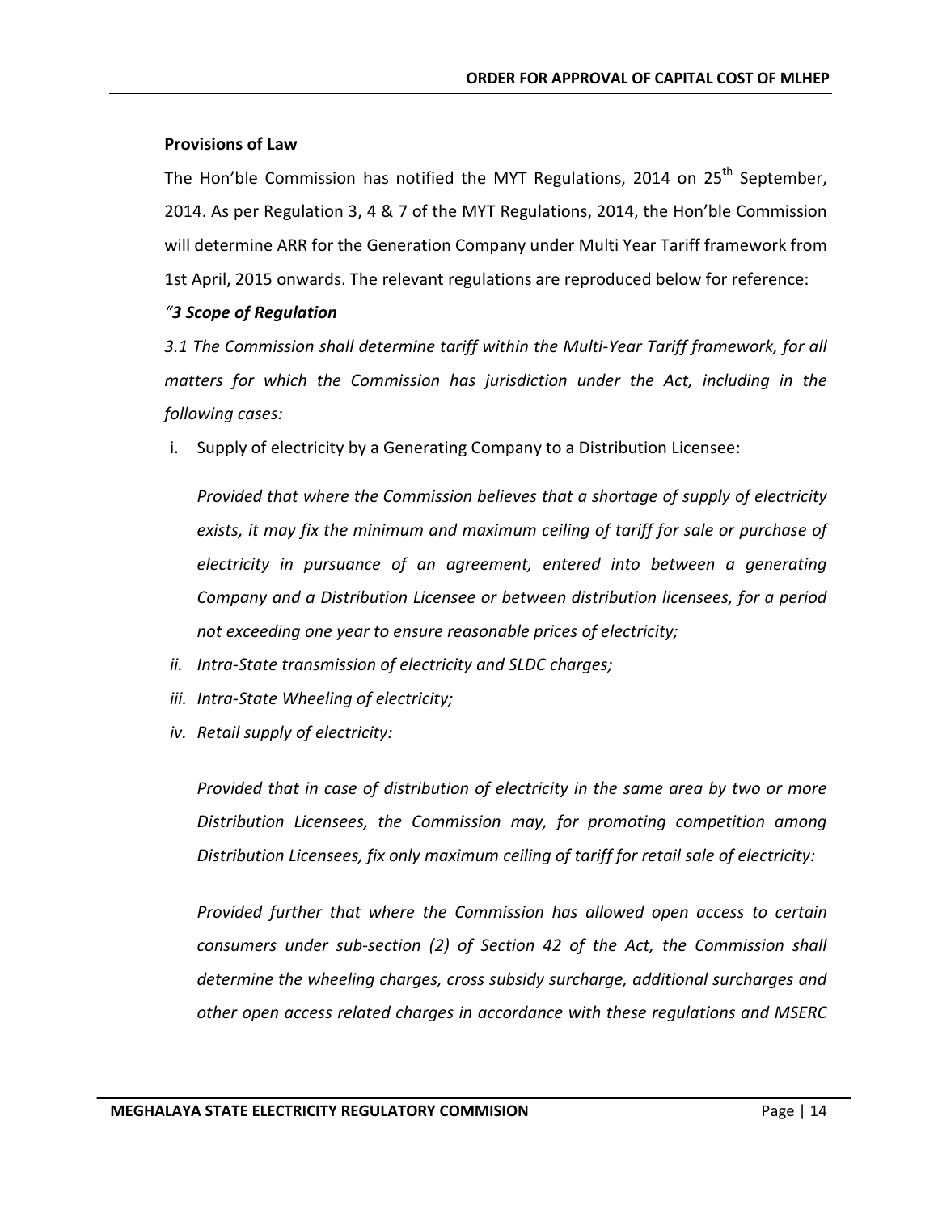**Provisions of Law**

The Hon'ble Commission has notified the MYT Regulations, 2014 on 25th September, 2014. As per Regulation 3, 4 & 7 of the MYT Regulations, 2014, the Hon'ble Commission will determine ARR for the Generation Company under Multi Year Tariff framework from 1st April, 2015 onwards. The relevant regulations are reproduced below for reference:

*"**3 Scope of Regulation***

*3.1 The Commission shall determine tariff within the Multi-Year Tariff framework, for all matters for which the Commission has jurisdiction under the Act, including in the following cases:*

i. Supply of electricity by a Generating Company to a Distribution Licensee:

   *Provided that where the Commission believes that a shortage of supply of electricity exists, it may fix the minimum and maximum ceiling of tariff for sale or purchase of electricity in pursuance of an agreement, entered into between a generating Company and a Distribution Licensee or between distribution licensees, for a period not exceeding one year to ensure reasonable prices of electricity;*

*ii. Intra-State transmission of electricity and SLDC charges;*

*iii. Intra-State Wheeling of electricity;*

*iv. Retail supply of electricity:*

   *Provided that in case of distribution of electricity in the same area by two or more Distribution Licensees, the Commission may, for promoting competition among Distribution Licensees, fix only maximum ceiling of tariff for retail sale of electricity:*

   *Provided further that where the Commission has allowed open access to certain consumers under sub-section (2) of Section 42 of the Act, the Commission shall determine the wheeling charges, cross subsidy surcharge, additional surcharges and other open access related charges in accordance with these regulations and MSERC*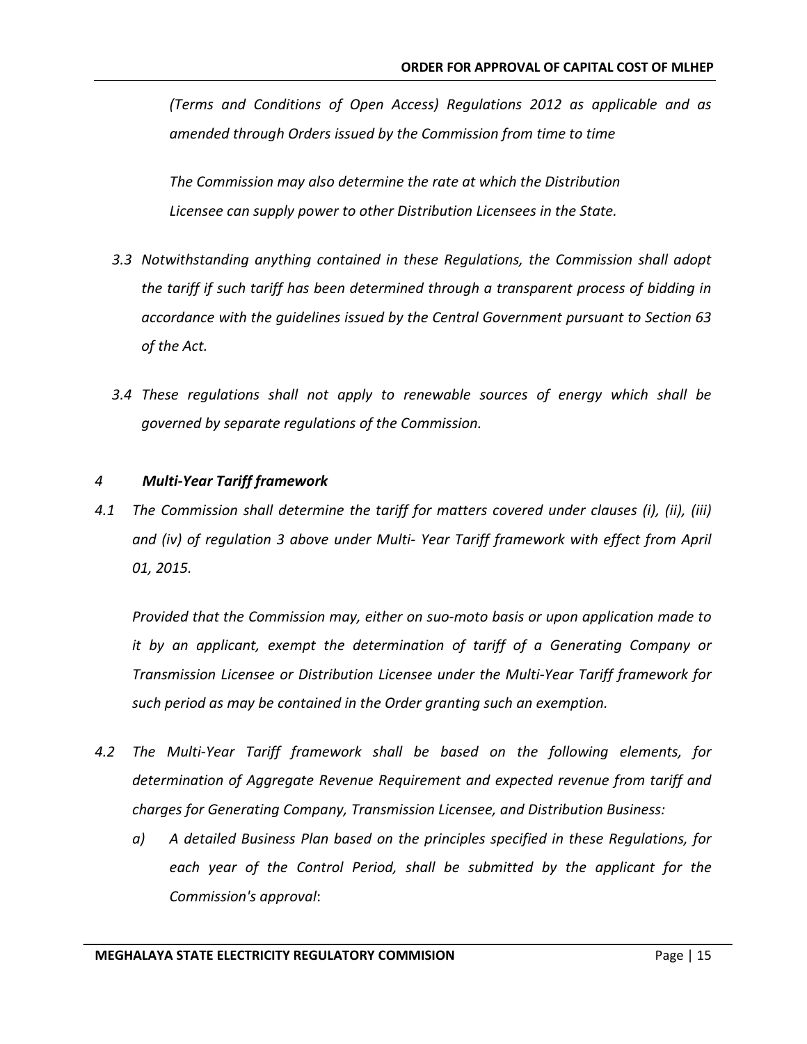*(Terms and Conditions of Open Access) Regulations 2012 as applicable and as amended through Orders issued by the Commission from time to time*

*The Commission may also determine the rate at which the Distribution Licensee can supply power to other Distribution Licensees in the State.*

*3.3 Notwithstanding anything contained in these Regulations, the Commission shall adopt the tariff if such tariff has been determined through a transparent process of bidding in accordance with the guidelines issued by the Central Government pursuant to Section 63 of the Act.*

*3.4 These regulations shall not apply to renewable sources of energy which shall be governed by separate regulations of the Commission.*

### *4 Multi-Year Tariff framework*

*4.1 The Commission shall determine the tariff for matters covered under clauses (i), (ii), (iii) and (iv) of regulation 3 above under Multi- Year Tariff framework with effect from April 01, 2015.*

*Provided that the Commission may, either on suo-moto basis or upon application made to it by an applicant, exempt the determination of tariff of a Generating Company or Transmission Licensee or Distribution Licensee under the Multi-Year Tariff framework for such period as may be contained in the Order granting such an exemption.*

*4.2 The Multi-Year Tariff framework shall be based on the following elements, for determination of Aggregate Revenue Requirement and expected revenue from tariff and charges for Generating Company, Transmission Licensee, and Distribution Business:*

*a) A detailed Business Plan based on the principles specified in these Regulations, for each year of the Control Period, shall be submitted by the applicant for the Commission's approval*: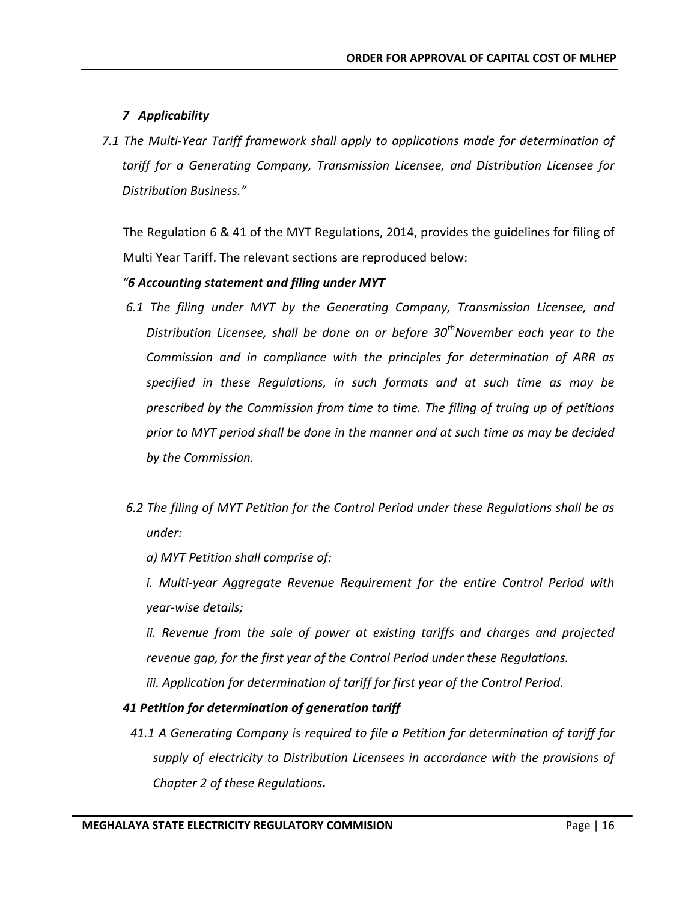*7 Applicability*

*7.1 The Multi-Year Tariff framework shall apply to applications made for determination of tariff for a Generating Company, Transmission Licensee, and Distribution Licensee for Distribution Business."*

The Regulation 6 & 41 of the MYT Regulations, 2014, provides the guidelines for filing of Multi Year Tariff. The relevant sections are reproduced below:

*"**6 Accounting statement and filing under MYT***

*6.1 The filing under MYT by the Generating Company, Transmission Licensee, and Distribution Licensee, shall be done on or before 30th November each year to the Commission and in compliance with the principles for determination of ARR as specified in these Regulations, in such formats and at such time as may be prescribed by the Commission from time to time. The filing of truing up of petitions prior to MYT period shall be done in the manner and at such time as may be decided by the Commission.*

*6.2 The filing of MYT Petition for the Control Period under these Regulations shall be as under:*

*a) MYT Petition shall comprise of:*

*i. Multi-year Aggregate Revenue Requirement for the entire Control Period with year-wise details;*

*ii. Revenue from the sale of power at existing tariffs and charges and projected revenue gap, for the first year of the Control Period under these Regulations.*

*iii. Application for determination of tariff for first year of the Control Period.*

***41 Petition for determination of generation tariff***

*41.1 A Generating Company is required to file a Petition for determination of tariff for supply of electricity to Distribution Licensees in accordance with the provisions of Chapter 2 of these Regulations.*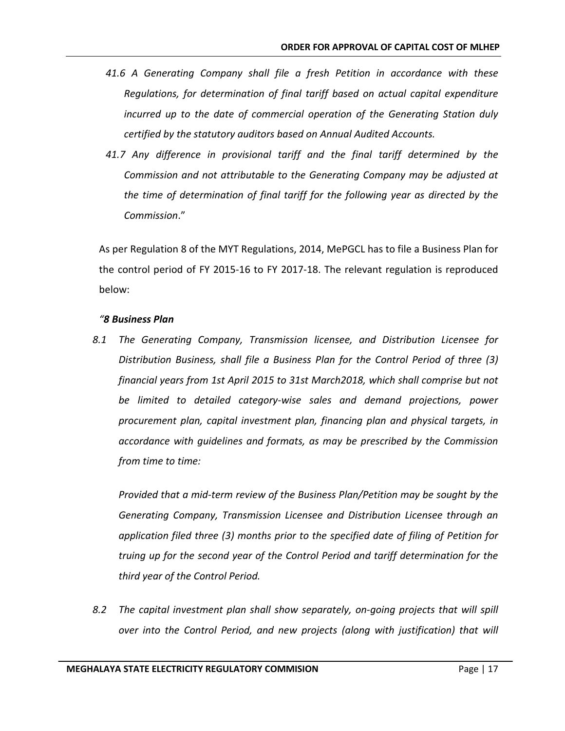*41.6 A Generating Company shall file a fresh Petition in accordance with these Regulations, for determination of final tariff based on actual capital expenditure incurred up to the date of commercial operation of the Generating Station duly certified by the statutory auditors based on Annual Audited Accounts.*

*41.7 Any difference in provisional tariff and the final tariff determined by the Commission and not attributable to the Generating Company may be adjusted at the time of determination of final tariff for the following year as directed by the Commission*."

As per Regulation 8 of the MYT Regulations, 2014, MePGCL has to file a Business Plan for the control period of FY 2015-16 to FY 2017-18. The relevant regulation is reproduced below:

*"**8 Business Plan***

*8.1 The Generating Company, Transmission licensee, and Distribution Licensee for Distribution Business, shall file a Business Plan for the Control Period of three (3) financial years from 1st April 2015 to 31st March2018, which shall comprise but not be limited to detailed category-wise sales and demand projections, power procurement plan, capital investment plan, financing plan and physical targets, in accordance with guidelines and formats, as may be prescribed by the Commission from time to time:*

*Provided that a mid-term review of the Business Plan/Petition may be sought by the Generating Company, Transmission Licensee and Distribution Licensee through an application filed three (3) months prior to the specified date of filing of Petition for truing up for the second year of the Control Period and tariff determination for the third year of the Control Period.*

*8.2 The capital investment plan shall show separately, on-going projects that will spill over into the Control Period, and new projects (along with justification) that will*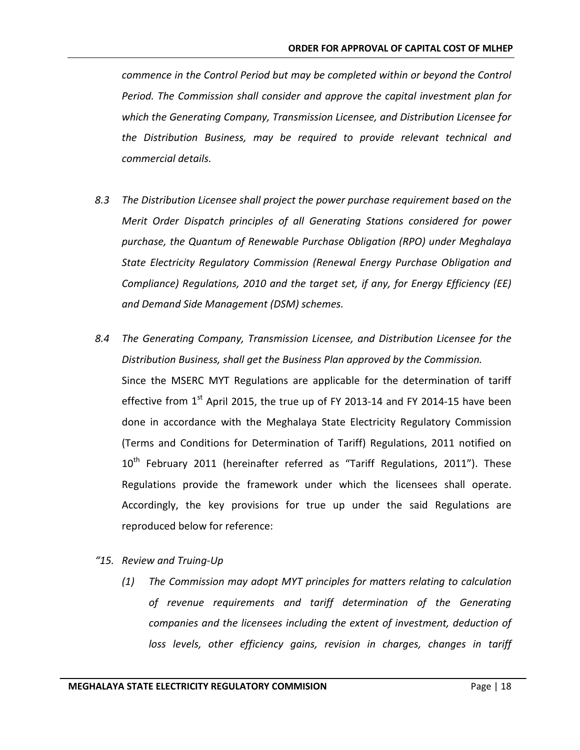*commence in the Control Period but may be completed within or beyond the Control Period. The Commission shall consider and approve the capital investment plan for which the Generating Company, Transmission Licensee, and Distribution Licensee for the Distribution Business, may be required to provide relevant technical and commercial details.*

*8.3 The Distribution Licensee shall project the power purchase requirement based on the Merit Order Dispatch principles of all Generating Stations considered for power purchase, the Quantum of Renewable Purchase Obligation (RPO) under Meghalaya State Electricity Regulatory Commission (Renewal Energy Purchase Obligation and Compliance) Regulations, 2010 and the target set, if any, for Energy Efficiency (EE) and Demand Side Management (DSM) schemes.*

*8.4 The Generating Company, Transmission Licensee, and Distribution Licensee for the Distribution Business, shall get the Business Plan approved by the Commission.*

Since the MSERC MYT Regulations are applicable for the determination of tariff effective from 1st April 2015, the true up of FY 2013-14 and FY 2014-15 have been done in accordance with the Meghalaya State Electricity Regulatory Commission (Terms and Conditions for Determination of Tariff) Regulations, 2011 notified on 10th February 2011 (hereinafter referred as "Tariff Regulations, 2011"). These Regulations provide the framework under which the licensees shall operate. Accordingly, the key provisions for true up under the said Regulations are reproduced below for reference:

*"15. Review and Truing-Up*

*(1) The Commission may adopt MYT principles for matters relating to calculation of revenue requirements and tariff determination of the Generating companies and the licensees including the extent of investment, deduction of loss levels, other efficiency gains, revision in charges, changes in tariff*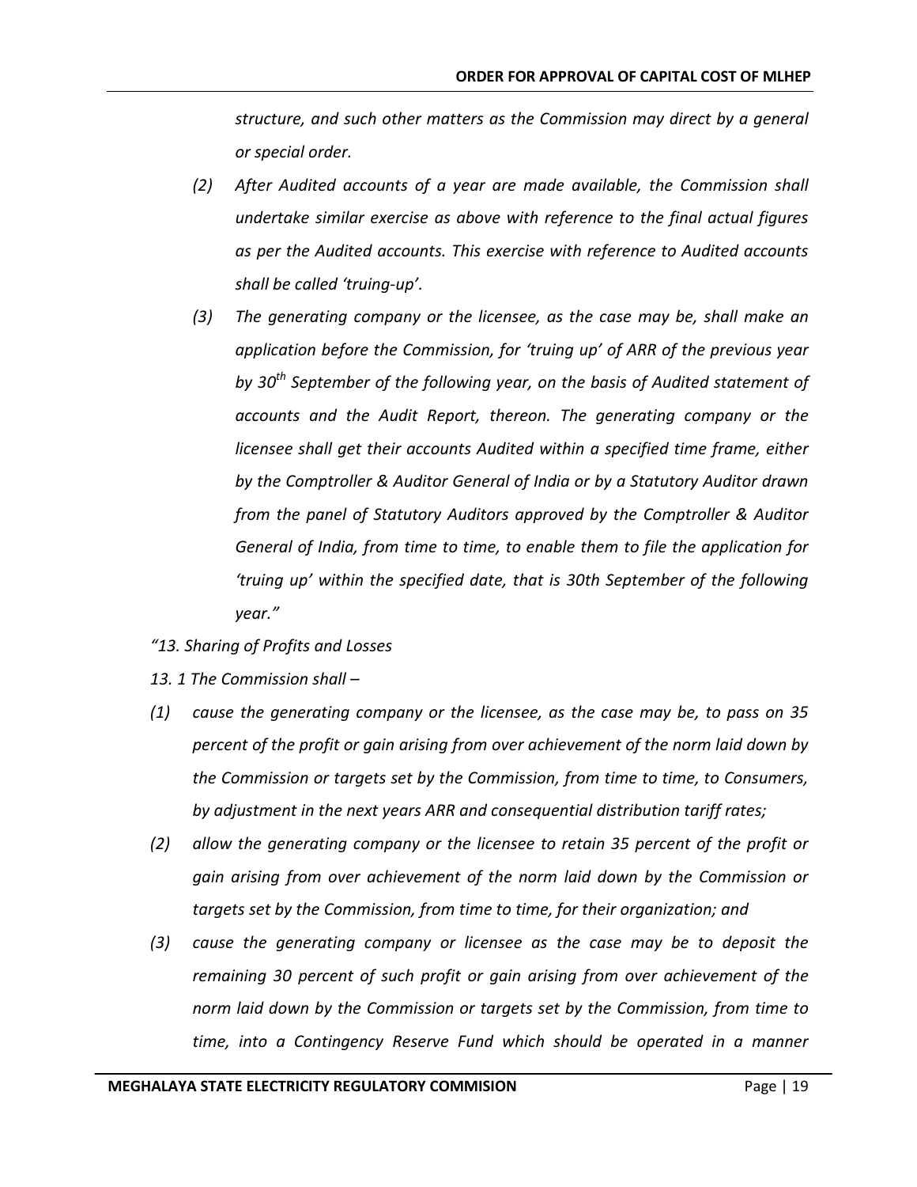*structure, and such other matters as the Commission may direct by a general or special order.*

*(2) After Audited accounts of a year are made available, the Commission shall undertake similar exercise as above with reference to the final actual figures as per the Audited accounts. This exercise with reference to Audited accounts shall be called 'truing-up'.*

*(3) The generating company or the licensee, as the case may be, shall make an application before the Commission, for 'truing up' of ARR of the previous year by 30th September of the following year, on the basis of Audited statement of accounts and the Audit Report, thereon. The generating company or the licensee shall get their accounts Audited within a specified time frame, either by the Comptroller & Auditor General of India or by a Statutory Auditor drawn from the panel of Statutory Auditors approved by the Comptroller & Auditor General of India, from time to time, to enable them to file the application for 'truing up' within the specified date, that is 30th September of the following year."*

*"13. Sharing of Profits and Losses*

*13. 1 The Commission shall –*

*(1) cause the generating company or the licensee, as the case may be, to pass on 35 percent of the profit or gain arising from over achievement of the norm laid down by the Commission or targets set by the Commission, from time to time, to Consumers, by adjustment in the next years ARR and consequential distribution tariff rates;*

*(2) allow the generating company or the licensee to retain 35 percent of the profit or gain arising from over achievement of the norm laid down by the Commission or targets set by the Commission, from time to time, for their organization; and*

*(3) cause the generating company or licensee as the case may be to deposit the remaining 30 percent of such profit or gain arising from over achievement of the norm laid down by the Commission or targets set by the Commission, from time to time, into a Contingency Reserve Fund which should be operated in a manner*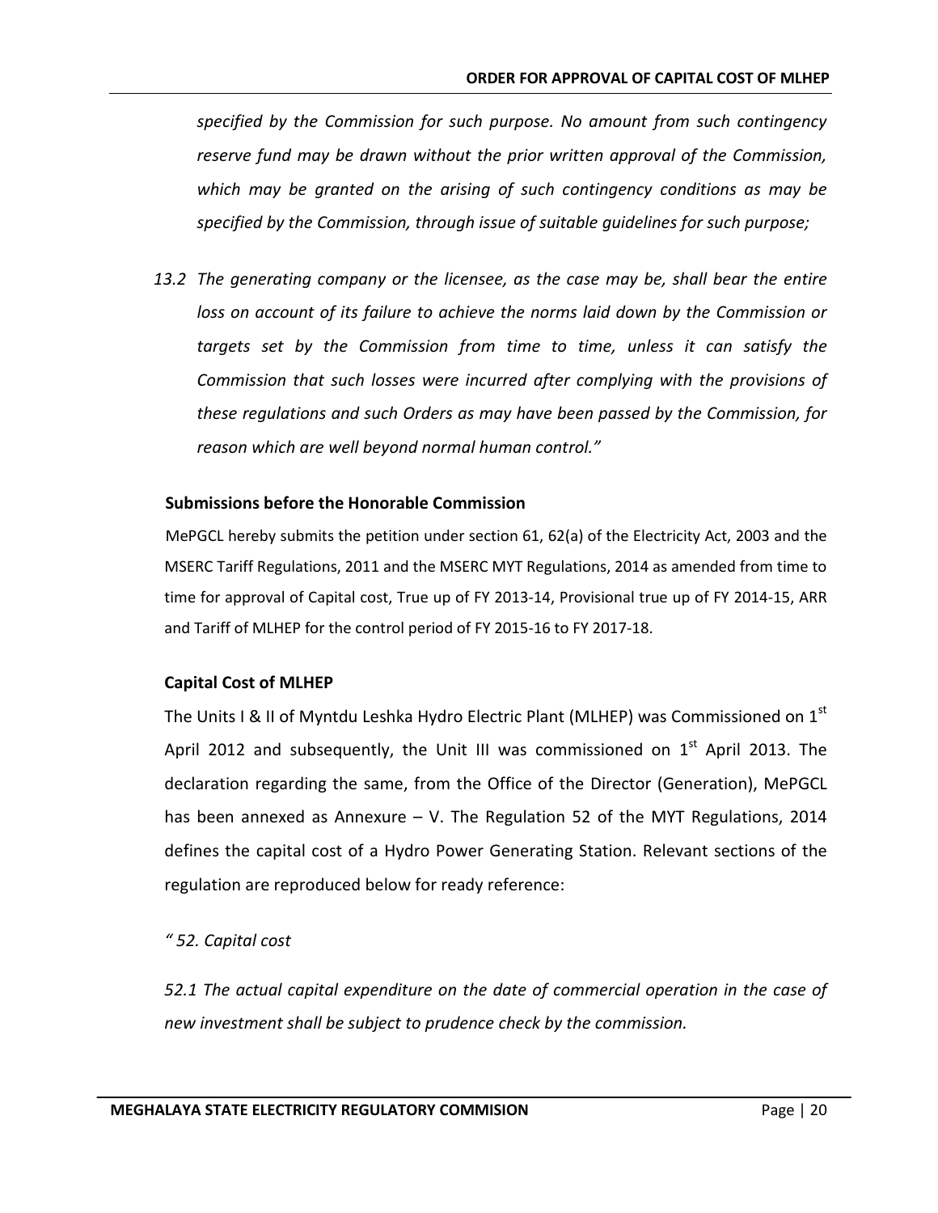*specified by the Commission for such purpose. No amount from such contingency reserve fund may be drawn without the prior written approval of the Commission, which may be granted on the arising of such contingency conditions as may be specified by the Commission, through issue of suitable guidelines for such purpose;*

*13.2 The generating company or the licensee, as the case may be, shall bear the entire loss on account of its failure to achieve the norms laid down by the Commission or targets set by the Commission from time to time, unless it can satisfy the Commission that such losses were incurred after complying with the provisions of these regulations and such Orders as may have been passed by the Commission, for reason which are well beyond normal human control."*

**Submissions before the Honorable Commission**

MePGCL hereby submits the petition under section 61, 62(a) of the Electricity Act, 2003 and the MSERC Tariff Regulations, 2011 and the MSERC MYT Regulations, 2014 as amended from time to time for approval of Capital cost, True up of FY 2013-14, Provisional true up of FY 2014-15, ARR and Tariff of MLHEP for the control period of FY 2015-16 to FY 2017-18.

**Capital Cost of MLHEP**

The Units I & II of Myntdu Leshka Hydro Electric Plant (MLHEP) was Commissioned on 1st April 2012 and subsequently, the Unit III was commissioned on 1st April 2013. The declaration regarding the same, from the Office of the Director (Generation), MePGCL has been annexed as Annexure – V. The Regulation 52 of the MYT Regulations, 2014 defines the capital cost of a Hydro Power Generating Station. Relevant sections of the regulation are reproduced below for ready reference:

*" 52. Capital cost*

*52.1 The actual capital expenditure on the date of commercial operation in the case of new investment shall be subject to prudence check by the commission.*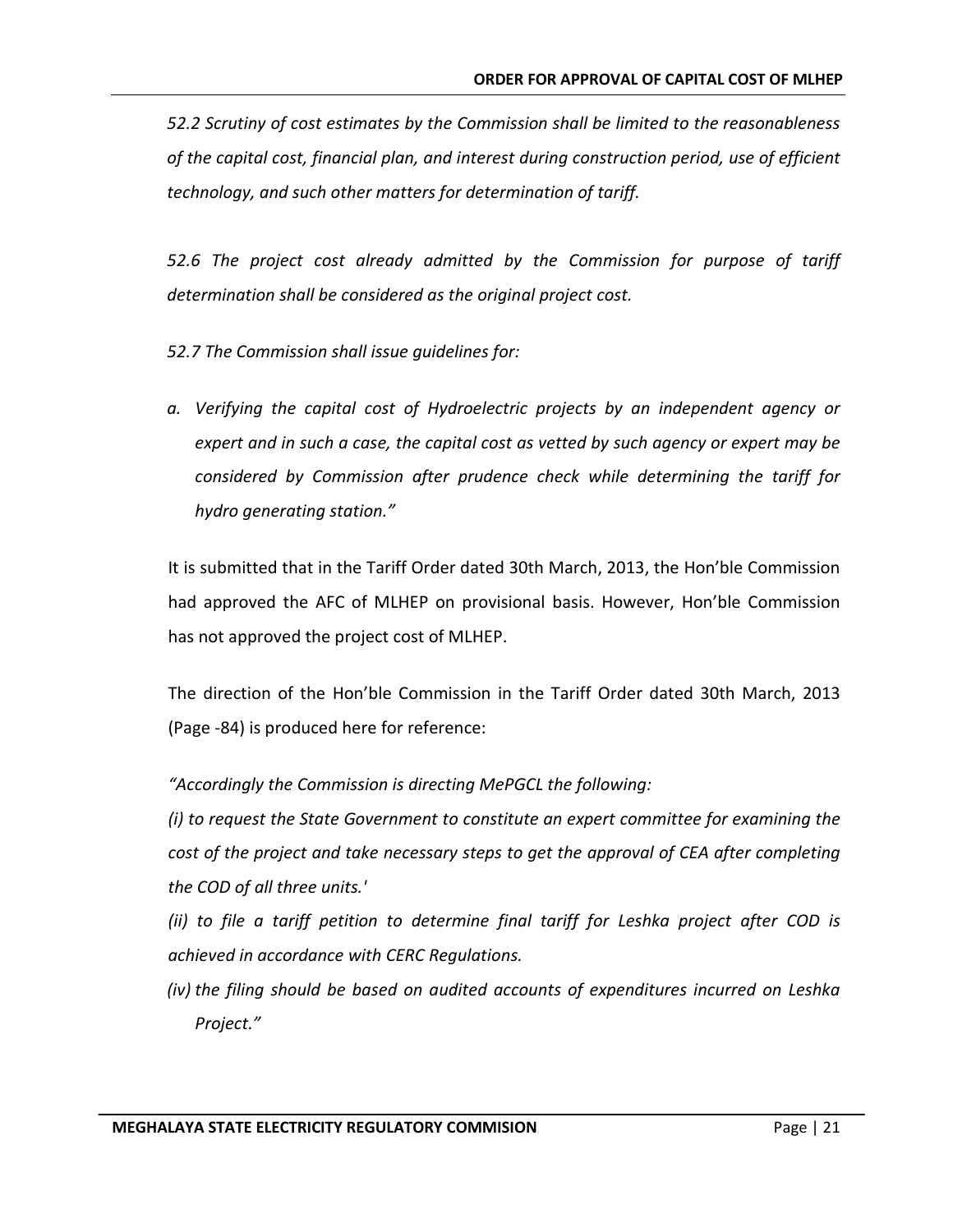*52.2 Scrutiny of cost estimates by the Commission shall be limited to the reasonableness of the capital cost, financial plan, and interest during construction period, use of efficient technology, and such other matters for determination of tariff.*

*52.6 The project cost already admitted by the Commission for purpose of tariff determination shall be considered as the original project cost.*

*52.7 The Commission shall issue guidelines for:*

*a. Verifying the capital cost of Hydroelectric projects by an independent agency or expert and in such a case, the capital cost as vetted by such agency or expert may be considered by Commission after prudence check while determining the tariff for hydro generating station."*

It is submitted that in the Tariff Order dated 30th March, 2013, the Hon'ble Commission had approved the AFC of MLHEP on provisional basis. However, Hon'ble Commission has not approved the project cost of MLHEP.

The direction of the Hon'ble Commission in the Tariff Order dated 30th March, 2013 (Page -84) is produced here for reference:

*"Accordingly the Commission is directing MePGCL the following:*

*(i) to request the State Government to constitute an expert committee for examining the cost of the project and take necessary steps to get the approval of CEA after completing the COD of all three units.'*

*(ii) to file a tariff petition to determine final tariff for Leshka project after COD is achieved in accordance with CERC Regulations.*

*(iv) the filing should be based on audited accounts of expenditures incurred on Leshka Project."*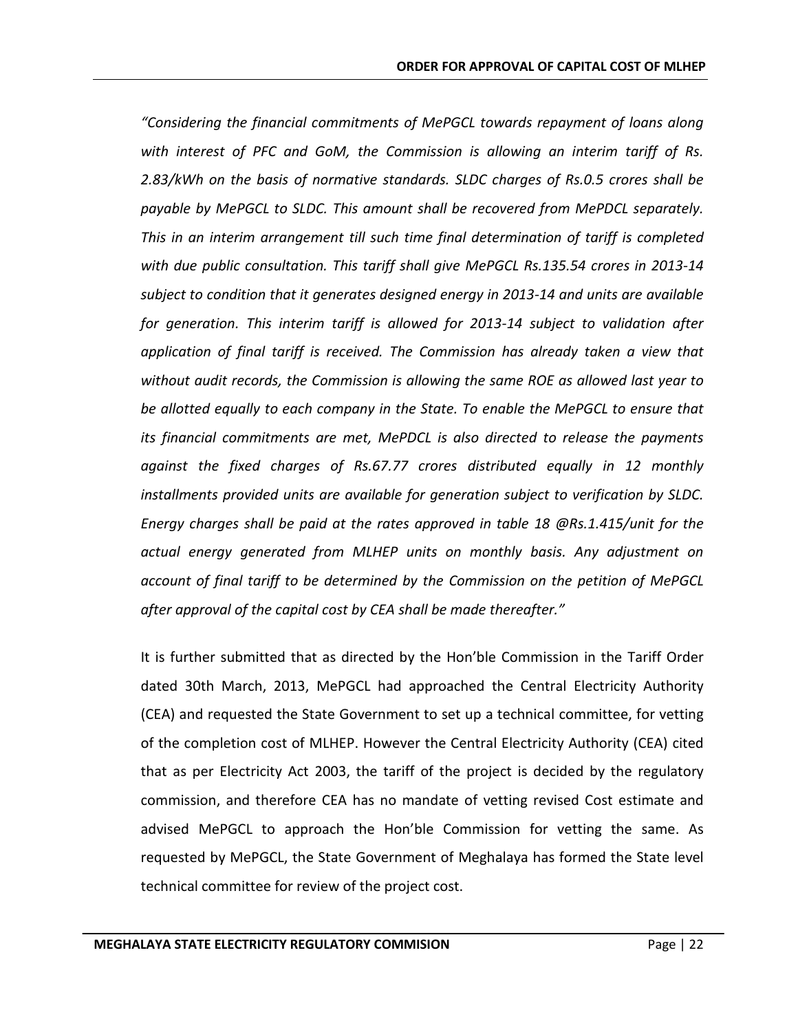*"Considering the financial commitments of MePGCL towards repayment of loans along with interest of PFC and GoM, the Commission is allowing an interim tariff of Rs. 2.83/kWh on the basis of normative standards. SLDC charges of Rs.0.5 crores shall be payable by MePGCL to SLDC. This amount shall be recovered from MePDCL separately. This in an interim arrangement till such time final determination of tariff is completed with due public consultation. This tariff shall give MePGCL Rs.135.54 crores in 2013-14 subject to condition that it generates designed energy in 2013-14 and units are available for generation. This interim tariff is allowed for 2013-14 subject to validation after application of final tariff is received. The Commission has already taken a view that without audit records, the Commission is allowing the same ROE as allowed last year to be allotted equally to each company in the State. To enable the MePGCL to ensure that its financial commitments are met, MePDCL is also directed to release the payments against the fixed charges of Rs.67.77 crores distributed equally in 12 monthly installments provided units are available for generation subject to verification by SLDC. Energy charges shall be paid at the rates approved in table 18 @Rs.1.415/unit for the actual energy generated from MLHEP units on monthly basis. Any adjustment on account of final tariff to be determined by the Commission on the petition of MePGCL after approval of the capital cost by CEA shall be made thereafter."*

It is further submitted that as directed by the Hon'ble Commission in the Tariff Order dated 30th March, 2013, MePGCL had approached the Central Electricity Authority (CEA) and requested the State Government to set up a technical committee, for vetting of the completion cost of MLHEP. However the Central Electricity Authority (CEA) cited that as per Electricity Act 2003, the tariff of the project is decided by the regulatory commission, and therefore CEA has no mandate of vetting revised Cost estimate and advised MePGCL to approach the Hon'ble Commission for vetting the same. As requested by MePGCL, the State Government of Meghalaya has formed the State level technical committee for review of the project cost.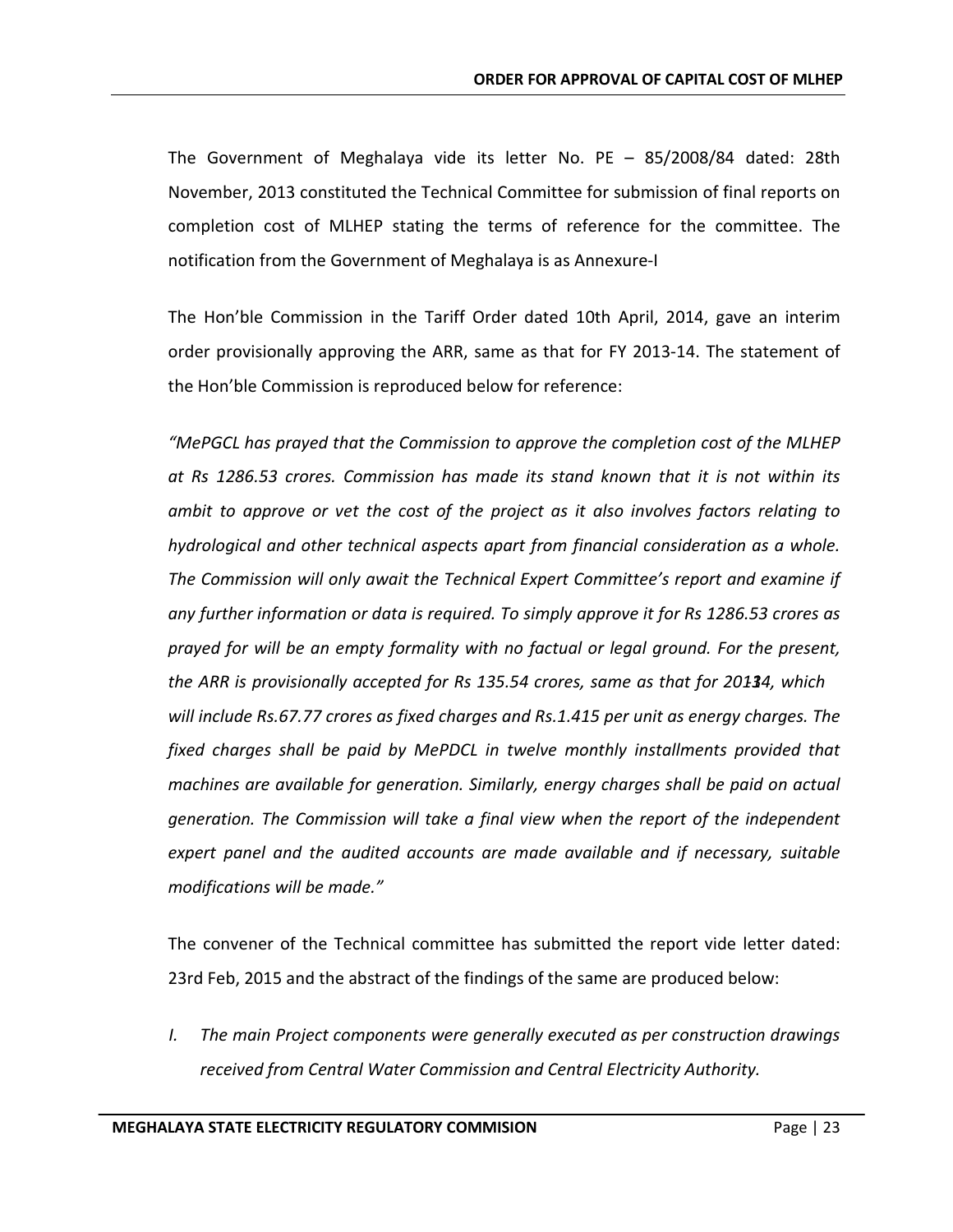The Government of Meghalaya vide its letter No. PE – 85/2008/84 dated: 28th November, 2013 constituted the Technical Committee for submission of final reports on completion cost of MLHEP stating the terms of reference for the committee. The notification from the Government of Meghalaya is as Annexure-I

The Hon'ble Commission in the Tariff Order dated 10th April, 2014, gave an interim order provisionally approving the ARR, same as that for FY 2013-14. The statement of the Hon'ble Commission is reproduced below for reference:

*"MePGCL has prayed that the Commission to approve the completion cost of the MLHEP at Rs 1286.53 crores. Commission has made its stand known that it is not within its ambit to approve or vet the cost of the project as it also involves factors relating to hydrological and other technical aspects apart from financial consideration as a whole. The Commission will only await the Technical Expert Committee's report and examine if any further information or data is required. To simply approve it for Rs 1286.53 crores as prayed for will be an empty formality with no factual or legal ground. For the present, the ARR is provisionally accepted for Rs 135.54 crores, same as that for 2013-14, which will include Rs.67.77 crores as fixed charges and Rs.1.415 per unit as energy charges. The fixed charges shall be paid by MePDCL in twelve monthly installments provided that machines are available for generation. Similarly, energy charges shall be paid on actual generation. The Commission will take a final view when the report of the independent expert panel and the audited accounts are made available and if necessary, suitable modifications will be made."*

The convener of the Technical committee has submitted the report vide letter dated: 23rd Feb, 2015 and the abstract of the findings of the same are produced below:

I. *The main Project components were generally executed as per construction drawings received from Central Water Commission and Central Electricity Authority.*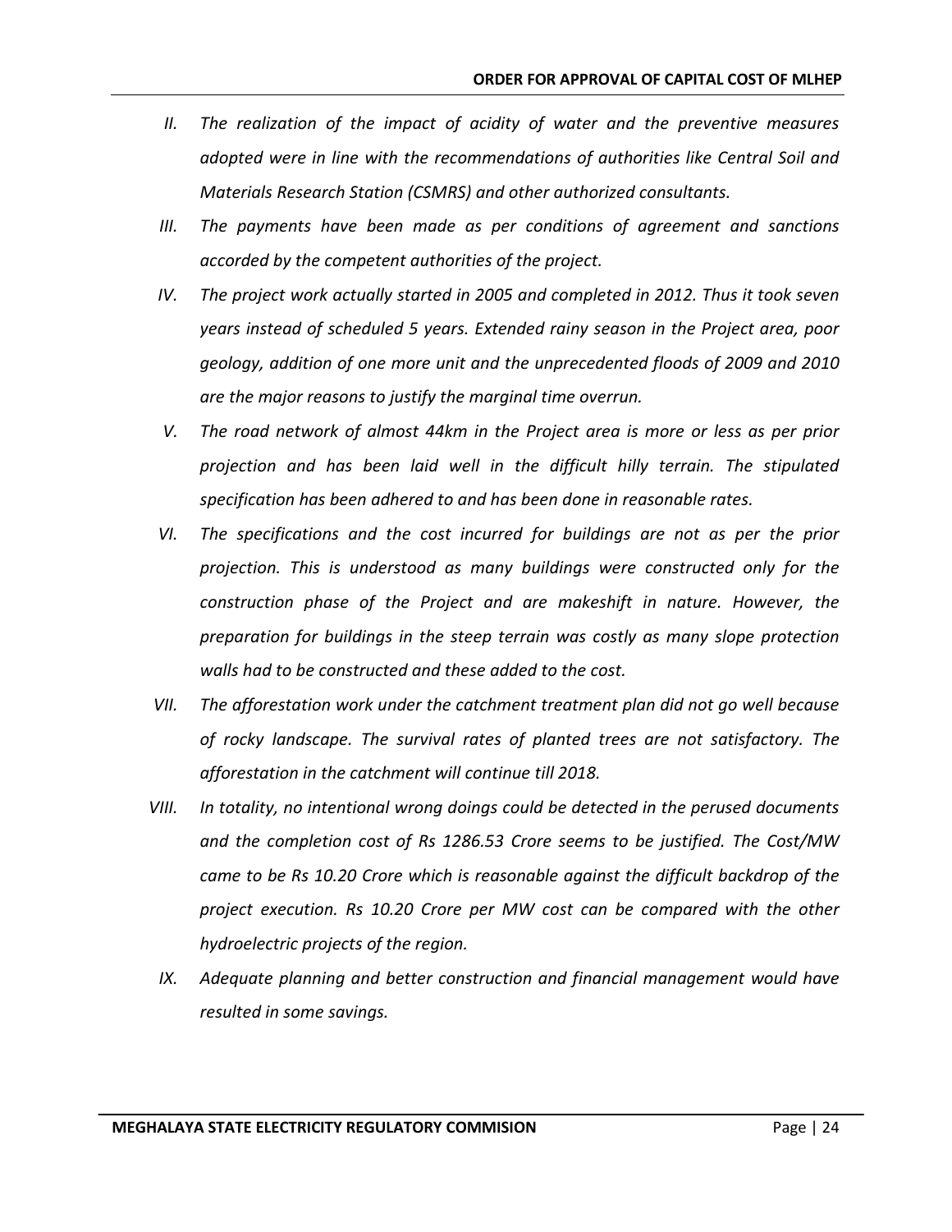II. *The realization of the impact of acidity of water and the preventive measures adopted were in line with the recommendations of authorities like Central Soil and Materials Research Station (CSMRS) and other authorized consultants.*

III. *The payments have been made as per conditions of agreement and sanctions accorded by the competent authorities of the project.*

IV. *The project work actually started in 2005 and completed in 2012. Thus it took seven years instead of scheduled 5 years. Extended rainy season in the Project area, poor geology, addition of one more unit and the unprecedented floods of 2009 and 2010 are the major reasons to justify the marginal time overrun.*

V. *The road network of almost 44km in the Project area is more or less as per prior projection and has been laid well in the difficult hilly terrain. The stipulated specification has been adhered to and has been done in reasonable rates.*

VI. *The specifications and the cost incurred for buildings are not as per the prior projection. This is understood as many buildings were constructed only for the construction phase of the Project and are makeshift in nature. However, the preparation for buildings in the steep terrain was costly as many slope protection walls had to be constructed and these added to the cost.*

VII. *The afforestation work under the catchment treatment plan did not go well because of rocky landscape. The survival rates of planted trees are not satisfactory. The afforestation in the catchment will continue till 2018.*

VIII. *In totality, no intentional wrong doings could be detected in the perused documents and the completion cost of Rs 1286.53 Crore seems to be justified. The Cost/MW came to be Rs 10.20 Crore which is reasonable against the difficult backdrop of the project execution. Rs 10.20 Crore per MW cost can be compared with the other hydroelectric projects of the region.*

IX. *Adequate planning and better construction and financial management would have resulted in some savings.*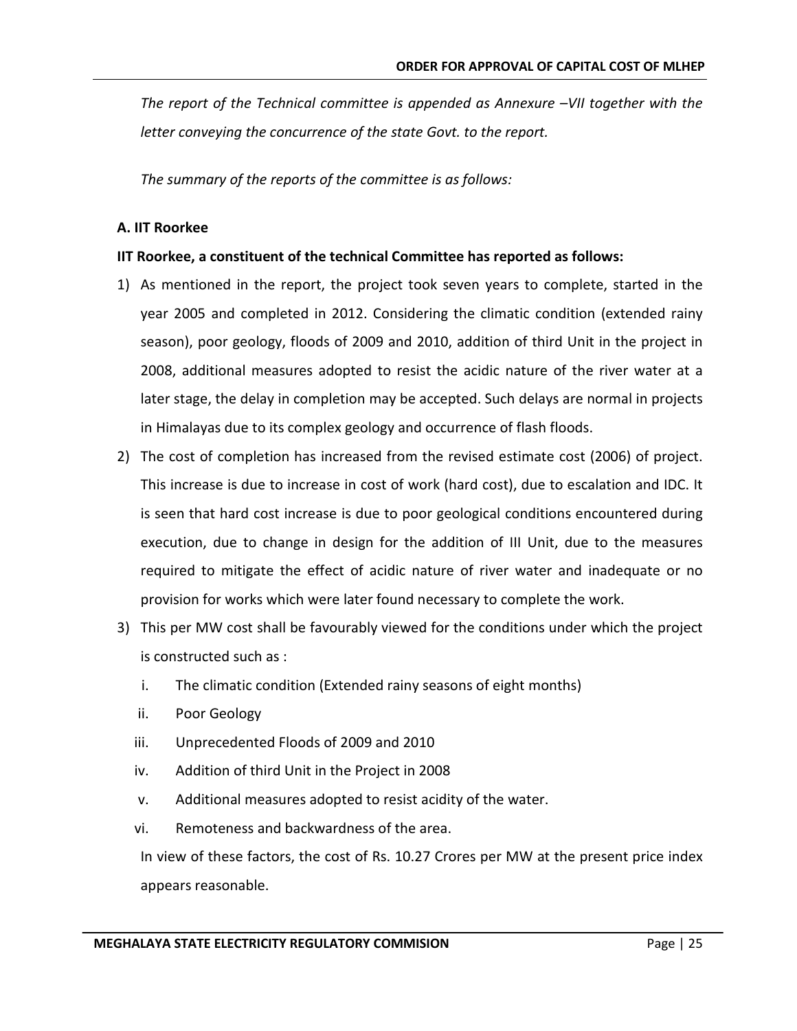*The report of the Technical committee is appended as Annexure –VII together with the letter conveying the concurrence of the state Govt. to the report.*

*The summary of the reports of the committee is as follows:*

**A. IIT Roorkee**

**IIT Roorkee, a constituent of the technical Committee has reported as follows:**

1) As mentioned in the report, the project took seven years to complete, started in the year 2005 and completed in 2012. Considering the climatic condition (extended rainy season), poor geology, floods of 2009 and 2010, addition of third Unit in the project in 2008, additional measures adopted to resist the acidic nature of the river water at a later stage, the delay in completion may be accepted. Such delays are normal in projects in Himalayas due to its complex geology and occurrence of flash floods.
2) The cost of completion has increased from the revised estimate cost (2006) of project. This increase is due to increase in cost of work (hard cost), due to escalation and IDC. It is seen that hard cost increase is due to poor geological conditions encountered during execution, due to change in design for the addition of III Unit, due to the measures required to mitigate the effect of acidic nature of river water and inadequate or no provision for works which were later found necessary to complete the work.
3) This per MW cost shall be favourably viewed for the conditions under which the project is constructed such as :
   i. The climatic condition (Extended rainy seasons of eight months)
   ii. Poor Geology
   iii. Unprecedented Floods of 2009 and 2010
   iv. Addition of third Unit in the Project in 2008
   v. Additional measures adopted to resist acidity of the water.
   vi. Remoteness and backwardness of the area.

   In view of these factors, the cost of Rs. 10.27 Crores per MW at the present price index appears reasonable.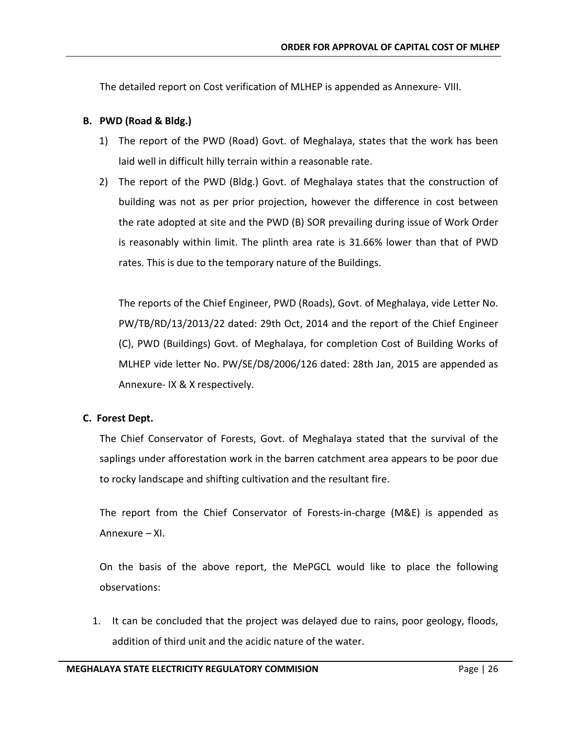The detailed report on Cost verification of MLHEP is appended as Annexure- VIII.

**B. PWD (Road & Bldg.)**

1) The report of the PWD (Road) Govt. of Meghalaya, states that the work has been laid well in difficult hilly terrain within a reasonable rate.
2) The report of the PWD (Bldg.) Govt. of Meghalaya states that the construction of building was not as per prior projection, however the difference in cost between the rate adopted at site and the PWD (B) SOR prevailing during issue of Work Order is reasonably within limit. The plinth area rate is 31.66% lower than that of PWD rates. This is due to the temporary nature of the Buildings.

   The reports of the Chief Engineer, PWD (Roads), Govt. of Meghalaya, vide Letter No. PW/TB/RD/13/2013/22 dated: 29th Oct, 2014 and the report of the Chief Engineer (C), PWD (Buildings) Govt. of Meghalaya, for completion Cost of Building Works of MLHEP vide letter No. PW/SE/D8/2006/126 dated: 28th Jan, 2015 are appended as Annexure- IX & X respectively.

**C. Forest Dept.**

The Chief Conservator of Forests, Govt. of Meghalaya stated that the survival of the saplings under afforestation work in the barren catchment area appears to be poor due to rocky landscape and shifting cultivation and the resultant fire.

The report from the Chief Conservator of Forests-in-charge (M&E) is appended as Annexure – XI.

On the basis of the above report, the MePGCL would like to place the following observations:

1. It can be concluded that the project was delayed due to rains, poor geology, floods, addition of third unit and the acidic nature of the water.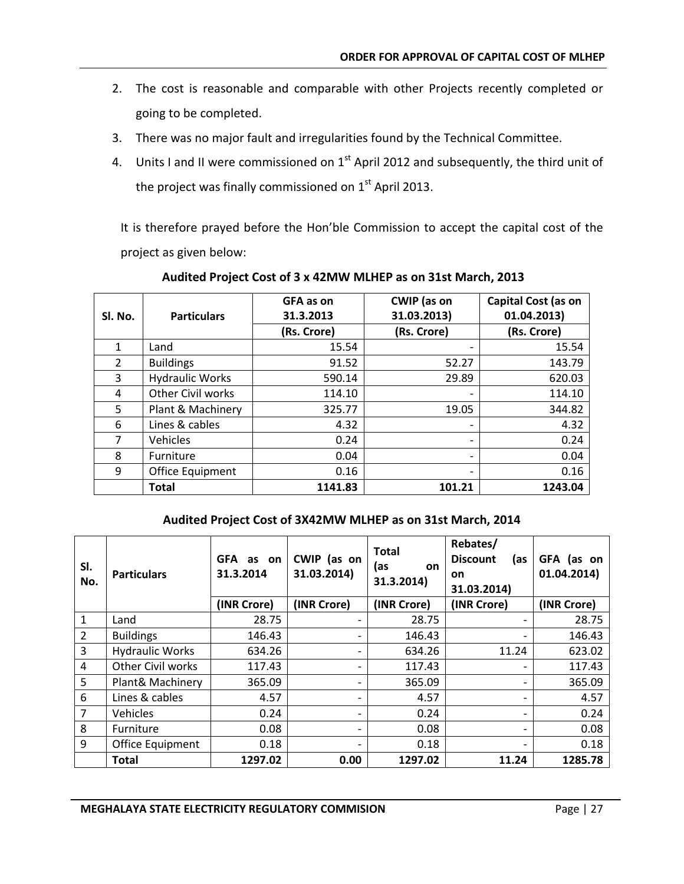2. The cost is reasonable and comparable with other Projects recently completed or going to be completed.
3. There was no major fault and irregularities found by the Technical Committee.
4. Units I and II were commissioned on 1st April 2012 and subsequently, the third unit of the project was finally commissioned on 1st April 2013.

It is therefore prayed before the Hon'ble Commission to accept the capital cost of the project as given below:

**Audited Project Cost of 3 x 42MW MLHEP as on 31st March, 2013**

| Sl. No. | Particulars | GFA as on 31.3.2013 | CWIP (as on 31.03.2013) | Capital Cost (as on 01.04.2013) |
|---|---|---|---|---|
| | | (Rs. Crore) | (Rs. Crore) | (Rs. Crore) |
| 1 | Land | 15.54 | - | 15.54 |
| 2 | Buildings | 91.52 | 52.27 | 143.79 |
| 3 | Hydraulic Works | 590.14 | 29.89 | 620.03 |
| 4 | Other Civil works | 114.10 | - | 114.10 |
| 5 | Plant & Machinery | 325.77 | 19.05 | 344.82 |
| 6 | Lines & cables | 4.32 | - | 4.32 |
| 7 | Vehicles | 0.24 | - | 0.24 |
| 8 | Furniture | 0.04 | - | 0.04 |
| 9 | Office Equipment | 0.16 | - | 0.16 |
| | **Total** | **1141.83** | **101.21** | **1243.04** |

**Audited Project Cost of 3X42MW MLHEP as on 31st March, 2014**

| Sl. No. | Particulars | GFA as on 31.3.2014 | CWIP (as on 31.03.2014) | Total (as on 31.3.2014) | Rebates/ Discount (as on 31.03.2014) | GFA (as on 01.04.2014) |
|---|---|---|---|---|---|---|
| | | (INR Crore) | (INR Crore) | (INR Crore) | (INR Crore) | (INR Crore) |
| 1 | Land | 28.75 | - | 28.75 | - | 28.75 |
| 2 | Buildings | 146.43 | - | 146.43 | - | 146.43 |
| 3 | Hydraulic Works | 634.26 | - | 634.26 | 11.24 | 623.02 |
| 4 | Other Civil works | 117.43 | - | 117.43 | - | 117.43 |
| 5 | Plant& Machinery | 365.09 | - | 365.09 | - | 365.09 |
| 6 | Lines & cables | 4.57 | - | 4.57 | - | 4.57 |
| 7 | Vehicles | 0.24 | - | 0.24 | - | 0.24 |
| 8 | Furniture | 0.08 | - | 0.08 | - | 0.08 |
| 9 | Office Equipment | 0.18 | - | 0.18 | - | 0.18 |
| | **Total** | **1297.02** | **0.00** | **1297.02** | **11.24** | **1285.78** |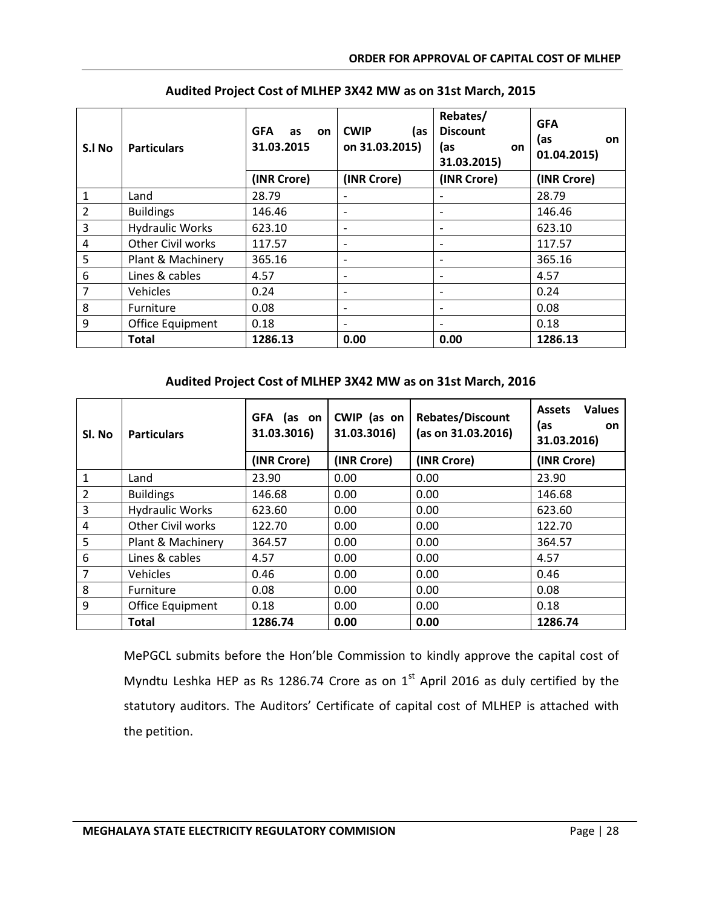### Audited Project Cost of MLHEP 3X42 MW as on 31st March, 2015

| S.l No | Particulars | GFA as on 31.03.2015 | CWIP (as on 31.03.2015) | Rebates/ Discount (as on 31.03.2015) | GFA (as on 01.04.2015) |
|---|---|---|---|---|---|
| | | (INR Crore) | (INR Crore) | (INR Crore) | (INR Crore) |
| 1 | Land | 28.79 | - | - | 28.79 |
| 2 | Buildings | 146.46 | - | - | 146.46 |
| 3 | Hydraulic Works | 623.10 | - | - | 623.10 |
| 4 | Other Civil works | 117.57 | - | - | 117.57 |
| 5 | Plant & Machinery | 365.16 | - | - | 365.16 |
| 6 | Lines & cables | 4.57 | - | - | 4.57 |
| 7 | Vehicles | 0.24 | - | - | 0.24 |
| 8 | Furniture | 0.08 | - | - | 0.08 |
| 9 | Office Equipment | 0.18 | - | - | 0.18 |
| | **Total** | **1286.13** | **0.00** | **0.00** | **1286.13** |

### Audited Project Cost of MLHEP 3X42 MW as on 31st March, 2016

| Sl. No | Particulars | GFA (as on 31.03.3016) | CWIP (as on 31.03.3016) | Rebates/Discount (as on 31.03.2016) | Assets Values (as on 31.03.2016) |
|---|---|---|---|---|---|
| | | (INR Crore) | (INR Crore) | (INR Crore) | (INR Crore) |
| 1 | Land | 23.90 | 0.00 | 0.00 | 23.90 |
| 2 | Buildings | 146.68 | 0.00 | 0.00 | 146.68 |
| 3 | Hydraulic Works | 623.60 | 0.00 | 0.00 | 623.60 |
| 4 | Other Civil works | 122.70 | 0.00 | 0.00 | 122.70 |
| 5 | Plant & Machinery | 364.57 | 0.00 | 0.00 | 364.57 |
| 6 | Lines & cables | 4.57 | 0.00 | 0.00 | 4.57 |
| 7 | Vehicles | 0.46 | 0.00 | 0.00 | 0.46 |
| 8 | Furniture | 0.08 | 0.00 | 0.00 | 0.08 |
| 9 | Office Equipment | 0.18 | 0.00 | 0.00 | 0.18 |
| | **Total** | **1286.74** | **0.00** | **0.00** | **1286.74** |

MePGCL submits before the Hon'ble Commission to kindly approve the capital cost of Myndtu Leshka HEP as Rs 1286.74 Crore as on 1st April 2016 as duly certified by the statutory auditors. The Auditors' Certificate of capital cost of MLHEP is attached with the petition.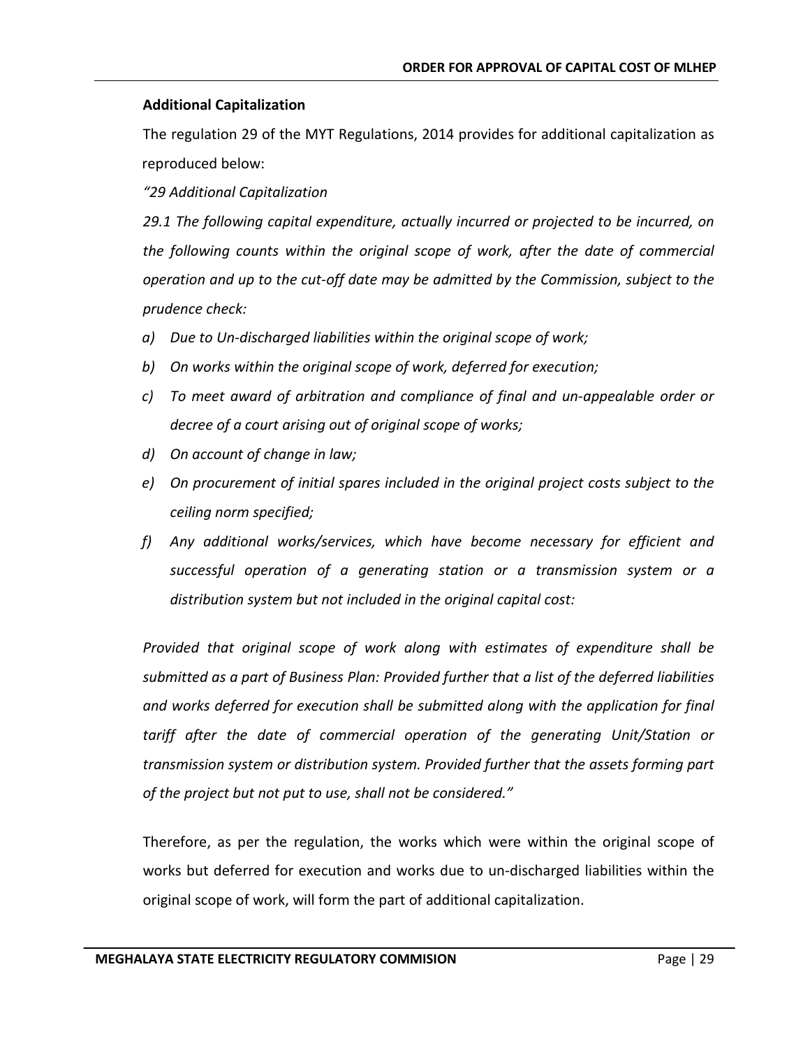**Additional Capitalization**

The regulation 29 of the MYT Regulations, 2014 provides for additional capitalization as reproduced below:

*"29 Additional Capitalization*

*29.1 The following capital expenditure, actually incurred or projected to be incurred, on the following counts within the original scope of work, after the date of commercial operation and up to the cut-off date may be admitted by the Commission, subject to the prudence check:*

*a) Due to Un-discharged liabilities within the original scope of work;*

*b) On works within the original scope of work, deferred for execution;*

*c) To meet award of arbitration and compliance of final and un-appealable order or decree of a court arising out of original scope of works;*

*d) On account of change in law;*

*e) On procurement of initial spares included in the original project costs subject to the ceiling norm specified;*

*f) Any additional works/services, which have become necessary for efficient and successful operation of a generating station or a transmission system or a distribution system but not included in the original capital cost:*

*Provided that original scope of work along with estimates of expenditure shall be submitted as a part of Business Plan: Provided further that a list of the deferred liabilities and works deferred for execution shall be submitted along with the application for final tariff after the date of commercial operation of the generating Unit/Station or transmission system or distribution system. Provided further that the assets forming part of the project but not put to use, shall not be considered."*

Therefore, as per the regulation, the works which were within the original scope of works but deferred for execution and works due to un-discharged liabilities within the original scope of work, will form the part of additional capitalization.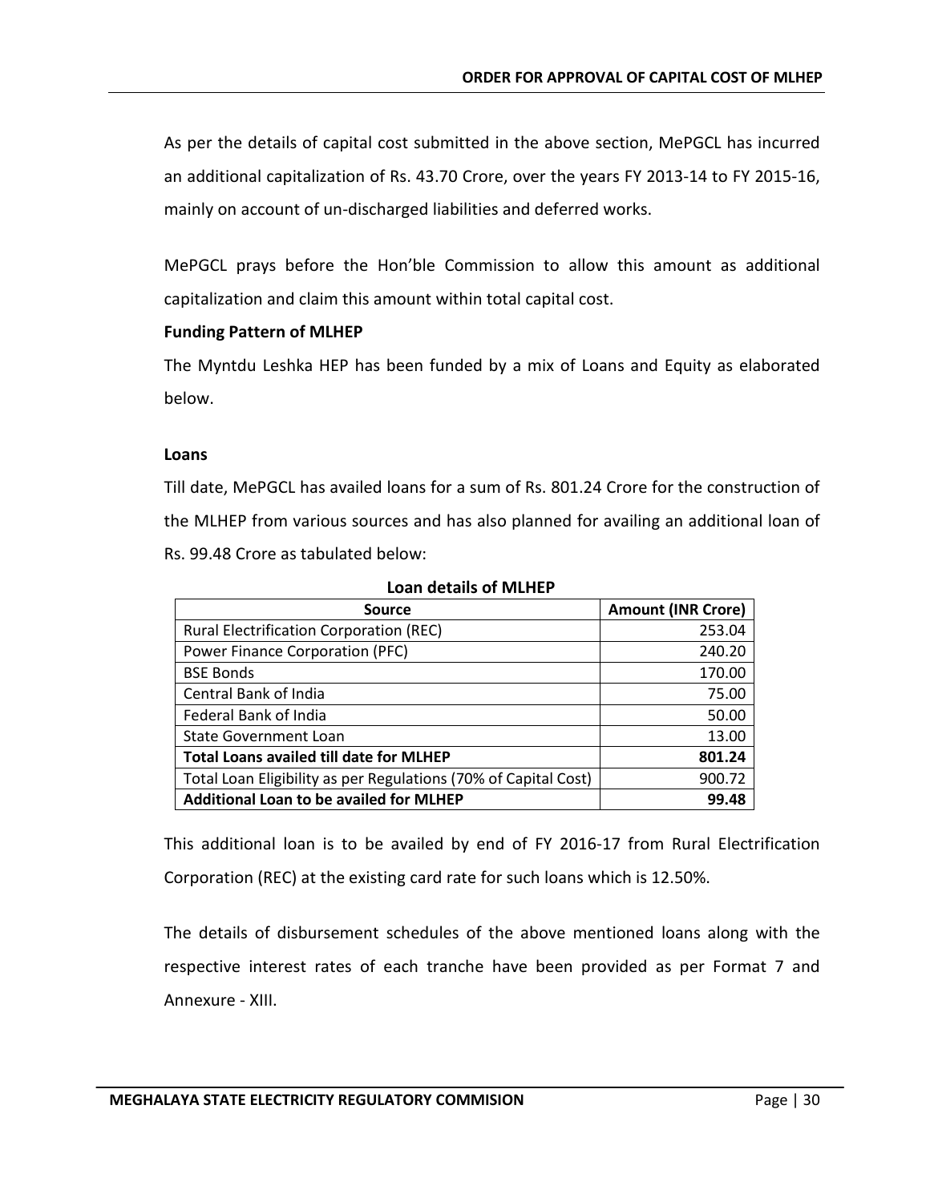As per the details of capital cost submitted in the above section, MePGCL has incurred an additional capitalization of Rs. 43.70 Crore, over the years FY 2013-14 to FY 2015-16, mainly on account of un-discharged liabilities and deferred works.

MePGCL prays before the Hon'ble Commission to allow this amount as additional capitalization and claim this amount within total capital cost.

**Funding Pattern of MLHEP**

The Myntdu Leshka HEP has been funded by a mix of Loans and Equity as elaborated below.

**Loans**

Till date, MePGCL has availed loans for a sum of Rs. 801.24 Crore for the construction of the MLHEP from various sources and has also planned for availing an additional loan of Rs. 99.48 Crore as tabulated below:

**Loan details of MLHEP**

| Source | Amount (INR Crore) |
|---|---|
| Rural Electrification Corporation (REC) | 253.04 |
| Power Finance Corporation (PFC) | 240.20 |
| BSE Bonds | 170.00 |
| Central Bank of India | 75.00 |
| Federal Bank of India | 50.00 |
| State Government Loan | 13.00 |
| **Total Loans availed till date for MLHEP** | **801.24** |
| Total Loan Eligibility as per Regulations (70% of Capital Cost) | 900.72 |
| **Additional Loan to be availed for MLHEP** | **99.48** |

This additional loan is to be availed by end of FY 2016-17 from Rural Electrification Corporation (REC) at the existing card rate for such loans which is 12.50%.

The details of disbursement schedules of the above mentioned loans along with the respective interest rates of each tranche have been provided as per Format 7 and Annexure - XIII.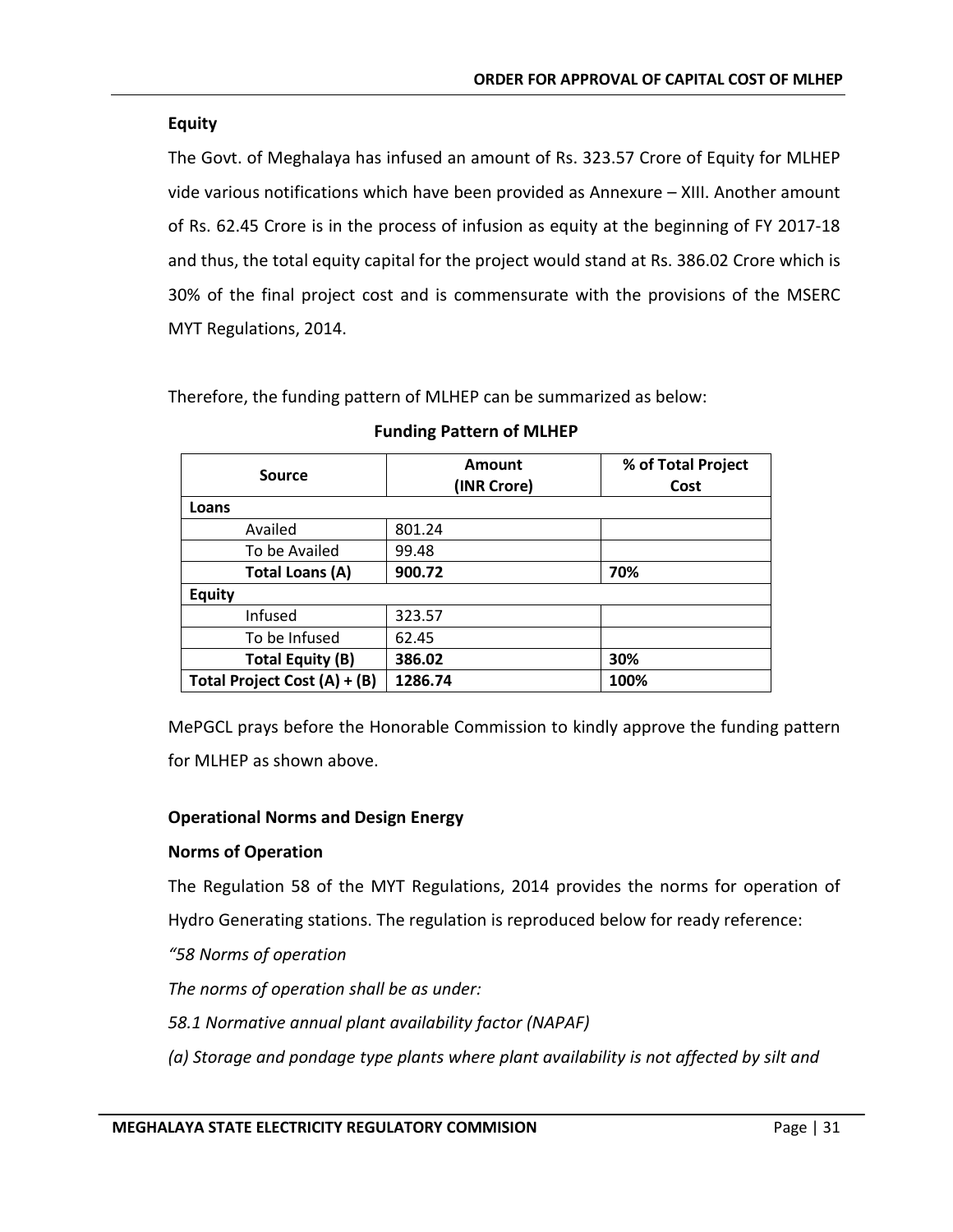**Equity**

The Govt. of Meghalaya has infused an amount of Rs. 323.57 Crore of Equity for MLHEP vide various notifications which have been provided as Annexure – XIII. Another amount of Rs. 62.45 Crore is in the process of infusion as equity at the beginning of FY 2017-18 and thus, the total equity capital for the project would stand at Rs. 386.02 Crore which is 30% of the final project cost and is commensurate with the provisions of the MSERC MYT Regulations, 2014.

Therefore, the funding pattern of MLHEP can be summarized as below:

**Funding Pattern of MLHEP**

| Source | Amount (INR Crore) | % of Total Project Cost |
|---|---|---|
| **Loans** | | |
| Availed | 801.24 | |
| To be Availed | 99.48 | |
| **Total Loans (A)** | **900.72** | **70%** |
| **Equity** | | |
| Infused | 323.57 | |
| To be Infused | 62.45 | |
| **Total Equity (B)** | **386.02** | **30%** |
| **Total Project Cost (A) + (B)** | **1286.74** | **100%** |

MePGCL prays before the Honorable Commission to kindly approve the funding pattern for MLHEP as shown above.

**Operational Norms and Design Energy**

**Norms of Operation**

The Regulation 58 of the MYT Regulations, 2014 provides the norms for operation of Hydro Generating stations. The regulation is reproduced below for ready reference:

*"58 Norms of operation*

*The norms of operation shall be as under:*

*58.1 Normative annual plant availability factor (NAPAF)*

*(a) Storage and pondage type plants where plant availability is not affected by silt and*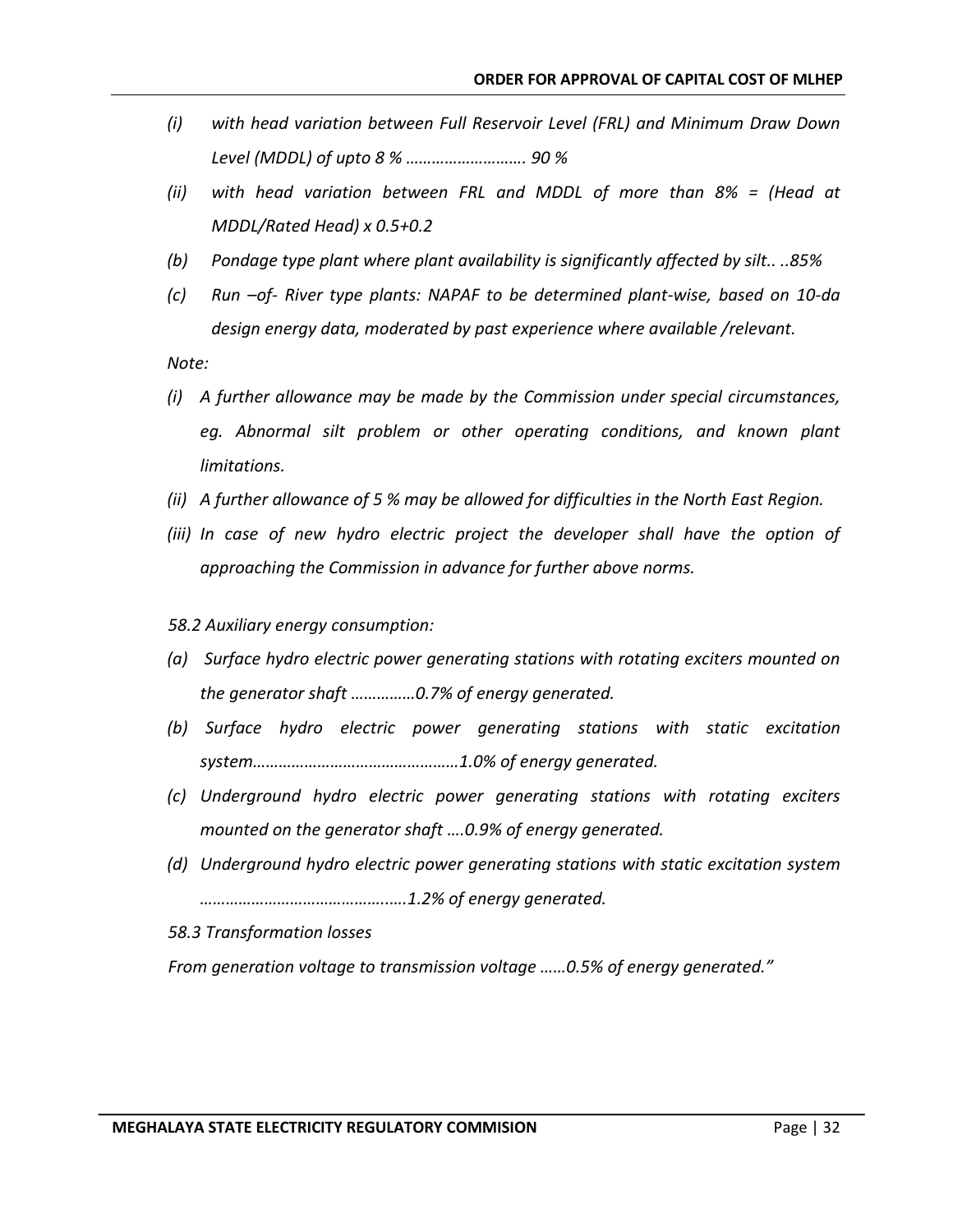*(i) with head variation between Full Reservoir Level (FRL) and Minimum Draw Down Level (MDDL) of upto 8 % ………………………. 90 %*

*(ii) with head variation between FRL and MDDL of more than 8% = (Head at MDDL/Rated Head) x 0.5+0.2*

*(b) Pondage type plant where plant availability is significantly affected by silt.. ..85%*

*(c) Run –of- River type plants: NAPAF to be determined plant-wise, based on 10-da design energy data, moderated by past experience where available /relevant.*

*Note:*

*(i) A further allowance may be made by the Commission under special circumstances, eg. Abnormal silt problem or other operating conditions, and known plant limitations.*

*(ii) A further allowance of 5 % may be allowed for difficulties in the North East Region.*

*(iii) In case of new hydro electric project the developer shall have the option of approaching the Commission in advance for further above norms.*

*58.2 Auxiliary energy consumption:*

*(a) Surface hydro electric power generating stations with rotating exciters mounted on the generator shaft ……………0.7% of energy generated.*

*(b) Surface hydro electric power generating stations with static excitation system…………………………………………1.0% of energy generated.*

*(c) Underground hydro electric power generating stations with rotating exciters mounted on the generator shaft ….0.9% of energy generated.*

*(d) Underground hydro electric power generating stations with static excitation system ……………………………………..….1.2% of energy generated.*

*58.3 Transformation losses*

*From generation voltage to transmission voltage ……0.5% of energy generated."*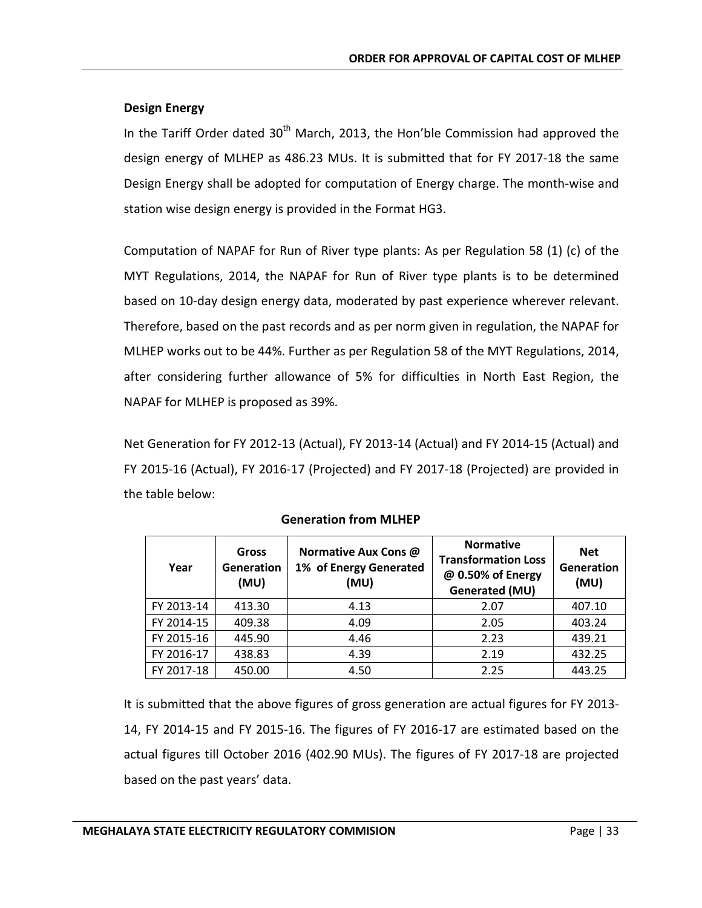### Design Energy

In the Tariff Order dated 30th March, 2013, the Hon'ble Commission had approved the design energy of MLHEP as 486.23 MUs. It is submitted that for FY 2017-18 the same Design Energy shall be adopted for computation of Energy charge. The month-wise and station wise design energy is provided in the Format HG3.

Computation of NAPAF for Run of River type plants: As per Regulation 58 (1) (c) of the MYT Regulations, 2014, the NAPAF for Run of River type plants is to be determined based on 10-day design energy data, moderated by past experience wherever relevant. Therefore, based on the past records and as per norm given in regulation, the NAPAF for MLHEP works out to be 44%. Further as per Regulation 58 of the MYT Regulations, 2014, after considering further allowance of 5% for difficulties in North East Region, the NAPAF for MLHEP is proposed as 39%.

Net Generation for FY 2012-13 (Actual), FY 2013-14 (Actual) and FY 2014-15 (Actual) and FY 2015-16 (Actual), FY 2016-17 (Projected) and FY 2017-18 (Projected) are provided in the table below:

**Generation from MLHEP**

| Year | Gross Generation (MU) | Normative Aux Cons @ 1% of Energy Generated (MU) | Normative Transformation Loss @ 0.50% of Energy Generated (MU) | Net Generation (MU) |
|---|---|---|---|---|
| FY 2013-14 | 413.30 | 4.13 | 2.07 | 407.10 |
| FY 2014-15 | 409.38 | 4.09 | 2.05 | 403.24 |
| FY 2015-16 | 445.90 | 4.46 | 2.23 | 439.21 |
| FY 2016-17 | 438.83 | 4.39 | 2.19 | 432.25 |
| FY 2017-18 | 450.00 | 4.50 | 2.25 | 443.25 |

It is submitted that the above figures of gross generation are actual figures for FY 2013-14, FY 2014-15 and FY 2015-16. The figures of FY 2016-17 are estimated based on the actual figures till October 2016 (402.90 MUs). The figures of FY 2017-18 are projected based on the past years' data.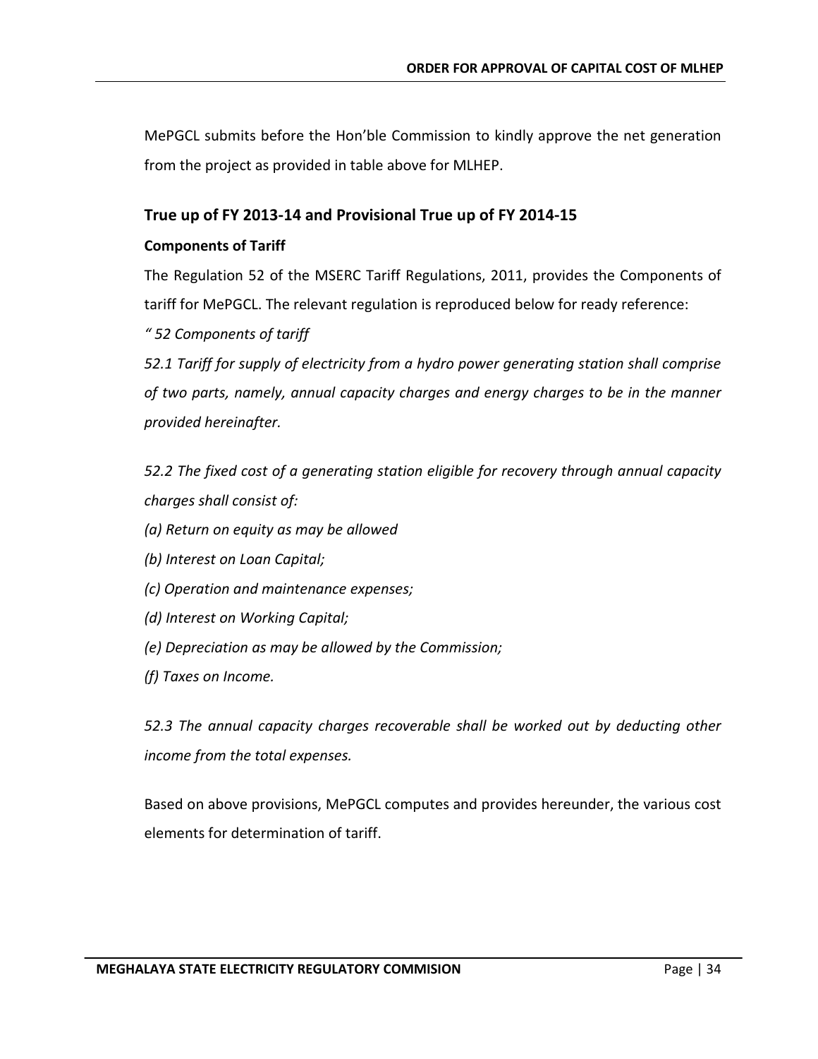MePGCL submits before the Hon'ble Commission to kindly approve the net generation from the project as provided in table above for MLHEP.

## True up of FY 2013-14 and Provisional True up of FY 2014-15

### Components of Tariff

The Regulation 52 of the MSERC Tariff Regulations, 2011, provides the Components of tariff for MePGCL. The relevant regulation is reproduced below for ready reference:

*" 52 Components of tariff*

*52.1 Tariff for supply of electricity from a hydro power generating station shall comprise of two parts, namely, annual capacity charges and energy charges to be in the manner provided hereinafter.*

*52.2 The fixed cost of a generating station eligible for recovery through annual capacity charges shall consist of:*

*(a) Return on equity as may be allowed*

*(b) Interest on Loan Capital;*

*(c) Operation and maintenance expenses;*

*(d) Interest on Working Capital;*

*(e) Depreciation as may be allowed by the Commission;*

*(f) Taxes on Income.*

*52.3 The annual capacity charges recoverable shall be worked out by deducting other income from the total expenses.*

Based on above provisions, MePGCL computes and provides hereunder, the various cost elements for determination of tariff.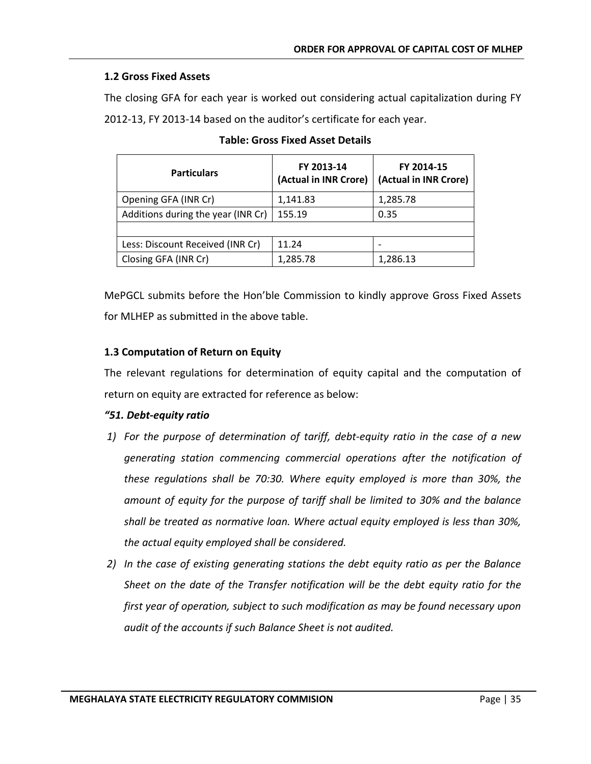### 1.2 Gross Fixed Assets

The closing GFA for each year is worked out considering actual capitalization during FY 2012-13, FY 2013-14 based on the auditor's certificate for each year.

**Table: Gross Fixed Asset Details**

| Particulars | FY 2013-14 (Actual in INR Crore) | FY 2014-15 (Actual in INR Crore) |
|---|---|---|
| Opening GFA (INR Cr) | 1,141.83 | 1,285.78 |
| Additions during the year (INR Cr) | 155.19 | 0.35 |
| | | |
| Less: Discount Received (INR Cr) | 11.24 | - |
| Closing GFA (INR Cr) | 1,285.78 | 1,286.13 |

MePGCL submits before the Hon'ble Commission to kindly approve Gross Fixed Assets for MLHEP as submitted in the above table.

### 1.3 Computation of Return on Equity

The relevant regulations for determination of equity capital and the computation of return on equity are extracted for reference as below:

***"51. Debt-equity ratio***

1) *For the purpose of determination of tariff, debt-equity ratio in the case of a new generating station commencing commercial operations after the notification of these regulations shall be 70:30. Where equity employed is more than 30%, the amount of equity for the purpose of tariff shall be limited to 30% and the balance shall be treated as normative loan. Where actual equity employed is less than 30%, the actual equity employed shall be considered.*
2) *In the case of existing generating stations the debt equity ratio as per the Balance Sheet on the date of the Transfer notification will be the debt equity ratio for the first year of operation, subject to such modification as may be found necessary upon audit of the accounts if such Balance Sheet is not audited.*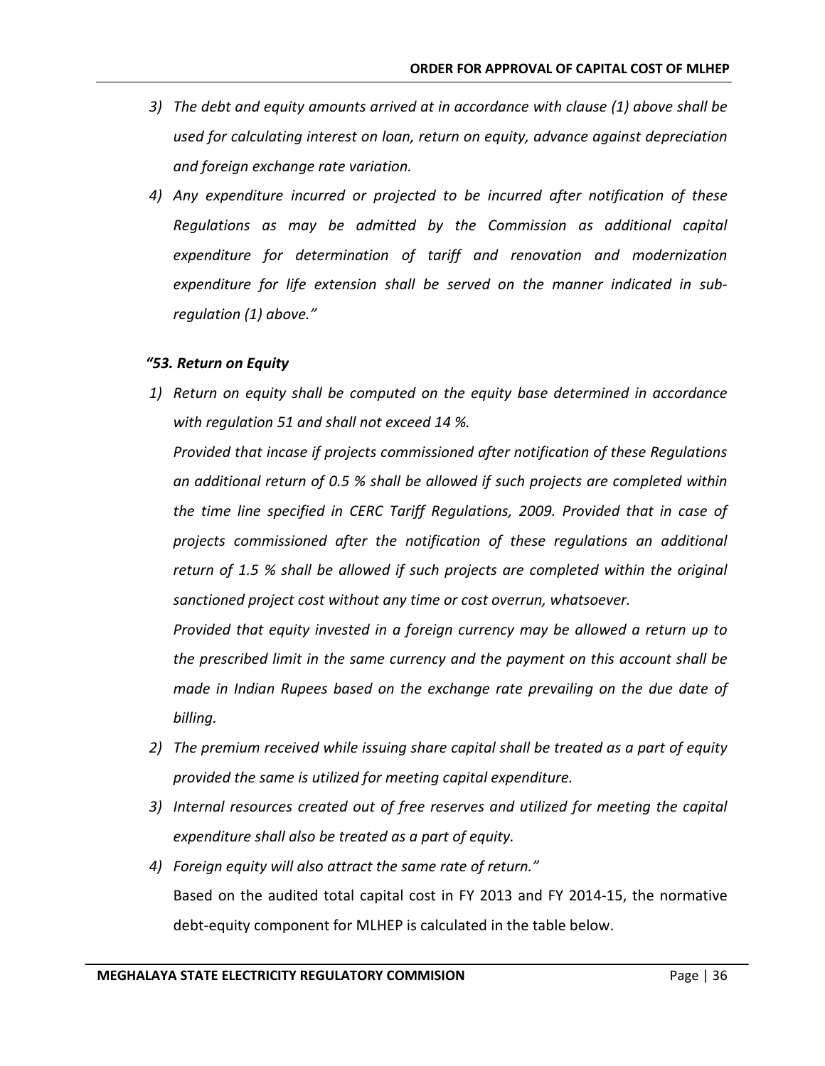3) *The debt and equity amounts arrived at in accordance with clause (1) above shall be used for calculating interest on loan, return on equity, advance against depreciation and foreign exchange rate variation.*
4) *Any expenditure incurred or projected to be incurred after notification of these Regulations as may be admitted by the Commission as additional capital expenditure for determination of tariff and renovation and modernization expenditure for life extension shall be served on the manner indicated in sub-regulation (1) above."*

***"53. Return on Equity***

1) *Return on equity shall be computed on the equity base determined in accordance with regulation 51 and shall not exceed 14 %.*

   *Provided that incase if projects commissioned after notification of these Regulations an additional return of 0.5 % shall be allowed if such projects are completed within the time line specified in CERC Tariff Regulations, 2009. Provided that in case of projects commissioned after the notification of these regulations an additional return of 1.5 % shall be allowed if such projects are completed within the original sanctioned project cost without any time or cost overrun, whatsoever.*

   *Provided that equity invested in a foreign currency may be allowed a return up to the prescribed limit in the same currency and the payment on this account shall be made in Indian Rupees based on the exchange rate prevailing on the due date of billing.*

2) *The premium received while issuing share capital shall be treated as a part of equity provided the same is utilized for meeting capital expenditure.*
3) *Internal resources created out of free reserves and utilized for meeting the capital expenditure shall also be treated as a part of equity.*
4) *Foreign equity will also attract the same rate of return."*

   Based on the audited total capital cost in FY 2013 and FY 2014-15, the normative debt-equity component for MLHEP is calculated in the table below.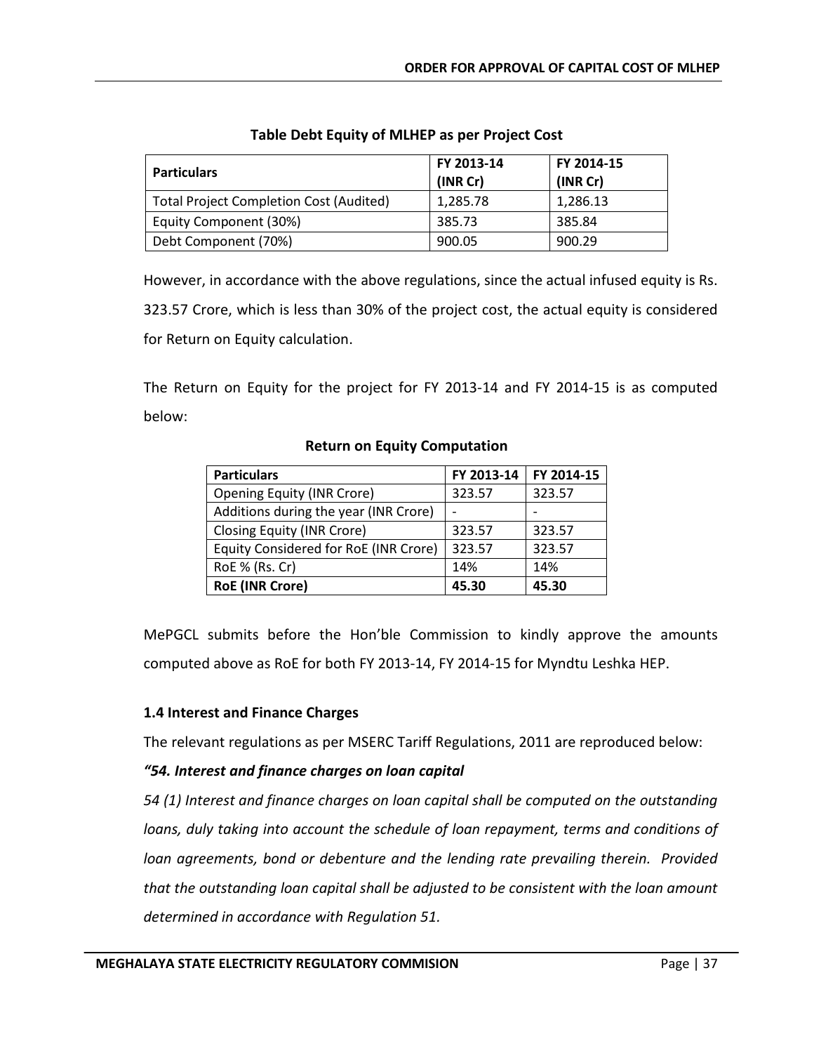**Table Debt Equity of MLHEP as per Project Cost**

| Particulars | FY 2013-14 (INR Cr) | FY 2014-15 (INR Cr) |
| --- | --- | --- |
| Total Project Completion Cost (Audited) | 1,285.78 | 1,286.13 |
| Equity Component (30%) | 385.73 | 385.84 |
| Debt Component (70%) | 900.05 | 900.29 |

However, in accordance with the above regulations, since the actual infused equity is Rs. 323.57 Crore, which is less than 30% of the project cost, the actual equity is considered for Return on Equity calculation.

The Return on Equity for the project for FY 2013-14 and FY 2014-15 is as computed below:

**Return on Equity Computation**

| Particulars | FY 2013-14 | FY 2014-15 |
| --- | --- | --- |
| Opening Equity (INR Crore) | 323.57 | 323.57 |
| Additions during the year (INR Crore) | - | - |
| Closing Equity (INR Crore) | 323.57 | 323.57 |
| Equity Considered for RoE (INR Crore) | 323.57 | 323.57 |
| RoE % (Rs. Cr) | 14% | 14% |
| **RoE (INR Crore)** | **45.30** | **45.30** |

MePGCL submits before the Hon'ble Commission to kindly approve the amounts computed above as RoE for both FY 2013-14, FY 2014-15 for Myndtu Leshka HEP.

### 1.4 Interest and Finance Charges

The relevant regulations as per MSERC Tariff Regulations, 2011 are reproduced below:

***"54. Interest and finance charges on loan capital***

*54 (1) Interest and finance charges on loan capital shall be computed on the outstanding loans, duly taking into account the schedule of loan repayment, terms and conditions of loan agreements, bond or debenture and the lending rate prevailing therein. Provided that the outstanding loan capital shall be adjusted to be consistent with the loan amount determined in accordance with Regulation 51.*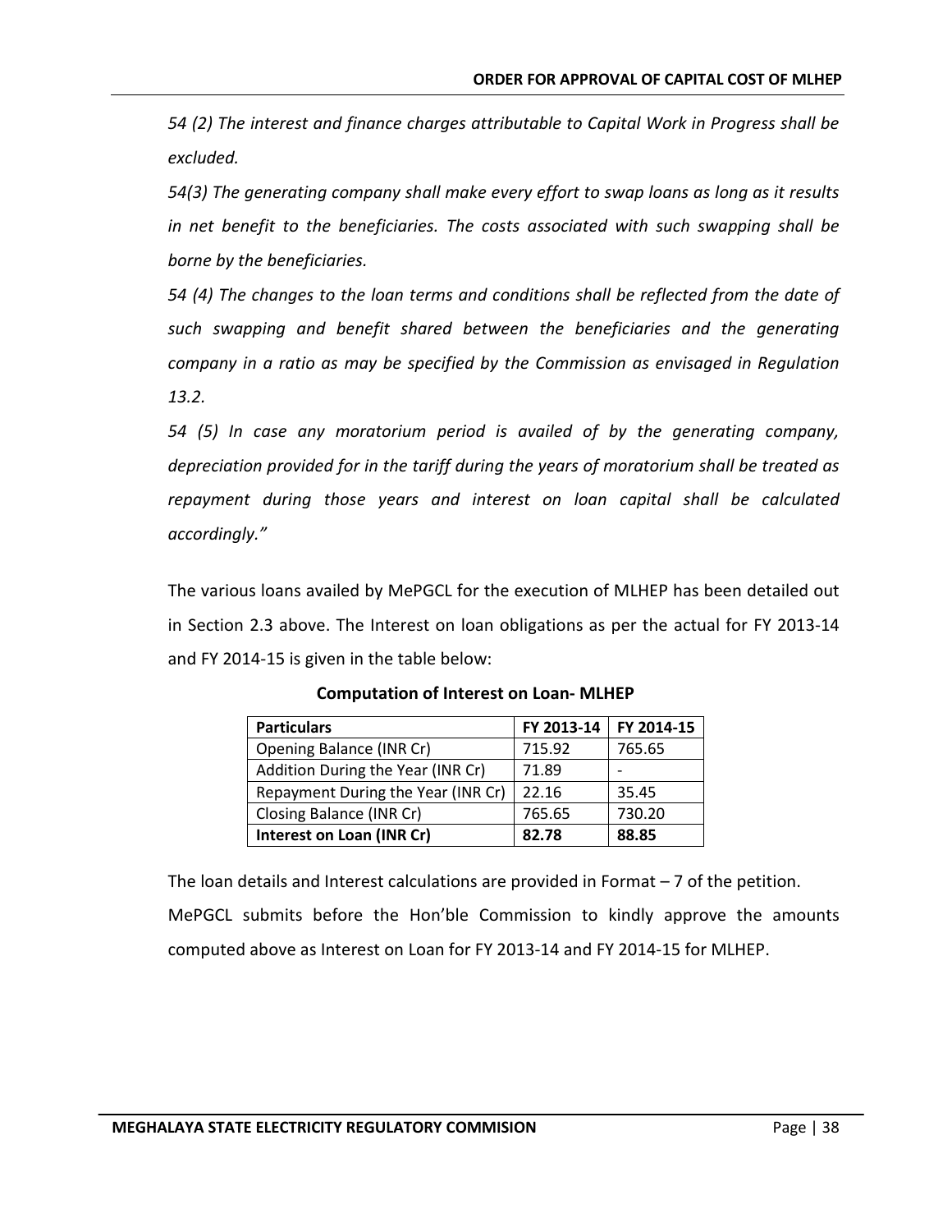*54 (2) The interest and finance charges attributable to Capital Work in Progress shall be excluded.*

*54(3) The generating company shall make every effort to swap loans as long as it results in net benefit to the beneficiaries. The costs associated with such swapping shall be borne by the beneficiaries.*

*54 (4) The changes to the loan terms and conditions shall be reflected from the date of such swapping and benefit shared between the beneficiaries and the generating company in a ratio as may be specified by the Commission as envisaged in Regulation 13.2.*

*54 (5) In case any moratorium period is availed of by the generating company, depreciation provided for in the tariff during the years of moratorium shall be treated as repayment during those years and interest on loan capital shall be calculated accordingly."*

The various loans availed by MePGCL for the execution of MLHEP has been detailed out in Section 2.3 above. The Interest on loan obligations as per the actual for FY 2013-14 and FY 2014-15 is given in the table below:

**Computation of Interest on Loan- MLHEP**

| Particulars | FY 2013-14 | FY 2014-15 |
|---|---|---|
| Opening Balance (INR Cr) | 715.92 | 765.65 |
| Addition During the Year (INR Cr) | 71.89 | - |
| Repayment During the Year (INR Cr) | 22.16 | 35.45 |
| Closing Balance (INR Cr) | 765.65 | 730.20 |
| **Interest on Loan (INR Cr)** | **82.78** | **88.85** |

The loan details and Interest calculations are provided in Format – 7 of the petition.

MePGCL submits before the Hon'ble Commission to kindly approve the amounts computed above as Interest on Loan for FY 2013-14 and FY 2014-15 for MLHEP.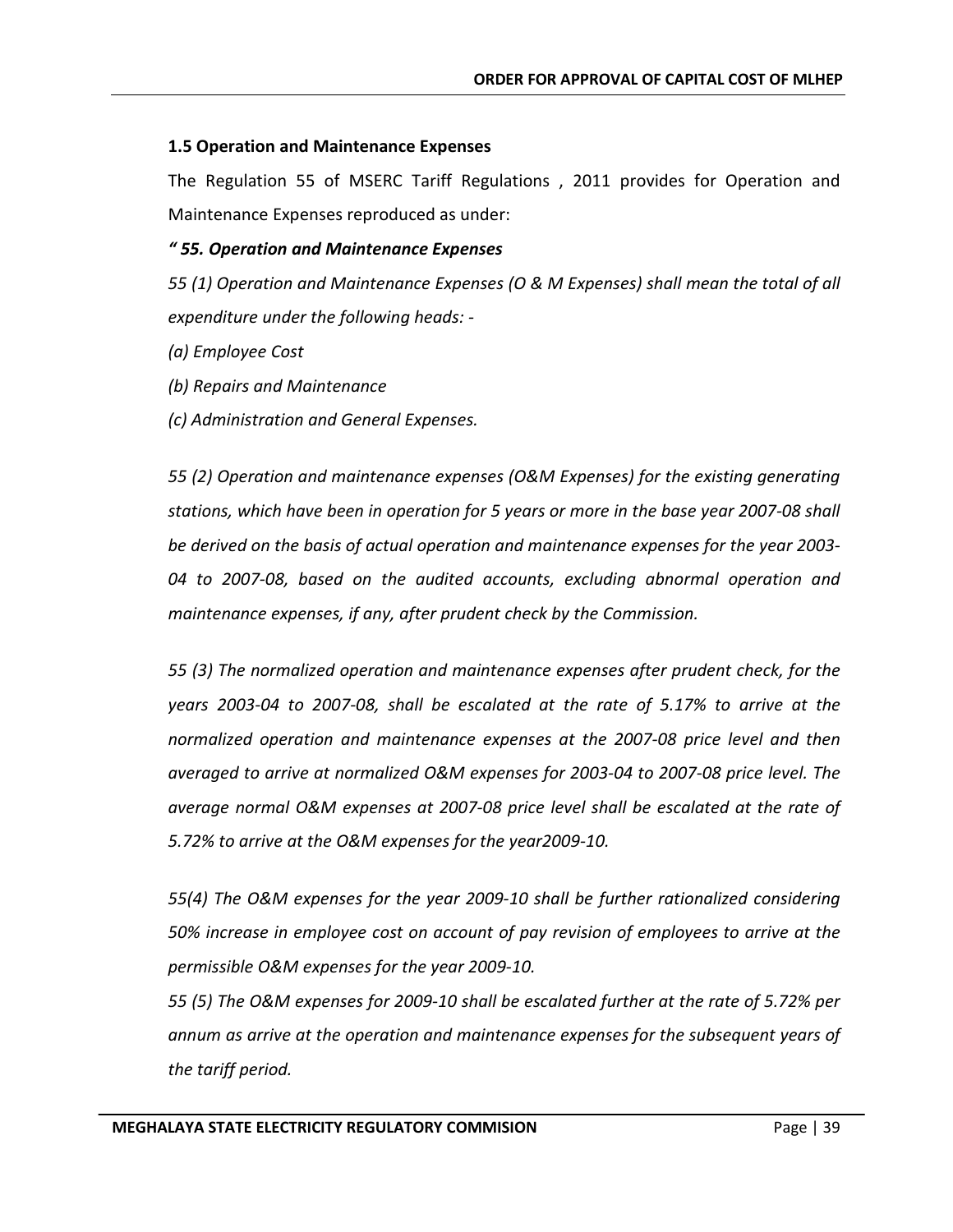### 1.5 Operation and Maintenance Expenses

The Regulation 55 of MSERC Tariff Regulations , 2011 provides for Operation and Maintenance Expenses reproduced as under:

***" 55. Operation and Maintenance Expenses***

*55 (1) Operation and Maintenance Expenses (O & M Expenses) shall mean the total of all expenditure under the following heads: -*

*(a) Employee Cost*

*(b) Repairs and Maintenance*

*(c) Administration and General Expenses.*

*55 (2) Operation and maintenance expenses (O&M Expenses) for the existing generating stations, which have been in operation for 5 years or more in the base year 2007-08 shall be derived on the basis of actual operation and maintenance expenses for the year 2003-04 to 2007-08, based on the audited accounts, excluding abnormal operation and maintenance expenses, if any, after prudent check by the Commission.*

*55 (3) The normalized operation and maintenance expenses after prudent check, for the years 2003-04 to 2007-08, shall be escalated at the rate of 5.17% to arrive at the normalized operation and maintenance expenses at the 2007-08 price level and then averaged to arrive at normalized O&M expenses for 2003-04 to 2007-08 price level. The average normal O&M expenses at 2007-08 price level shall be escalated at the rate of 5.72% to arrive at the O&M expenses for the year2009-10.*

*55(4) The O&M expenses for the year 2009-10 shall be further rationalized considering 50% increase in employee cost on account of pay revision of employees to arrive at the permissible O&M expenses for the year 2009-10.*

*55 (5) The O&M expenses for 2009-10 shall be escalated further at the rate of 5.72% per annum as arrive at the operation and maintenance expenses for the subsequent years of the tariff period.*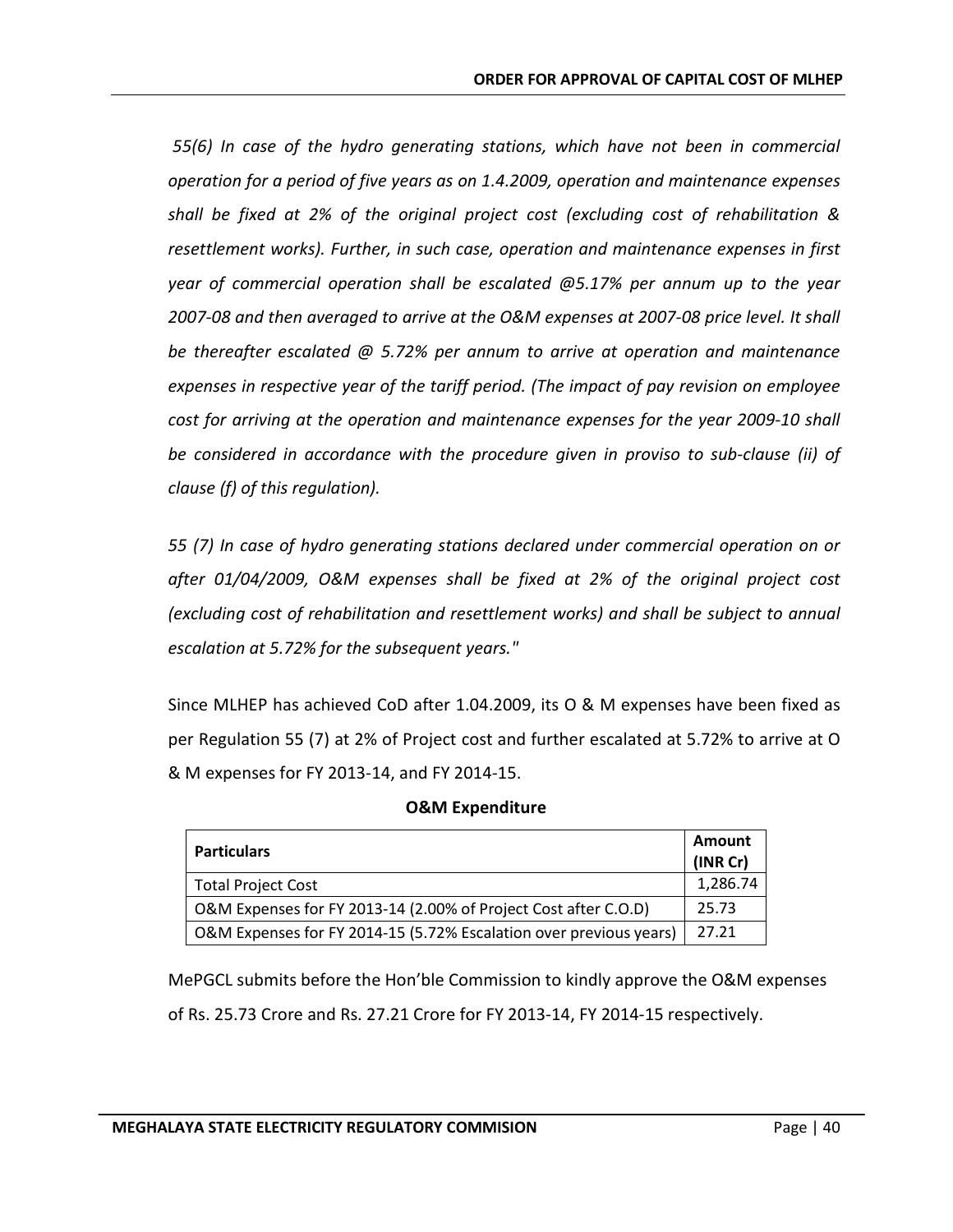*55(6) In case of the hydro generating stations, which have not been in commercial operation for a period of five years as on 1.4.2009, operation and maintenance expenses shall be fixed at 2% of the original project cost (excluding cost of rehabilitation & resettlement works). Further, in such case, operation and maintenance expenses in first year of commercial operation shall be escalated @5.17% per annum up to the year 2007-08 and then averaged to arrive at the O&M expenses at 2007-08 price level. It shall be thereafter escalated @ 5.72% per annum to arrive at operation and maintenance expenses in respective year of the tariff period. (The impact of pay revision on employee cost for arriving at the operation and maintenance expenses for the year 2009-10 shall be considered in accordance with the procedure given in proviso to sub-clause (ii) of clause (f) of this regulation).*

*55 (7) In case of hydro generating stations declared under commercial operation on or after 01/04/2009, O&M expenses shall be fixed at 2% of the original project cost (excluding cost of rehabilitation and resettlement works) and shall be subject to annual escalation at 5.72% for the subsequent years."*

Since MLHEP has achieved CoD after 1.04.2009, its O & M expenses have been fixed as per Regulation 55 (7) at 2% of Project cost and further escalated at 5.72% to arrive at O & M expenses for FY 2013-14, and FY 2014-15.

**O&M Expenditure**

| Particulars | Amount (INR Cr) |
|---|---|
| Total Project Cost | 1,286.74 |
| O&M Expenses for FY 2013-14 (2.00% of Project Cost after C.O.D) | 25.73 |
| O&M Expenses for FY 2014-15 (5.72% Escalation over previous years) | 27.21 |

MePGCL submits before the Hon'ble Commission to kindly approve the O&M expenses of Rs. 25.73 Crore and Rs. 27.21 Crore for FY 2013-14, FY 2014-15 respectively.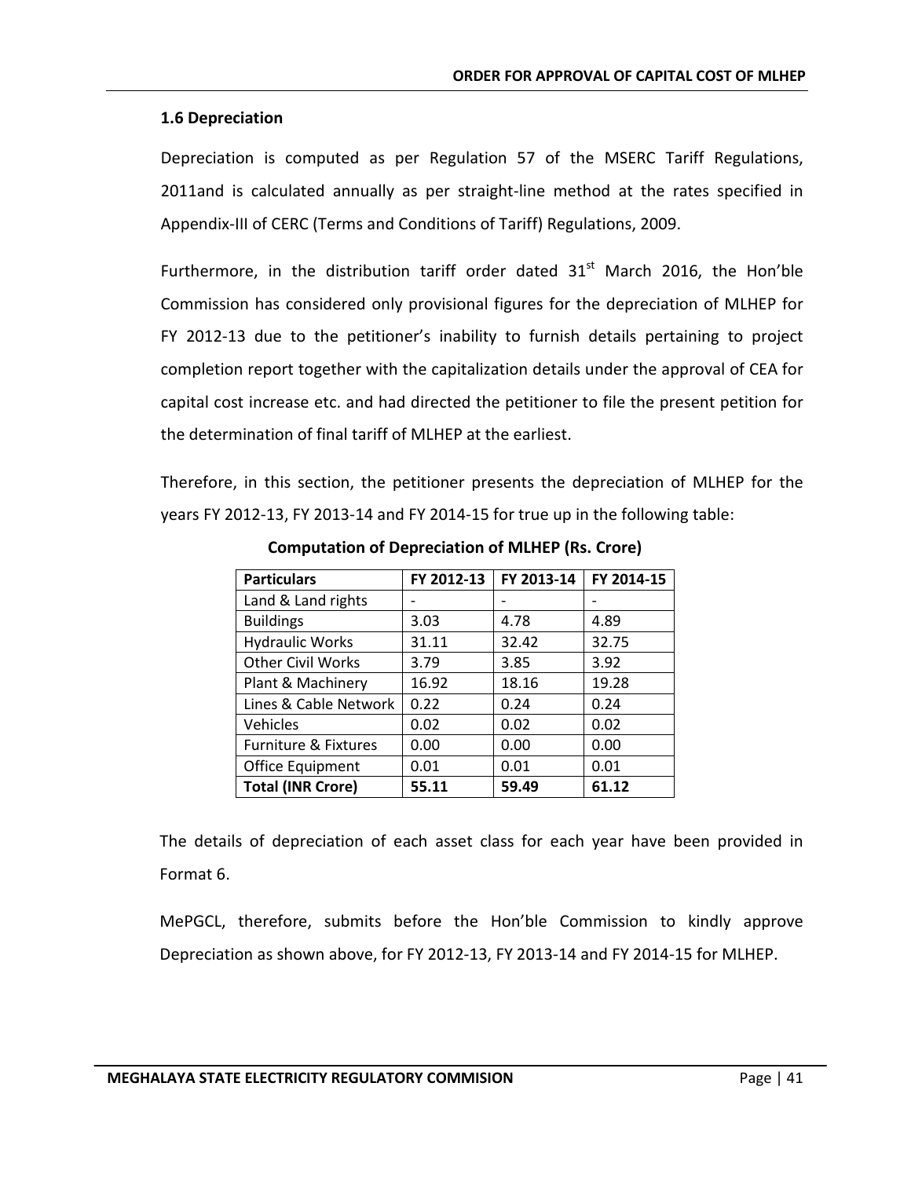### 1.6 Depreciation

Depreciation is computed as per Regulation 57 of the MSERC Tariff Regulations, 2011and is calculated annually as per straight-line method at the rates specified in Appendix-III of CERC (Terms and Conditions of Tariff) Regulations, 2009.

Furthermore, in the distribution tariff order dated 31st March 2016, the Hon'ble Commission has considered only provisional figures for the depreciation of MLHEP for FY 2012-13 due to the petitioner's inability to furnish details pertaining to project completion report together with the capitalization details under the approval of CEA for capital cost increase etc. and had directed the petitioner to file the present petition for the determination of final tariff of MLHEP at the earliest.

Therefore, in this section, the petitioner presents the depreciation of MLHEP for the years FY 2012-13, FY 2013-14 and FY 2014-15 for true up in the following table:

**Computation of Depreciation of MLHEP (Rs. Crore)**

| Particulars | FY 2012-13 | FY 2013-14 | FY 2014-15 |
|---|---|---|---|
| Land & Land rights | - | - | - |
| Buildings | 3.03 | 4.78 | 4.89 |
| Hydraulic Works | 31.11 | 32.42 | 32.75 |
| Other Civil Works | 3.79 | 3.85 | 3.92 |
| Plant & Machinery | 16.92 | 18.16 | 19.28 |
| Lines & Cable Network | 0.22 | 0.24 | 0.24 |
| Vehicles | 0.02 | 0.02 | 0.02 |
| Furniture & Fixtures | 0.00 | 0.00 | 0.00 |
| Office Equipment | 0.01 | 0.01 | 0.01 |
| **Total (INR Crore)** | **55.11** | **59.49** | **61.12** |

The details of depreciation of each asset class for each year have been provided in Format 6.

MePGCL, therefore, submits before the Hon'ble Commission to kindly approve Depreciation as shown above, for FY 2012-13, FY 2013-14 and FY 2014-15 for MLHEP.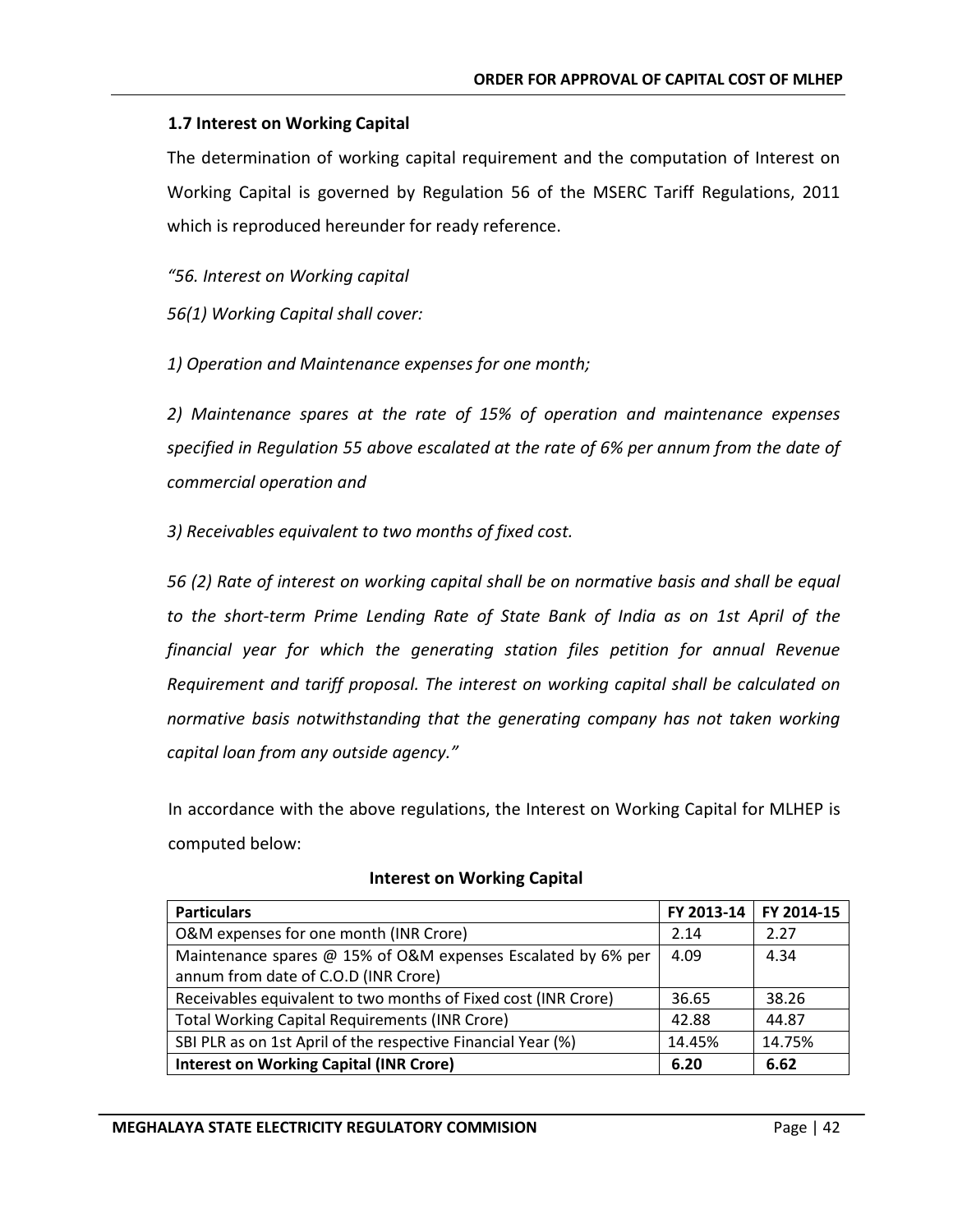### 1.7 Interest on Working Capital

The determination of working capital requirement and the computation of Interest on Working Capital is governed by Regulation 56 of the MSERC Tariff Regulations, 2011 which is reproduced hereunder for ready reference.

*"56. Interest on Working capital*

*56(1) Working Capital shall cover:*

*1) Operation and Maintenance expenses for one month;*

*2) Maintenance spares at the rate of 15% of operation and maintenance expenses specified in Regulation 55 above escalated at the rate of 6% per annum from the date of commercial operation and*

*3) Receivables equivalent to two months of fixed cost.*

*56 (2) Rate of interest on working capital shall be on normative basis and shall be equal to the short-term Prime Lending Rate of State Bank of India as on 1st April of the financial year for which the generating station files petition for annual Revenue Requirement and tariff proposal. The interest on working capital shall be calculated on normative basis notwithstanding that the generating company has not taken working capital loan from any outside agency."*

In accordance with the above regulations, the Interest on Working Capital for MLHEP is computed below:

**Interest on Working Capital**

| Particulars | FY 2013-14 | FY 2014-15 |
|---|---|---|
| O&M expenses for one month (INR Crore) | 2.14 | 2.27 |
| Maintenance spares @ 15% of O&M expenses Escalated by 6% per annum from date of C.O.D (INR Crore) | 4.09 | 4.34 |
| Receivables equivalent to two months of Fixed cost (INR Crore) | 36.65 | 38.26 |
| Total Working Capital Requirements (INR Crore) | 42.88 | 44.87 |
| SBI PLR as on 1st April of the respective Financial Year (%) | 14.45% | 14.75% |
| **Interest on Working Capital (INR Crore)** | **6.20** | **6.62** |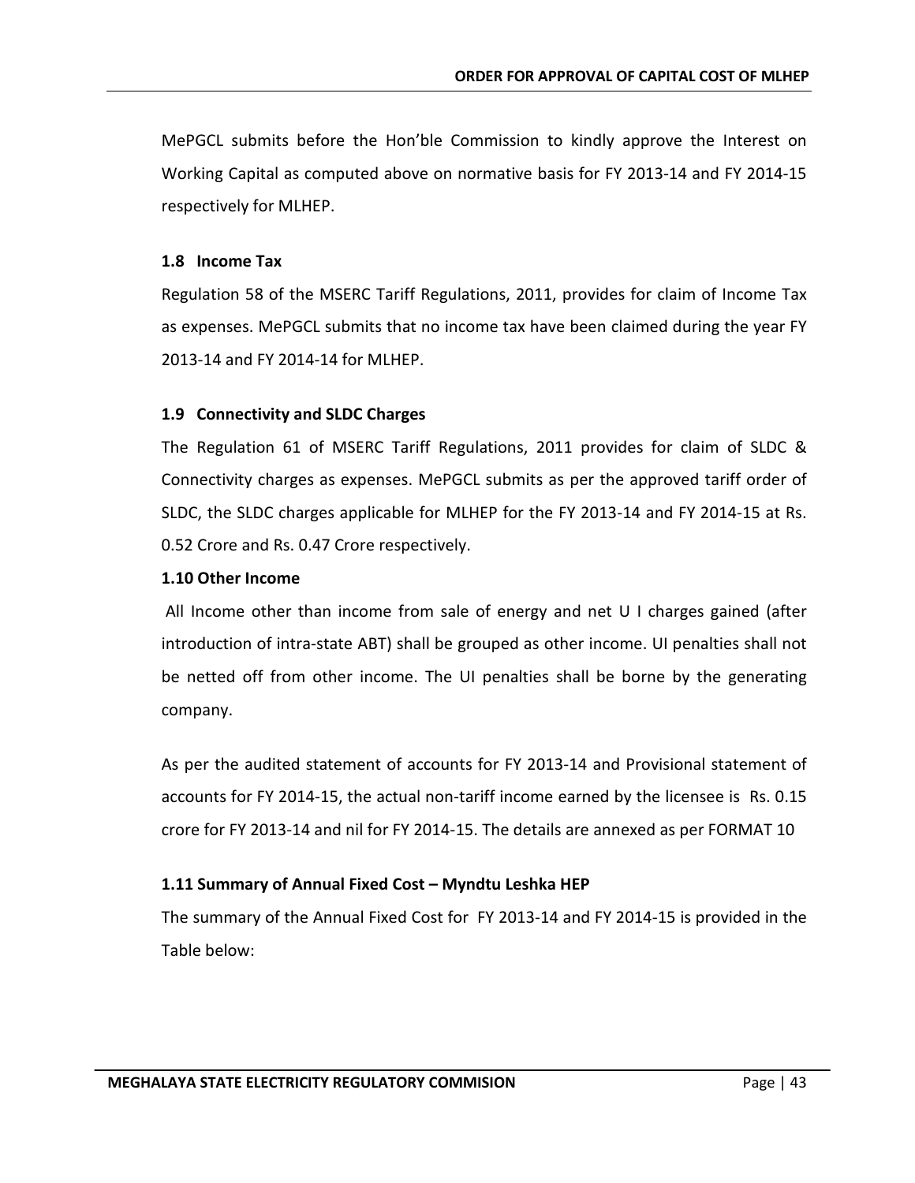MePGCL submits before the Hon'ble Commission to kindly approve the Interest on Working Capital as computed above on normative basis for FY 2013-14 and FY 2014-15 respectively for MLHEP.

### 1.8 Income Tax

Regulation 58 of the MSERC Tariff Regulations, 2011, provides for claim of Income Tax as expenses. MePGCL submits that no income tax have been claimed during the year FY 2013-14 and FY 2014-14 for MLHEP.

### 1.9 Connectivity and SLDC Charges

The Regulation 61 of MSERC Tariff Regulations, 2011 provides for claim of SLDC & Connectivity charges as expenses. MePGCL submits as per the approved tariff order of SLDC, the SLDC charges applicable for MLHEP for the FY 2013-14 and FY 2014-15 at Rs. 0.52 Crore and Rs. 0.47 Crore respectively.

### 1.10 Other Income

All Income other than income from sale of energy and net U I charges gained (after introduction of intra-state ABT) shall be grouped as other income. UI penalties shall not be netted off from other income. The UI penalties shall be borne by the generating company.

As per the audited statement of accounts for FY 2013-14 and Provisional statement of accounts for FY 2014-15, the actual non-tariff income earned by the licensee is Rs. 0.15 crore for FY 2013-14 and nil for FY 2014-15. The details are annexed as per FORMAT 10

### 1.11 Summary of Annual Fixed Cost – Myndtu Leshka HEP

The summary of the Annual Fixed Cost for FY 2013-14 and FY 2014-15 is provided in the Table below: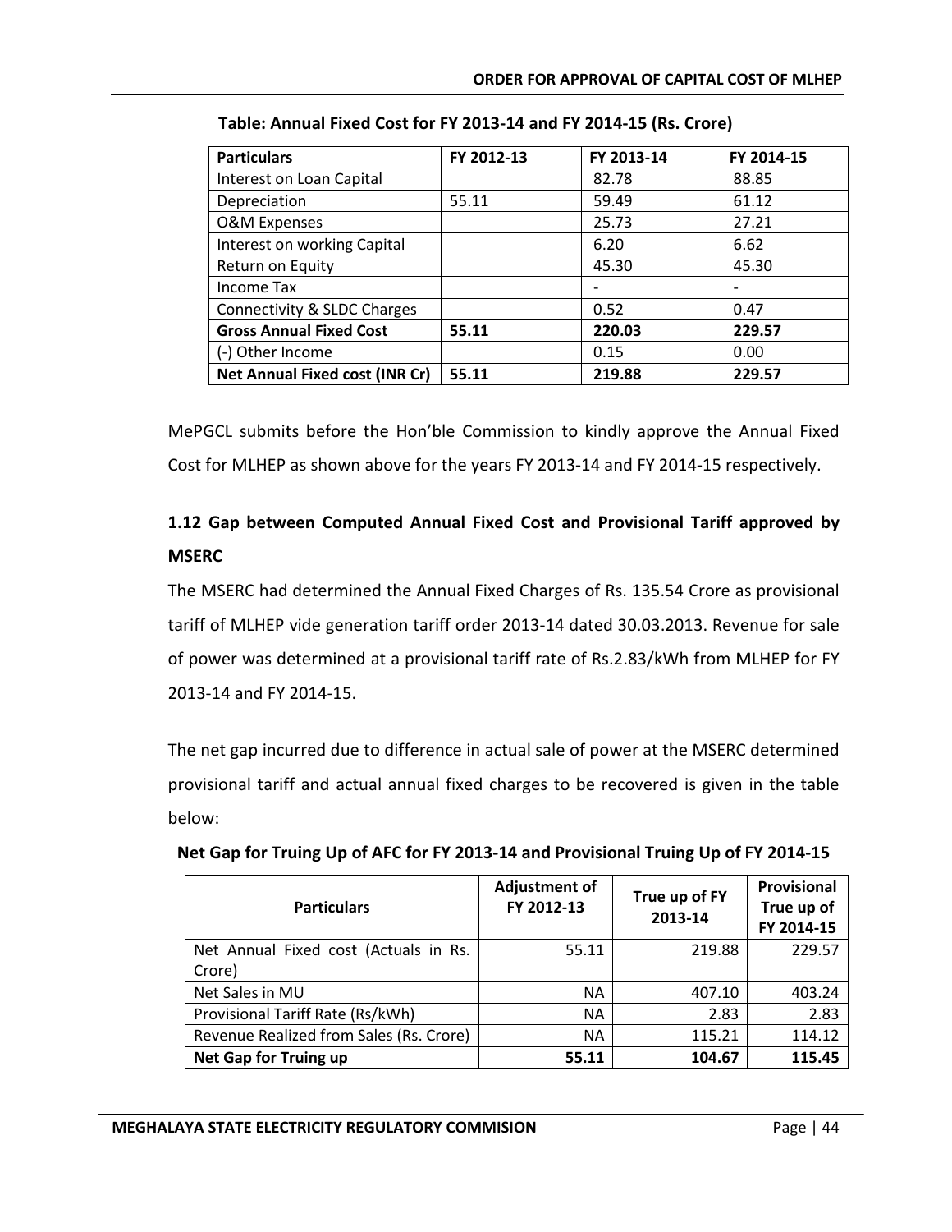**Table: Annual Fixed Cost for FY 2013-14 and FY 2014-15 (Rs. Crore)**

| Particulars | FY 2012-13 | FY 2013-14 | FY 2014-15 |
|---|---|---|---|
| Interest on Loan Capital | | 82.78 | 88.85 |
| Depreciation | 55.11 | 59.49 | 61.12 |
| O&M Expenses | | 25.73 | 27.21 |
| Interest on working Capital | | 6.20 | 6.62 |
| Return on Equity | | 45.30 | 45.30 |
| Income Tax | | - | - |
| Connectivity & SLDC Charges | | 0.52 | 0.47 |
| **Gross Annual Fixed Cost** | **55.11** | **220.03** | **229.57** |
| (-) Other Income | | 0.15 | 0.00 |
| **Net Annual Fixed cost (INR Cr)** | **55.11** | **219.88** | **229.57** |

MePGCL submits before the Hon'ble Commission to kindly approve the Annual Fixed Cost for MLHEP as shown above for the years FY 2013-14 and FY 2014-15 respectively.

## 1.12 Gap between Computed Annual Fixed Cost and Provisional Tariff approved by MSERC

The MSERC had determined the Annual Fixed Charges of Rs. 135.54 Crore as provisional tariff of MLHEP vide generation tariff order 2013-14 dated 30.03.2013. Revenue for sale of power was determined at a provisional tariff rate of Rs.2.83/kWh from MLHEP for FY 2013-14 and FY 2014-15.

The net gap incurred due to difference in actual sale of power at the MSERC determined provisional tariff and actual annual fixed charges to be recovered is given in the table below:

**Net Gap for Truing Up of AFC for FY 2013-14 and Provisional Truing Up of FY 2014-15**

| Particulars | Adjustment of FY 2012-13 | True up of FY 2013-14 | Provisional True up of FY 2014-15 |
|---|---|---|---|
| Net Annual Fixed cost (Actuals in Rs. Crore) | 55.11 | 219.88 | 229.57 |
| Net Sales in MU | NA | 407.10 | 403.24 |
| Provisional Tariff Rate (Rs/kWh) | NA | 2.83 | 2.83 |
| Revenue Realized from Sales (Rs. Crore) | NA | 115.21 | 114.12 |
| **Net Gap for Truing up** | **55.11** | **104.67** | **115.45** |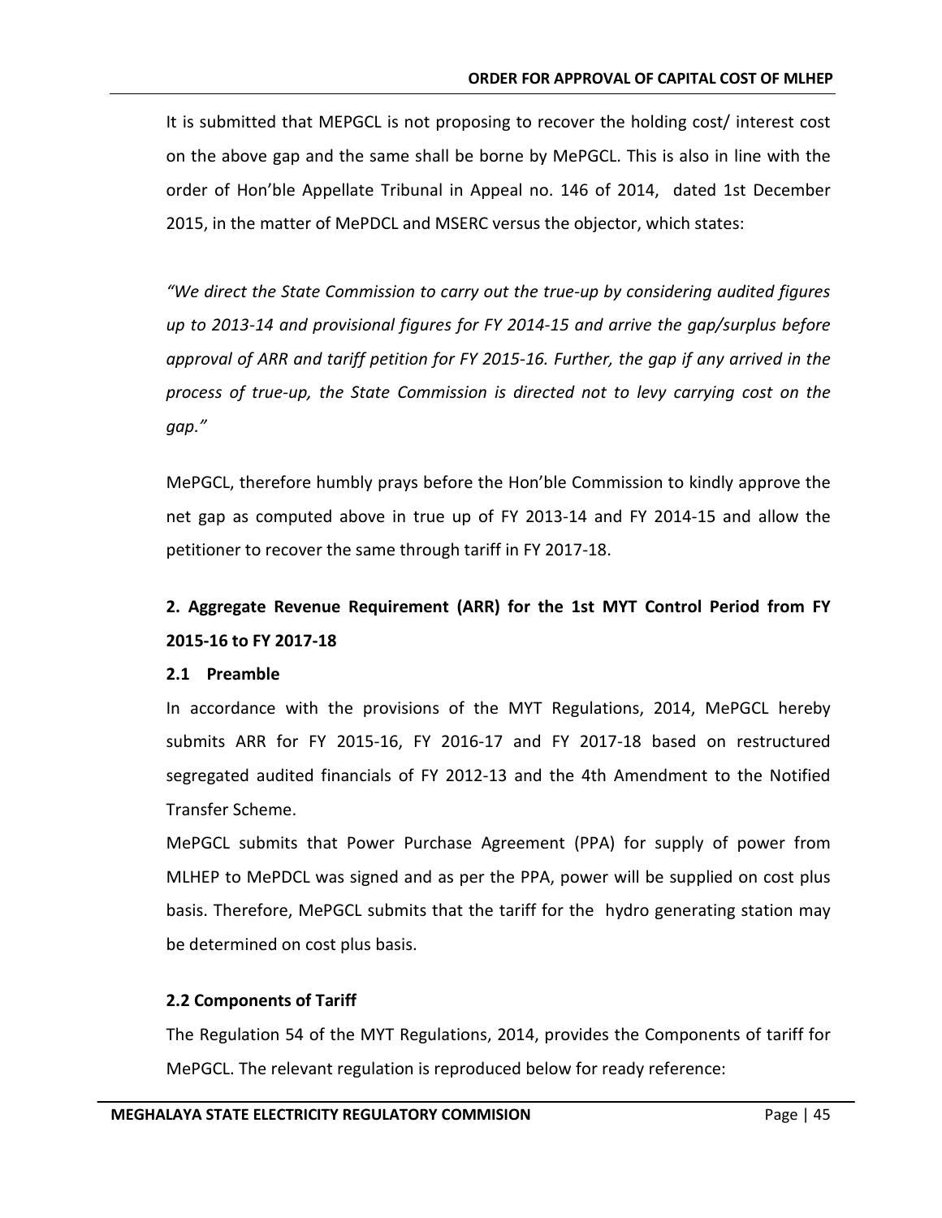It is submitted that MEPGCL is not proposing to recover the holding cost/ interest cost on the above gap and the same shall be borne by MePGCL. This is also in line with the order of Hon'ble Appellate Tribunal in Appeal no. 146 of 2014, dated 1st December 2015, in the matter of MePDCL and MSERC versus the objector, which states:

*"We direct the State Commission to carry out the true-up by considering audited figures up to 2013-14 and provisional figures for FY 2014-15 and arrive the gap/surplus before approval of ARR and tariff petition for FY 2015-16. Further, the gap if any arrived in the process of true-up, the State Commission is directed not to levy carrying cost on the gap."*

MePGCL, therefore humbly prays before the Hon'ble Commission to kindly approve the net gap as computed above in true up of FY 2013-14 and FY 2014-15 and allow the petitioner to recover the same through tariff in FY 2017-18.

## 2. Aggregate Revenue Requirement (ARR) for the 1st MYT Control Period from FY 2015-16 to FY 2017-18

### 2.1 Preamble

In accordance with the provisions of the MYT Regulations, 2014, MePGCL hereby submits ARR for FY 2015-16, FY 2016-17 and FY 2017-18 based on restructured segregated audited financials of FY 2012-13 and the 4th Amendment to the Notified Transfer Scheme.

MePGCL submits that Power Purchase Agreement (PPA) for supply of power from MLHEP to MePDCL was signed and as per the PPA, power will be supplied on cost plus basis. Therefore, MePGCL submits that the tariff for the hydro generating station may be determined on cost plus basis.

### 2.2 Components of Tariff

The Regulation 54 of the MYT Regulations, 2014, provides the Components of tariff for MePGCL. The relevant regulation is reproduced below for ready reference: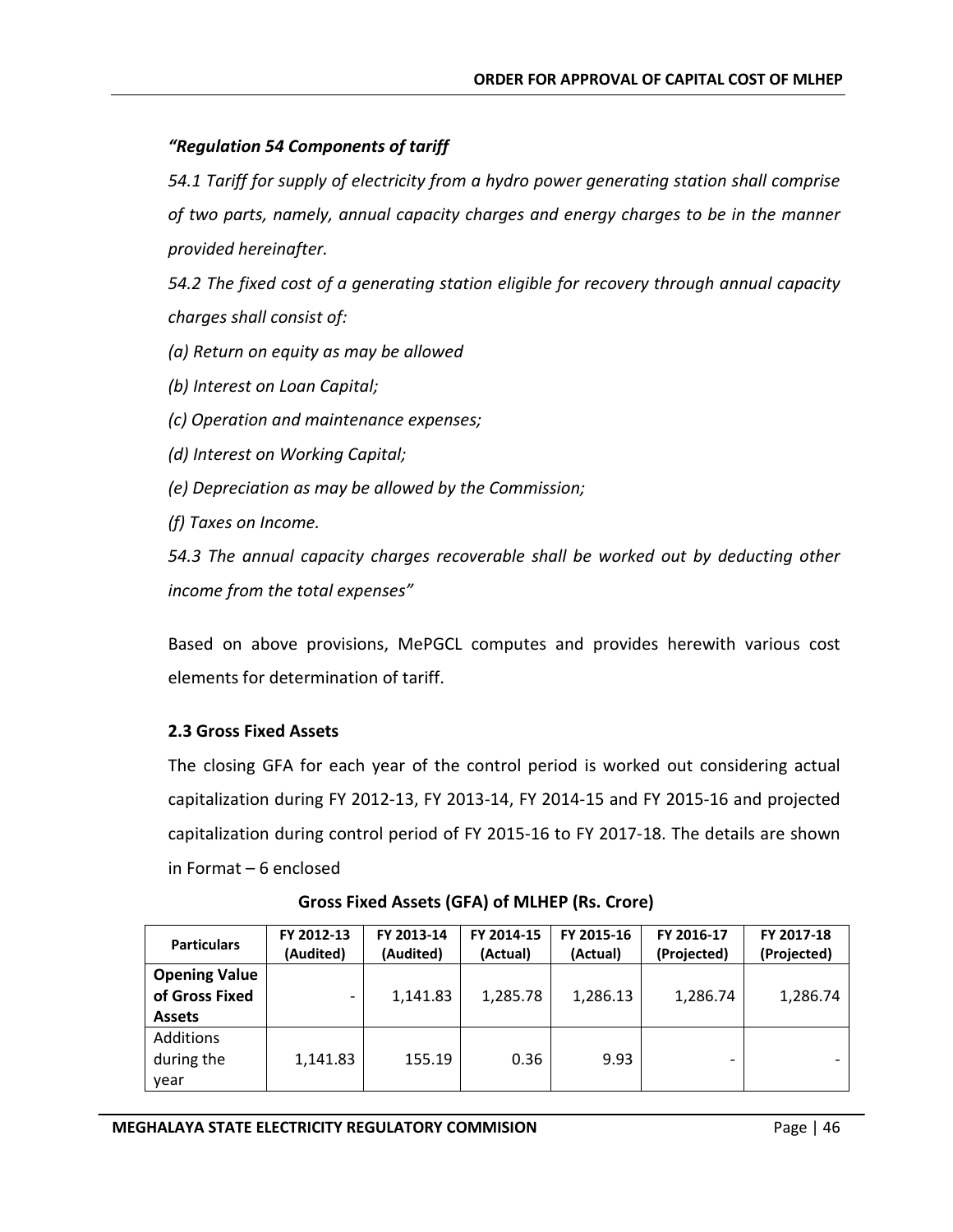*"Regulation 54 Components of tariff*

*54.1 Tariff for supply of electricity from a hydro power generating station shall comprise of two parts, namely, annual capacity charges and energy charges to be in the manner provided hereinafter.*

*54.2 The fixed cost of a generating station eligible for recovery through annual capacity charges shall consist of:*

*(a) Return on equity as may be allowed*

*(b) Interest on Loan Capital;*

*(c) Operation and maintenance expenses;*

*(d) Interest on Working Capital;*

*(e) Depreciation as may be allowed by the Commission;*

*(f) Taxes on Income.*

*54.3 The annual capacity charges recoverable shall be worked out by deducting other income from the total expenses"*

Based on above provisions, MePGCL computes and provides herewith various cost elements for determination of tariff.

### 2.3 Gross Fixed Assets

The closing GFA for each year of the control period is worked out considering actual capitalization during FY 2012-13, FY 2013-14, FY 2014-15 and FY 2015-16 and projected capitalization during control period of FY 2015-16 to FY 2017-18. The details are shown in Format – 6 enclosed

**Gross Fixed Assets (GFA) of MLHEP (Rs. Crore)**

| Particulars | FY 2012-13 (Audited) | FY 2013-14 (Audited) | FY 2014-15 (Actual) | FY 2015-16 (Actual) | FY 2016-17 (Projected) | FY 2017-18 (Projected) |
|---|---|---|---|---|---|---|
| **Opening Value of Gross Fixed Assets** | - | 1,141.83 | 1,285.78 | 1,286.13 | 1,286.74 | 1,286.74 |
| Additions during the year | 1,141.83 | 155.19 | 0.36 | 9.93 | - | - |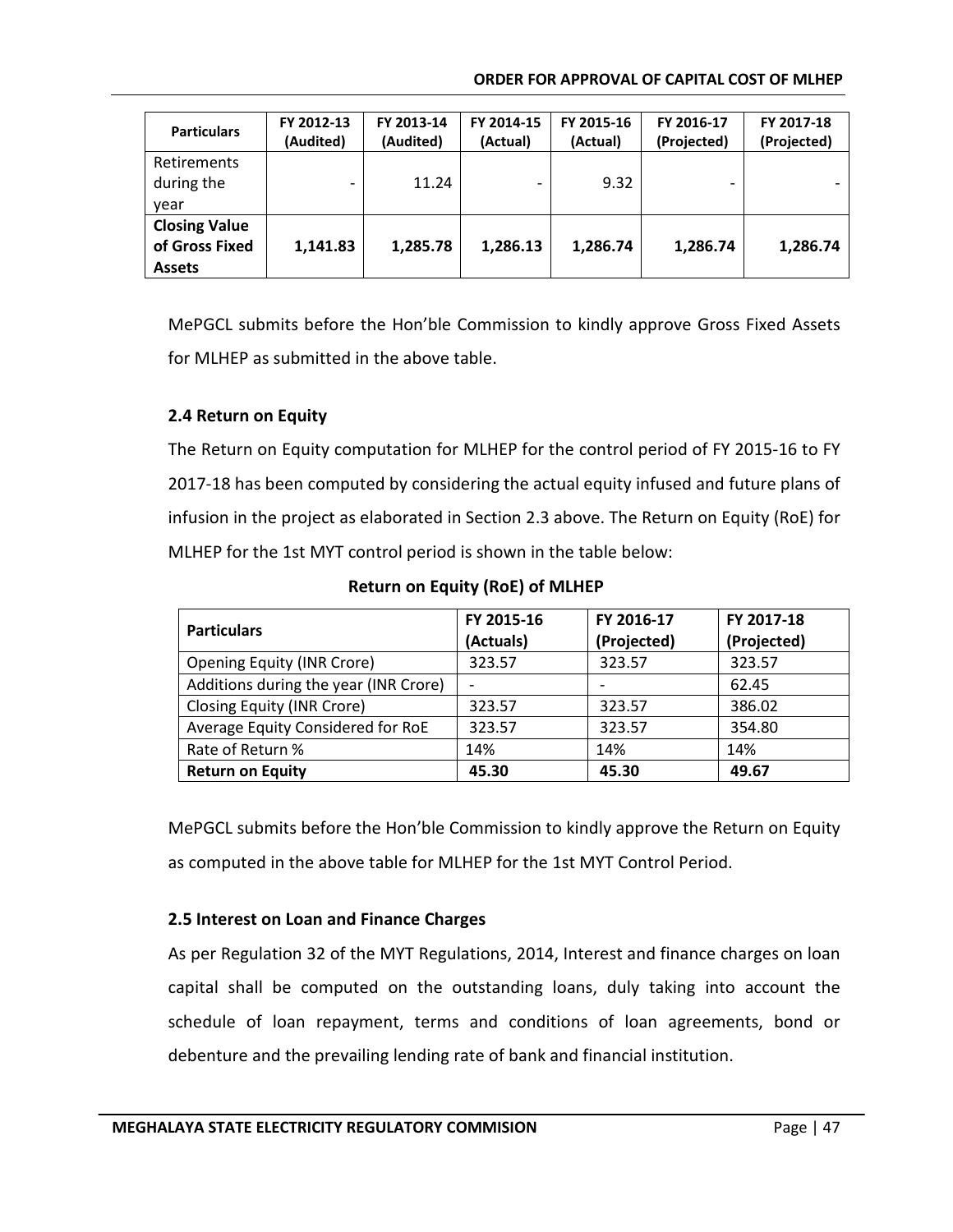| Particulars | FY 2012-13 (Audited) | FY 2013-14 (Audited) | FY 2014-15 (Actual) | FY 2015-16 (Actual) | FY 2016-17 (Projected) | FY 2017-18 (Projected) |
|---|---|---|---|---|---|---|
| Retirements during the year | - | 11.24 | - | 9.32 | - | - |
| **Closing Value of Gross Fixed Assets** | **1,141.83** | **1,285.78** | **1,286.13** | **1,286.74** | **1,286.74** | **1,286.74** |

MePGCL submits before the Hon'ble Commission to kindly approve Gross Fixed Assets for MLHEP as submitted in the above table.

### 2.4 Return on Equity

The Return on Equity computation for MLHEP for the control period of FY 2015-16 to FY 2017-18 has been computed by considering the actual equity infused and future plans of infusion in the project as elaborated in Section 2.3 above. The Return on Equity (RoE) for MLHEP for the 1st MYT control period is shown in the table below:

**Return on Equity (RoE) of MLHEP**

| Particulars | FY 2015-16 (Actuals) | FY 2016-17 (Projected) | FY 2017-18 (Projected) |
|---|---|---|---|
| Opening Equity (INR Crore) | 323.57 | 323.57 | 323.57 |
| Additions during the year (INR Crore) | - | - | 62.45 |
| Closing Equity (INR Crore) | 323.57 | 323.57 | 386.02 |
| Average Equity Considered for RoE | 323.57 | 323.57 | 354.80 |
| Rate of Return % | 14% | 14% | 14% |
| **Return on Equity** | **45.30** | **45.30** | **49.67** |

MePGCL submits before the Hon'ble Commission to kindly approve the Return on Equity as computed in the above table for MLHEP for the 1st MYT Control Period.

### 2.5 Interest on Loan and Finance Charges

As per Regulation 32 of the MYT Regulations, 2014, Interest and finance charges on loan capital shall be computed on the outstanding loans, duly taking into account the schedule of loan repayment, terms and conditions of loan agreements, bond or debenture and the prevailing lending rate of bank and financial institution.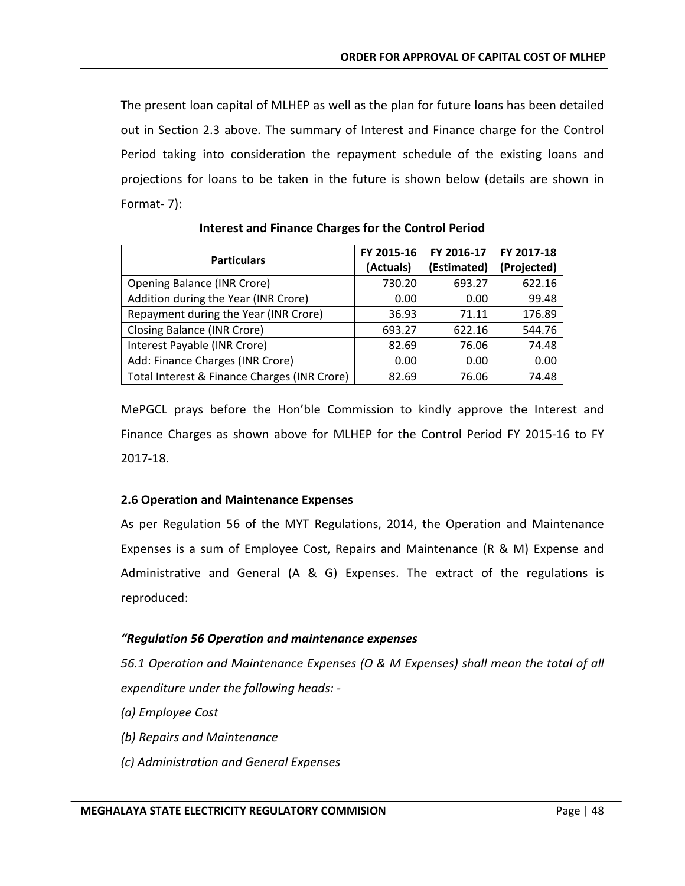The present loan capital of MLHEP as well as the plan for future loans has been detailed out in Section 2.3 above. The summary of Interest and Finance charge for the Control Period taking into consideration the repayment schedule of the existing loans and projections for loans to be taken in the future is shown below (details are shown in Format- 7):

**Interest and Finance Charges for the Control Period**

| Particulars | FY 2015-16 (Actuals) | FY 2016-17 (Estimated) | FY 2017-18 (Projected) |
|---|---|---|---|
| Opening Balance (INR Crore) | 730.20 | 693.27 | 622.16 |
| Addition during the Year (INR Crore) | 0.00 | 0.00 | 99.48 |
| Repayment during the Year (INR Crore) | 36.93 | 71.11 | 176.89 |
| Closing Balance (INR Crore) | 693.27 | 622.16 | 544.76 |
| Interest Payable (INR Crore) | 82.69 | 76.06 | 74.48 |
| Add: Finance Charges (INR Crore) | 0.00 | 0.00 | 0.00 |
| Total Interest & Finance Charges (INR Crore) | 82.69 | 76.06 | 74.48 |

MePGCL prays before the Hon'ble Commission to kindly approve the Interest and Finance Charges as shown above for MLHEP for the Control Period FY 2015-16 to FY 2017-18.

### 2.6 Operation and Maintenance Expenses

As per Regulation 56 of the MYT Regulations, 2014, the Operation and Maintenance Expenses is a sum of Employee Cost, Repairs and Maintenance (R & M) Expense and Administrative and General (A & G) Expenses. The extract of the regulations is reproduced:

***"Regulation 56 Operation and maintenance expenses***

*56.1 Operation and Maintenance Expenses (O & M Expenses) shall mean the total of all expenditure under the following heads: -*

*(a) Employee Cost*

*(b) Repairs and Maintenance*

*(c) Administration and General Expenses*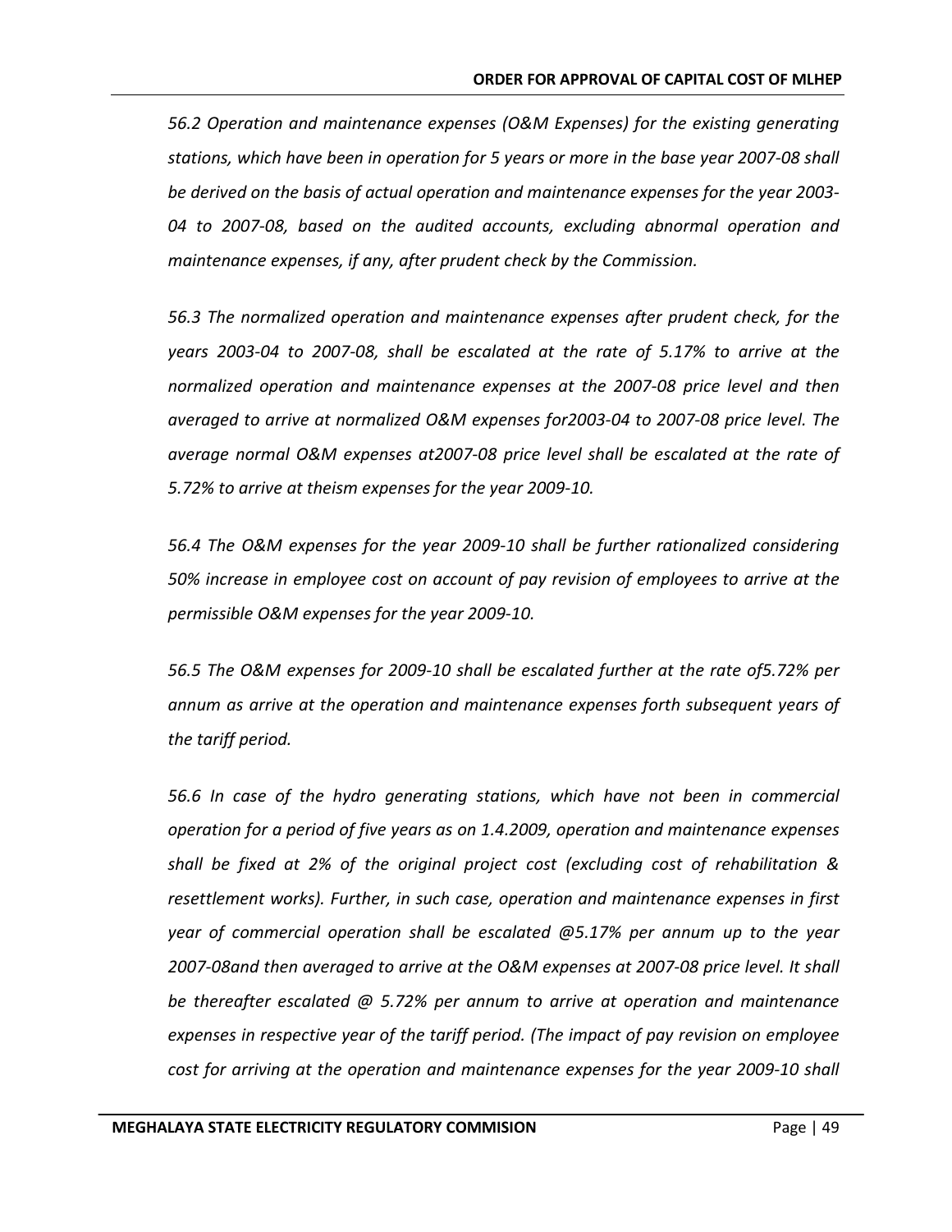*56.2 Operation and maintenance expenses (O&M Expenses) for the existing generating stations, which have been in operation for 5 years or more in the base year 2007-08 shall be derived on the basis of actual operation and maintenance expenses for the year 2003-04 to 2007-08, based on the audited accounts, excluding abnormal operation and maintenance expenses, if any, after prudent check by the Commission.*

*56.3 The normalized operation and maintenance expenses after prudent check, for the years 2003-04 to 2007-08, shall be escalated at the rate of 5.17% to arrive at the normalized operation and maintenance expenses at the 2007-08 price level and then averaged to arrive at normalized O&M expenses for2003-04 to 2007-08 price level. The average normal O&M expenses at2007-08 price level shall be escalated at the rate of 5.72% to arrive at theism expenses for the year 2009-10.*

*56.4 The O&M expenses for the year 2009-10 shall be further rationalized considering 50% increase in employee cost on account of pay revision of employees to arrive at the permissible O&M expenses for the year 2009-10.*

*56.5 The O&M expenses for 2009-10 shall be escalated further at the rate of5.72% per annum as arrive at the operation and maintenance expenses forth subsequent years of the tariff period.*

*56.6 In case of the hydro generating stations, which have not been in commercial operation for a period of five years as on 1.4.2009, operation and maintenance expenses shall be fixed at 2% of the original project cost (excluding cost of rehabilitation & resettlement works). Further, in such case, operation and maintenance expenses in first year of commercial operation shall be escalated @5.17% per annum up to the year 2007-08and then averaged to arrive at the O&M expenses at 2007-08 price level. It shall be thereafter escalated @ 5.72% per annum to arrive at operation and maintenance expenses in respective year of the tariff period. (The impact of pay revision on employee cost for arriving at the operation and maintenance expenses for the year 2009-10 shall*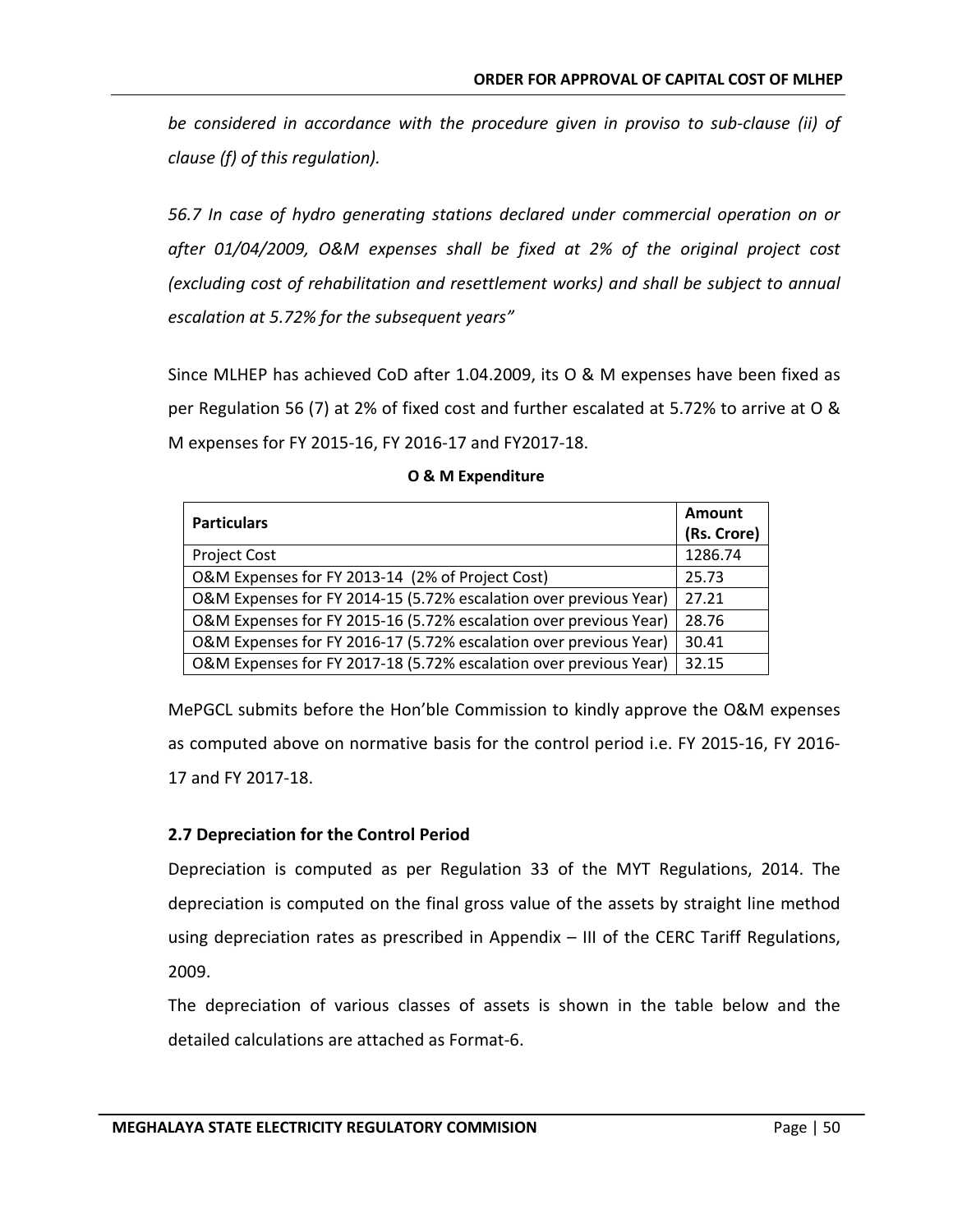*be considered in accordance with the procedure given in proviso to sub-clause (ii) of clause (f) of this regulation).*

*56.7 In case of hydro generating stations declared under commercial operation on or after 01/04/2009, O&M expenses shall be fixed at 2% of the original project cost (excluding cost of rehabilitation and resettlement works) and shall be subject to annual escalation at 5.72% for the subsequent years"*

Since MLHEP has achieved CoD after 1.04.2009, its O & M expenses have been fixed as per Regulation 56 (7) at 2% of fixed cost and further escalated at 5.72% to arrive at O & M expenses for FY 2015-16, FY 2016-17 and FY2017-18.

**O & M Expenditure**

| Particulars | Amount (Rs. Crore) |
|---|---|
| Project Cost | 1286.74 |
| O&M Expenses for FY 2013-14 (2% of Project Cost) | 25.73 |
| O&M Expenses for FY 2014-15 (5.72% escalation over previous Year) | 27.21 |
| O&M Expenses for FY 2015-16 (5.72% escalation over previous Year) | 28.76 |
| O&M Expenses for FY 2016-17 (5.72% escalation over previous Year) | 30.41 |
| O&M Expenses for FY 2017-18 (5.72% escalation over previous Year) | 32.15 |

MePGCL submits before the Hon'ble Commission to kindly approve the O&M expenses as computed above on normative basis for the control period i.e. FY 2015-16, FY 2016-17 and FY 2017-18.

### 2.7 Depreciation for the Control Period

Depreciation is computed as per Regulation 33 of the MYT Regulations, 2014. The depreciation is computed on the final gross value of the assets by straight line method using depreciation rates as prescribed in Appendix – III of the CERC Tariff Regulations, 2009.

The depreciation of various classes of assets is shown in the table below and the detailed calculations are attached as Format-6.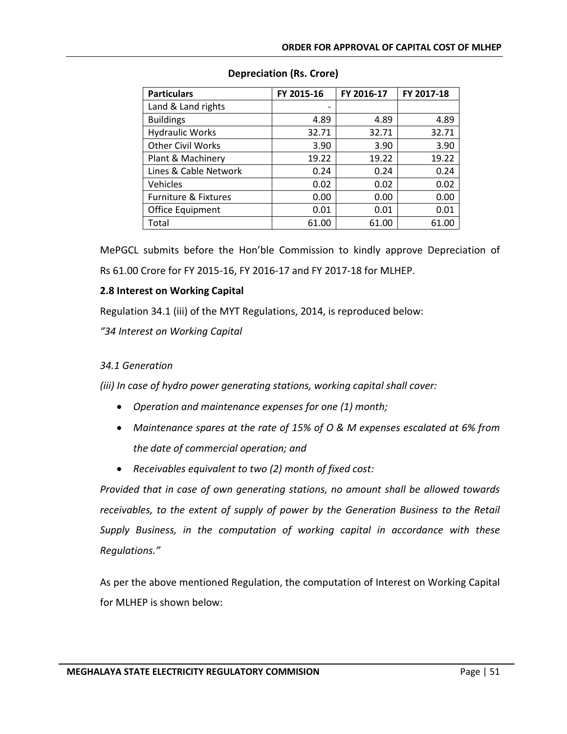**Depreciation (Rs. Crore)**

| Particulars | FY 2015-16 | FY 2016-17 | FY 2017-18 |
|---|---|---|---|
| Land & Land rights | - | | |
| Buildings | 4.89 | 4.89 | 4.89 |
| Hydraulic Works | 32.71 | 32.71 | 32.71 |
| Other Civil Works | 3.90 | 3.90 | 3.90 |
| Plant & Machinery | 19.22 | 19.22 | 19.22 |
| Lines & Cable Network | 0.24 | 0.24 | 0.24 |
| Vehicles | 0.02 | 0.02 | 0.02 |
| Furniture & Fixtures | 0.00 | 0.00 | 0.00 |
| Office Equipment | 0.01 | 0.01 | 0.01 |
| Total | 61.00 | 61.00 | 61.00 |

MePGCL submits before the Hon'ble Commission to kindly approve Depreciation of Rs 61.00 Crore for FY 2015-16, FY 2016-17 and FY 2017-18 for MLHEP.

**2.8 Interest on Working Capital**

Regulation 34.1 (iii) of the MYT Regulations, 2014, is reproduced below:

*"34 Interest on Working Capital*

*34.1 Generation*

*(iii) In case of hydro power generating stations, working capital shall cover:*

- *Operation and maintenance expenses for one (1) month;*
- *Maintenance spares at the rate of 15% of O & M expenses escalated at 6% from the date of commercial operation; and*
- *Receivables equivalent to two (2) month of fixed cost:*

*Provided that in case of own generating stations, no amount shall be allowed towards receivables, to the extent of supply of power by the Generation Business to the Retail Supply Business, in the computation of working capital in accordance with these Regulations."*

As per the above mentioned Regulation, the computation of Interest on Working Capital for MLHEP is shown below: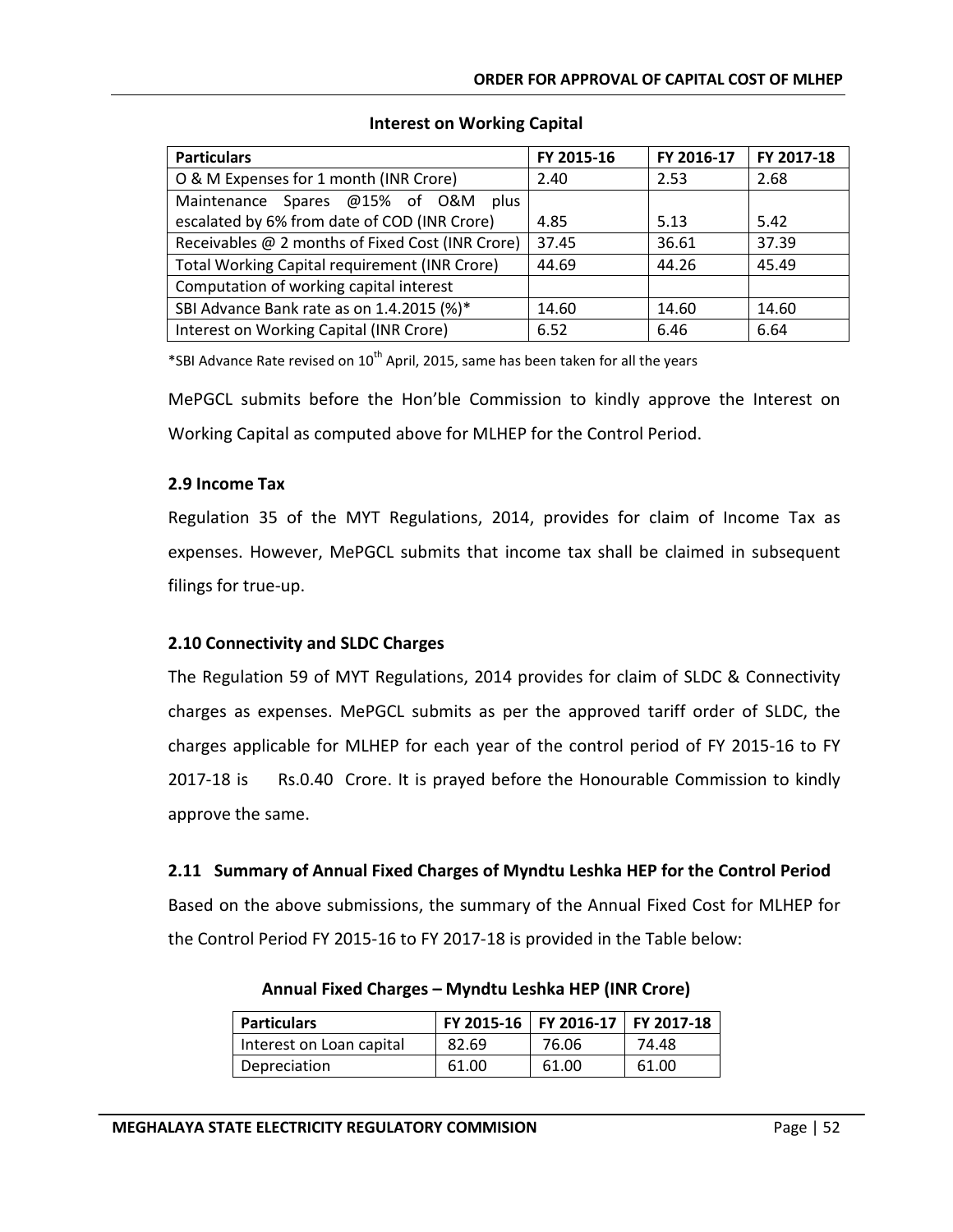**Interest on Working Capital**

| Particulars | FY 2015-16 | FY 2016-17 | FY 2017-18 |
|---|---|---|---|
| O & M Expenses for 1 month (INR Crore) | 2.40 | 2.53 | 2.68 |
| Maintenance Spares @15% of O&M plus escalated by 6% from date of COD (INR Crore) | 4.85 | 5.13 | 5.42 |
| Receivables @ 2 months of Fixed Cost (INR Crore) | 37.45 | 36.61 | 37.39 |
| Total Working Capital requirement (INR Crore) | 44.69 | 44.26 | 45.49 |
| Computation of working capital interest | | | |
| SBI Advance Bank rate as on 1.4.2015 (%)* | 14.60 | 14.60 | 14.60 |
| Interest on Working Capital (INR Crore) | 6.52 | 6.46 | 6.64 |

*SBI Advance Rate revised on 10th April, 2015, same has been taken for all the years

MePGCL submits before the Hon'ble Commission to kindly approve the Interest on Working Capital as computed above for MLHEP for the Control Period.

### 2.9 Income Tax

Regulation 35 of the MYT Regulations, 2014, provides for claim of Income Tax as expenses. However, MePGCL submits that income tax shall be claimed in subsequent filings for true-up.

### 2.10 Connectivity and SLDC Charges

The Regulation 59 of MYT Regulations, 2014 provides for claim of SLDC & Connectivity charges as expenses. MePGCL submits as per the approved tariff order of SLDC, the charges applicable for MLHEP for each year of the control period of FY 2015-16 to FY 2017-18 is Rs.0.40 Crore. It is prayed before the Honourable Commission to kindly approve the same.

### 2.11 Summary of Annual Fixed Charges of Myndtu Leshka HEP for the Control Period

Based on the above submissions, the summary of the Annual Fixed Cost for MLHEP for the Control Period FY 2015-16 to FY 2017-18 is provided in the Table below:

**Annual Fixed Charges – Myndtu Leshka HEP (INR Crore)**

| Particulars | FY 2015-16 | FY 2016-17 | FY 2017-18 |
|---|---|---|---|
| Interest on Loan capital | 82.69 | 76.06 | 74.48 |
| Depreciation | 61.00 | 61.00 | 61.00 |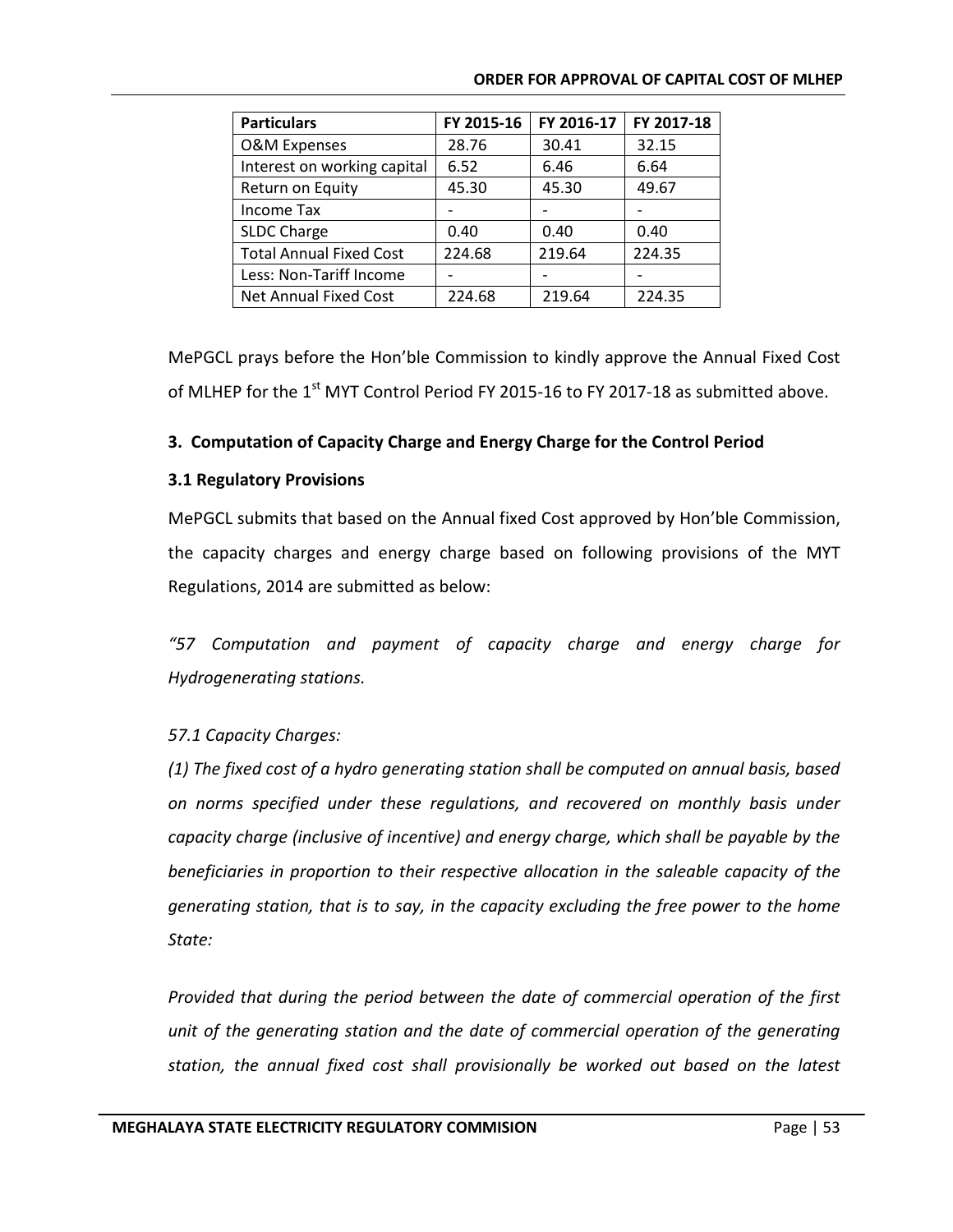| Particulars | FY 2015-16 | FY 2016-17 | FY 2017-18 |
|---|---|---|---|
| O&M Expenses | 28.76 | 30.41 | 32.15 |
| Interest on working capital | 6.52 | 6.46 | 6.64 |
| Return on Equity | 45.30 | 45.30 | 49.67 |
| Income Tax | - | - | - |
| SLDC Charge | 0.40 | 0.40 | 0.40 |
| Total Annual Fixed Cost | 224.68 | 219.64 | 224.35 |
| Less: Non-Tariff Income | - | - | - |
| Net Annual Fixed Cost | 224.68 | 219.64 | 224.35 |

MePGCL prays before the Hon'ble Commission to kindly approve the Annual Fixed Cost of MLHEP for the 1st MYT Control Period FY 2015-16 to FY 2017-18 as submitted above.

### 3. Computation of Capacity Charge and Energy Charge for the Control Period

#### 3.1 Regulatory Provisions

MePGCL submits that based on the Annual fixed Cost approved by Hon'ble Commission, the capacity charges and energy charge based on following provisions of the MYT Regulations, 2014 are submitted as below:

*"57 Computation and payment of capacity charge and energy charge for Hydrogenerating stations.*

*57.1 Capacity Charges:*

*(1) The fixed cost of a hydro generating station shall be computed on annual basis, based on norms specified under these regulations, and recovered on monthly basis under capacity charge (inclusive of incentive) and energy charge, which shall be payable by the beneficiaries in proportion to their respective allocation in the saleable capacity of the generating station, that is to say, in the capacity excluding the free power to the home State:*

*Provided that during the period between the date of commercial operation of the first unit of the generating station and the date of commercial operation of the generating station, the annual fixed cost shall provisionally be worked out based on the latest*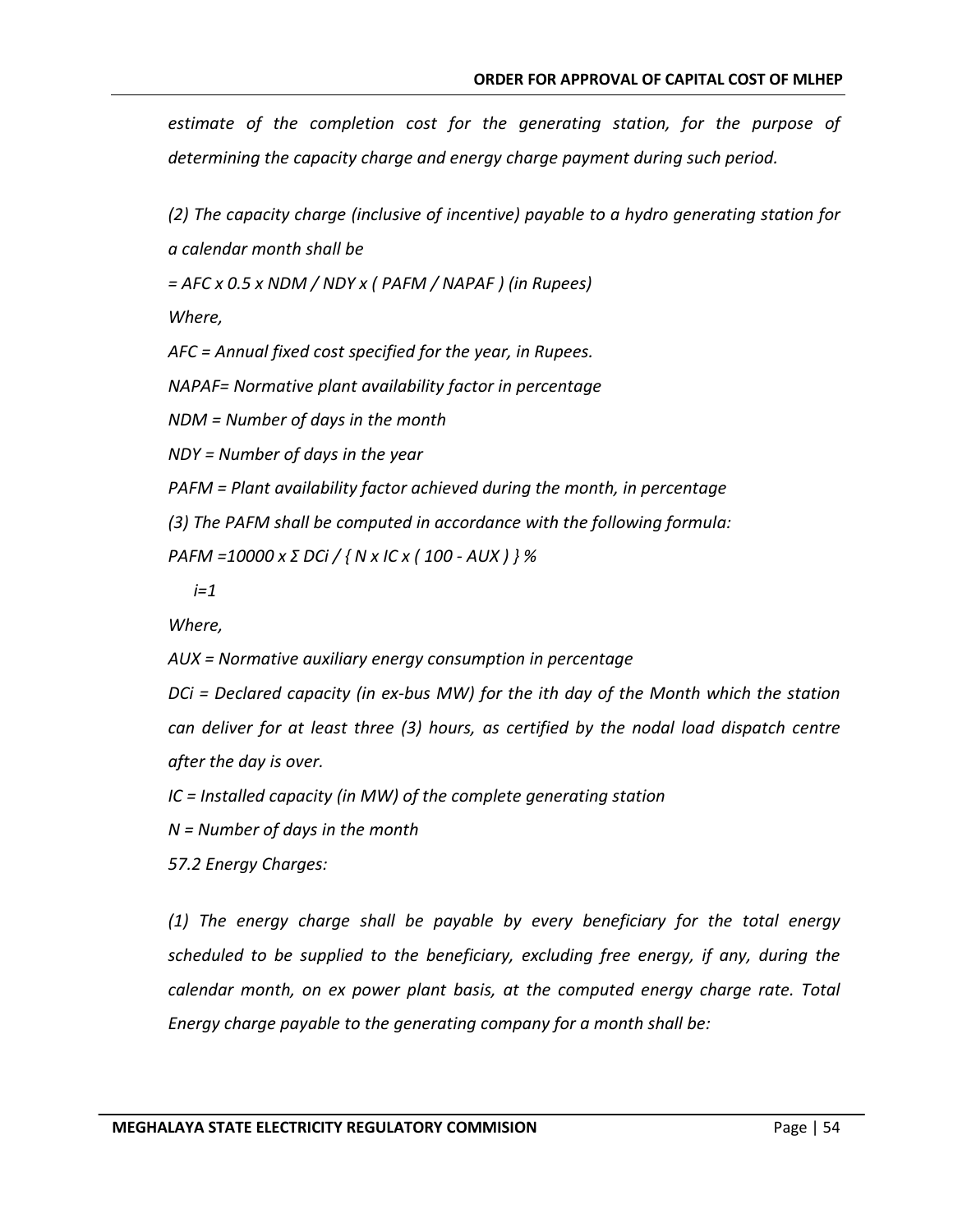*estimate of the completion cost for the generating station, for the purpose of determining the capacity charge and energy charge payment during such period.*

*(2) The capacity charge (inclusive of incentive) payable to a hydro generating station for a calendar month shall be*

$$= AFC \times 0.5 \times NDM / NDY \times ( PAFM / NAPAF ) \text{ (in Rupees)}$$

*Where,*

*AFC = Annual fixed cost specified for the year, in Rupees.*

*NAPAF= Normative plant availability factor in percentage*

*NDM = Number of days in the month*

*NDY = Number of days in the year*

*PAFM = Plant availability factor achieved during the month, in percentage*

*(3) The PAFM shall be computed in accordance with the following formula:*

$$PAFM = 10000 \times \sum_{i=1} DC_i / \{ N \times IC \times ( 100 - AUX ) \} \%$$

*Where,*

*AUX = Normative auxiliary energy consumption in percentage*

*DCi = Declared capacity (in ex-bus MW) for the ith day of the Month which the station can deliver for at least three (3) hours, as certified by the nodal load dispatch centre after the day is over.*

*IC = Installed capacity (in MW) of the complete generating station*

*N = Number of days in the month*

*57.2 Energy Charges:*

*(1) The energy charge shall be payable by every beneficiary for the total energy scheduled to be supplied to the beneficiary, excluding free energy, if any, during the calendar month, on ex power plant basis, at the computed energy charge rate. Total Energy charge payable to the generating company for a month shall be:*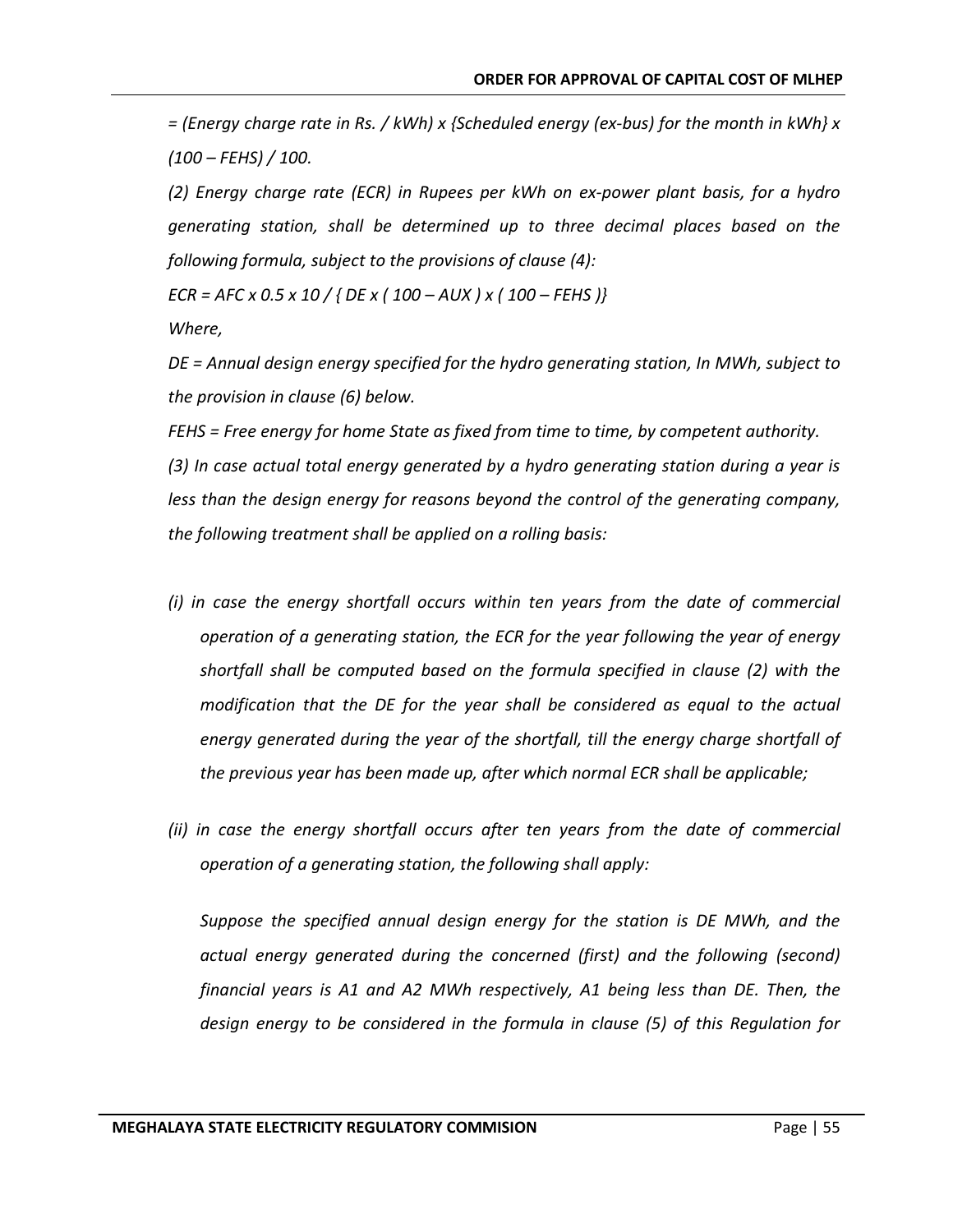*= (Energy charge rate in Rs. / kWh) x {Scheduled energy (ex-bus) for the month in kWh} x (100 – FEHS) / 100.*

*(2) Energy charge rate (ECR) in Rupees per kWh on ex-power plant basis, for a hydro generating station, shall be determined up to three decimal places based on the following formula, subject to the provisions of clause (4):*

*ECR = AFC x 0.5 x 10 / { DE x ( 100 – AUX ) x ( 100 – FEHS )}*

*Where,*

*DE = Annual design energy specified for the hydro generating station, In MWh, subject to the provision in clause (6) below.*

*FEHS = Free energy for home State as fixed from time to time, by competent authority.*

*(3) In case actual total energy generated by a hydro generating station during a year is less than the design energy for reasons beyond the control of the generating company, the following treatment shall be applied on a rolling basis:*

*(i) in case the energy shortfall occurs within ten years from the date of commercial operation of a generating station, the ECR for the year following the year of energy shortfall shall be computed based on the formula specified in clause (2) with the modification that the DE for the year shall be considered as equal to the actual energy generated during the year of the shortfall, till the energy charge shortfall of the previous year has been made up, after which normal ECR shall be applicable;*

*(ii) in case the energy shortfall occurs after ten years from the date of commercial operation of a generating station, the following shall apply:*

*Suppose the specified annual design energy for the station is DE MWh, and the actual energy generated during the concerned (first) and the following (second) financial years is A1 and A2 MWh respectively, A1 being less than DE. Then, the design energy to be considered in the formula in clause (5) of this Regulation for*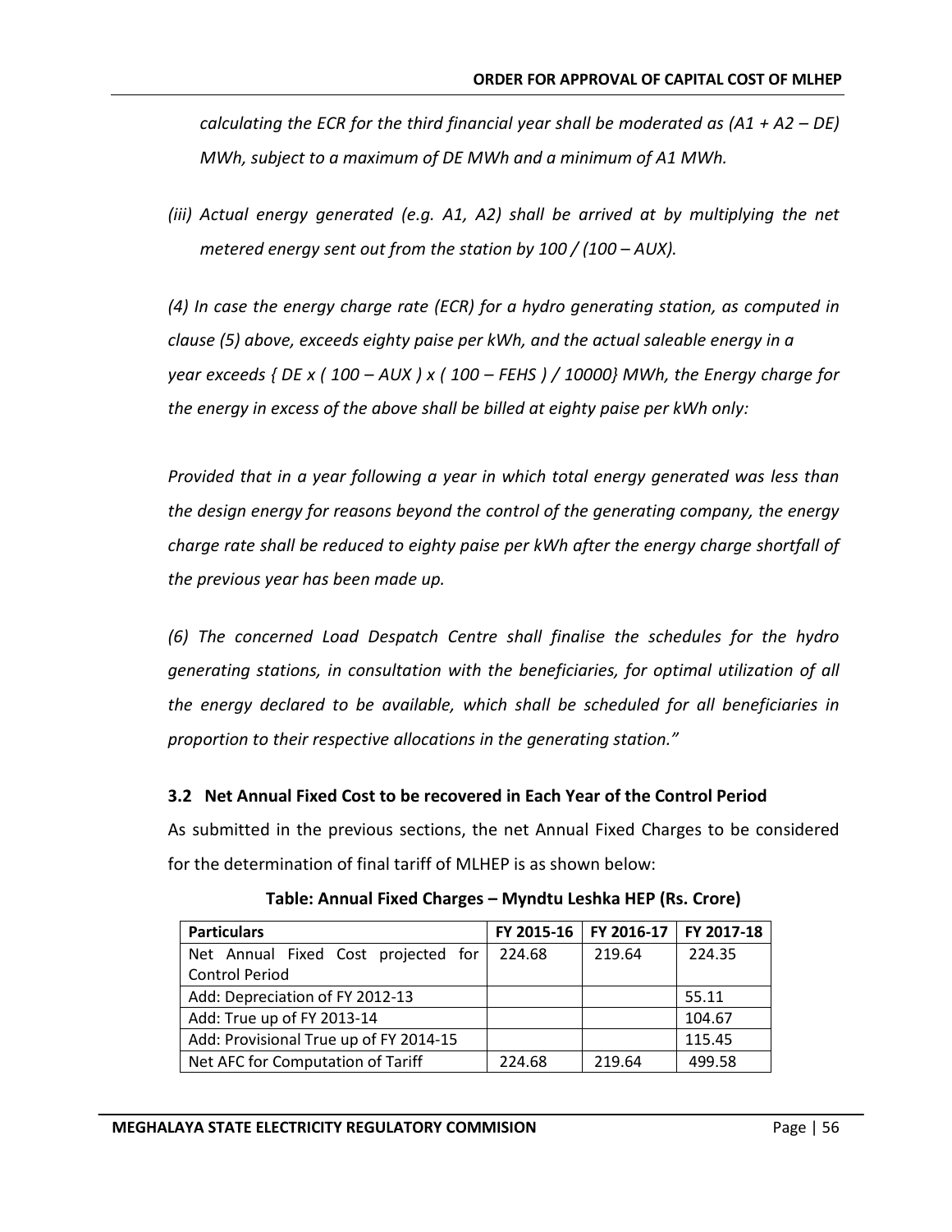*calculating the ECR for the third financial year shall be moderated as (A1 + A2 – DE) MWh, subject to a maximum of DE MWh and a minimum of A1 MWh.*

*(iii) Actual energy generated (e.g. A1, A2) shall be arrived at by multiplying the net metered energy sent out from the station by 100 / (100 – AUX).*

*(4) In case the energy charge rate (ECR) for a hydro generating station, as computed in clause (5) above, exceeds eighty paise per kWh, and the actual saleable energy in a year exceeds { DE x ( 100 – AUX ) x ( 100 – FEHS ) / 10000} MWh, the Energy charge for the energy in excess of the above shall be billed at eighty paise per kWh only:*

*Provided that in a year following a year in which total energy generated was less than the design energy for reasons beyond the control of the generating company, the energy charge rate shall be reduced to eighty paise per kWh after the energy charge shortfall of the previous year has been made up.*

*(6) The concerned Load Despatch Centre shall finalise the schedules for the hydro generating stations, in consultation with the beneficiaries, for optimal utilization of all the energy declared to be available, which shall be scheduled for all beneficiaries in proportion to their respective allocations in the generating station."*

### 3.2 Net Annual Fixed Cost to be recovered in Each Year of the Control Period

As submitted in the previous sections, the net Annual Fixed Charges to be considered for the determination of final tariff of MLHEP is as shown below:

**Table: Annual Fixed Charges – Myndtu Leshka HEP (Rs. Crore)**

| Particulars | FY 2015-16 | FY 2016-17 | FY 2017-18 |
|---|---|---|---|
| Net Annual Fixed Cost projected for Control Period | 224.68 | 219.64 | 224.35 |
| Add: Depreciation of FY 2012-13 | | | 55.11 |
| Add: True up of FY 2013-14 | | | 104.67 |
| Add: Provisional True up of FY 2014-15 | | | 115.45 |
| Net AFC for Computation of Tariff | 224.68 | 219.64 | 499.58 |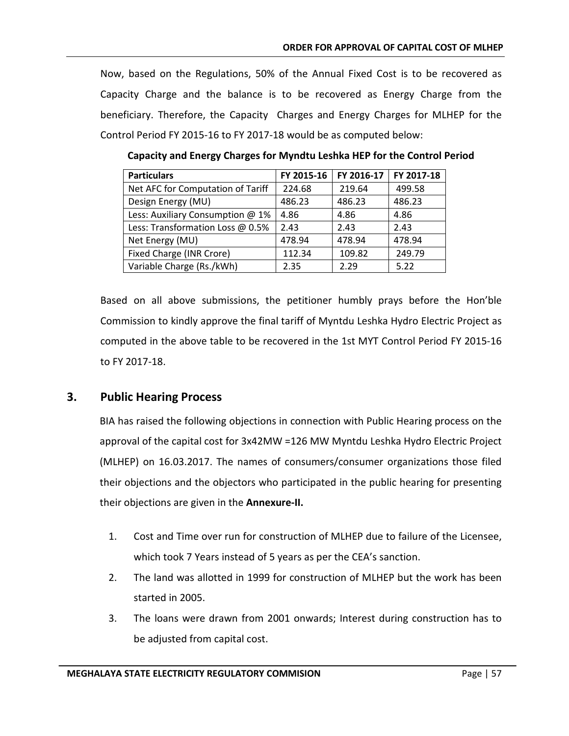Now, based on the Regulations, 50% of the Annual Fixed Cost is to be recovered as Capacity Charge and the balance is to be recovered as Energy Charge from the beneficiary. Therefore, the Capacity Charges and Energy Charges for MLHEP for the Control Period FY 2015-16 to FY 2017-18 would be as computed below:

**Capacity and Energy Charges for Myndtu Leshka HEP for the Control Period**

| Particulars | FY 2015-16 | FY 2016-17 | FY 2017-18 |
|---|---|---|---|
| Net AFC for Computation of Tariff | 224.68 | 219.64 | 499.58 |
| Design Energy (MU) | 486.23 | 486.23 | 486.23 |
| Less: Auxiliary Consumption @ 1% | 4.86 | 4.86 | 4.86 |
| Less: Transformation Loss @ 0.5% | 2.43 | 2.43 | 2.43 |
| Net Energy (MU) | 478.94 | 478.94 | 478.94 |
| Fixed Charge (INR Crore) | 112.34 | 109.82 | 249.79 |
| Variable Charge (Rs./kWh) | 2.35 | 2.29 | 5.22 |

Based on all above submissions, the petitioner humbly prays before the Hon'ble Commission to kindly approve the final tariff of Myntdu Leshka Hydro Electric Project as computed in the above table to be recovered in the 1st MYT Control Period FY 2015-16 to FY 2017-18.

## 3. Public Hearing Process

BIA has raised the following objections in connection with Public Hearing process on the approval of the capital cost for 3x42MW =126 MW Myntdu Leshka Hydro Electric Project (MLHEP) on 16.03.2017. The names of consumers/consumer organizations those filed their objections and the objectors who participated in the public hearing for presenting their objections are given in the **Annexure-II.**

1. Cost and Time over run for construction of MLHEP due to failure of the Licensee, which took 7 Years instead of 5 years as per the CEA's sanction.
2. The land was allotted in 1999 for construction of MLHEP but the work has been started in 2005.
3. The loans were drawn from 2001 onwards; Interest during construction has to be adjusted from capital cost.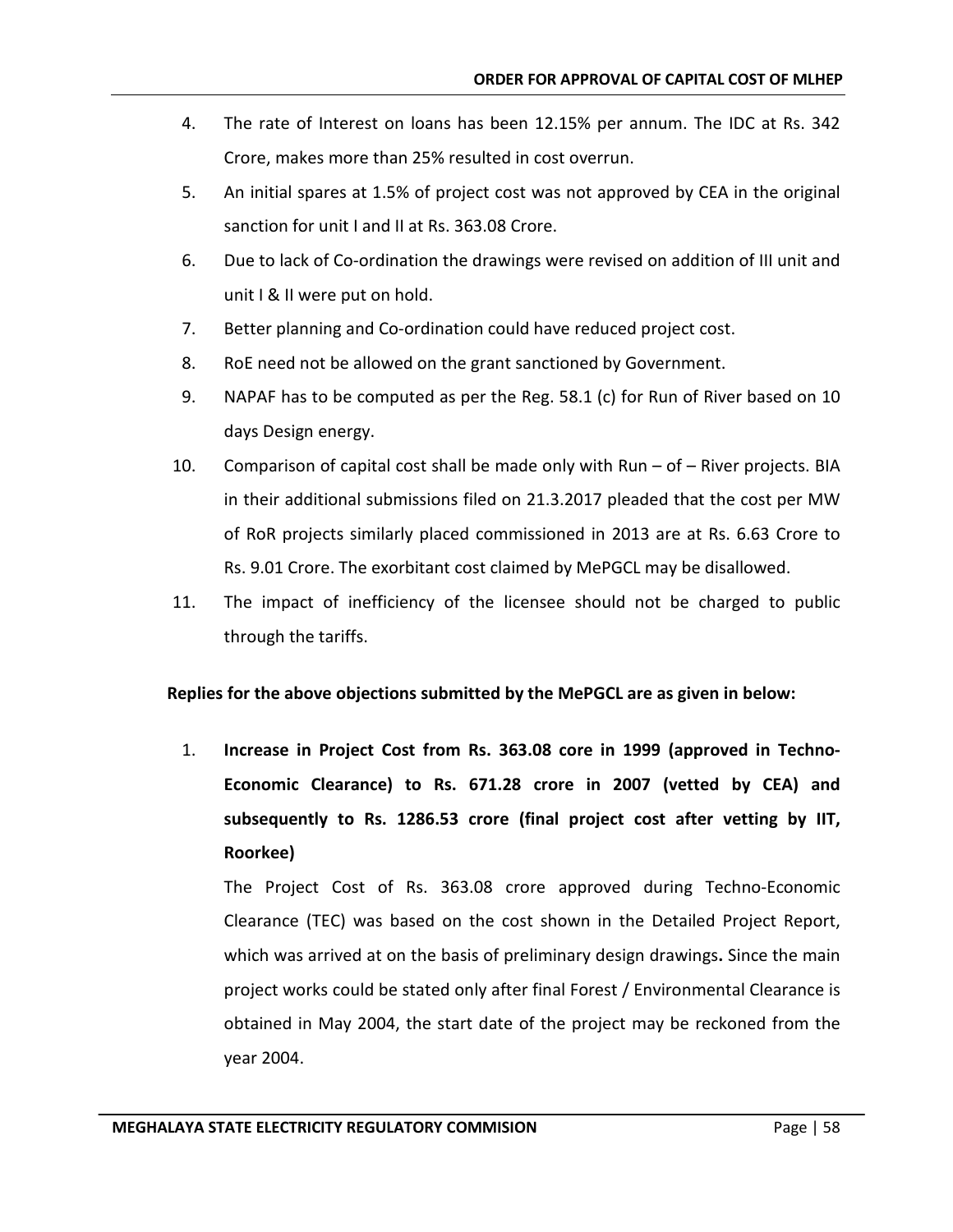4. The rate of Interest on loans has been 12.15% per annum. The IDC at Rs. 342 Crore, makes more than 25% resulted in cost overrun.
5. An initial spares at 1.5% of project cost was not approved by CEA in the original sanction for unit I and II at Rs. 363.08 Crore.
6. Due to lack of Co-ordination the drawings were revised on addition of III unit and unit I & II were put on hold.
7. Better planning and Co-ordination could have reduced project cost.
8. RoE need not be allowed on the grant sanctioned by Government.
9. NAPAF has to be computed as per the Reg. 58.1 (c) for Run of River based on 10 days Design energy.
10. Comparison of capital cost shall be made only with Run – of – River projects. BIA in their additional submissions filed on 21.3.2017 pleaded that the cost per MW of RoR projects similarly placed commissioned in 2013 are at Rs. 6.63 Crore to Rs. 9.01 Crore. The exorbitant cost claimed by MePGCL may be disallowed.
11. The impact of inefficiency of the licensee should not be charged to public through the tariffs.

**Replies for the above objections submitted by the MePGCL are as given in below:**

1. **Increase in Project Cost from Rs. 363.08 core in 1999 (approved in Techno-Economic Clearance) to Rs. 671.28 crore in 2007 (vetted by CEA) and subsequently to Rs. 1286.53 crore (final project cost after vetting by IIT, Roorkee)**

   The Project Cost of Rs. 363.08 crore approved during Techno-Economic Clearance (TEC) was based on the cost shown in the Detailed Project Report, which was arrived at on the basis of preliminary design drawings**.** Since the main project works could be stated only after final Forest / Environmental Clearance is obtained in May 2004, the start date of the project may be reckoned from the year 2004.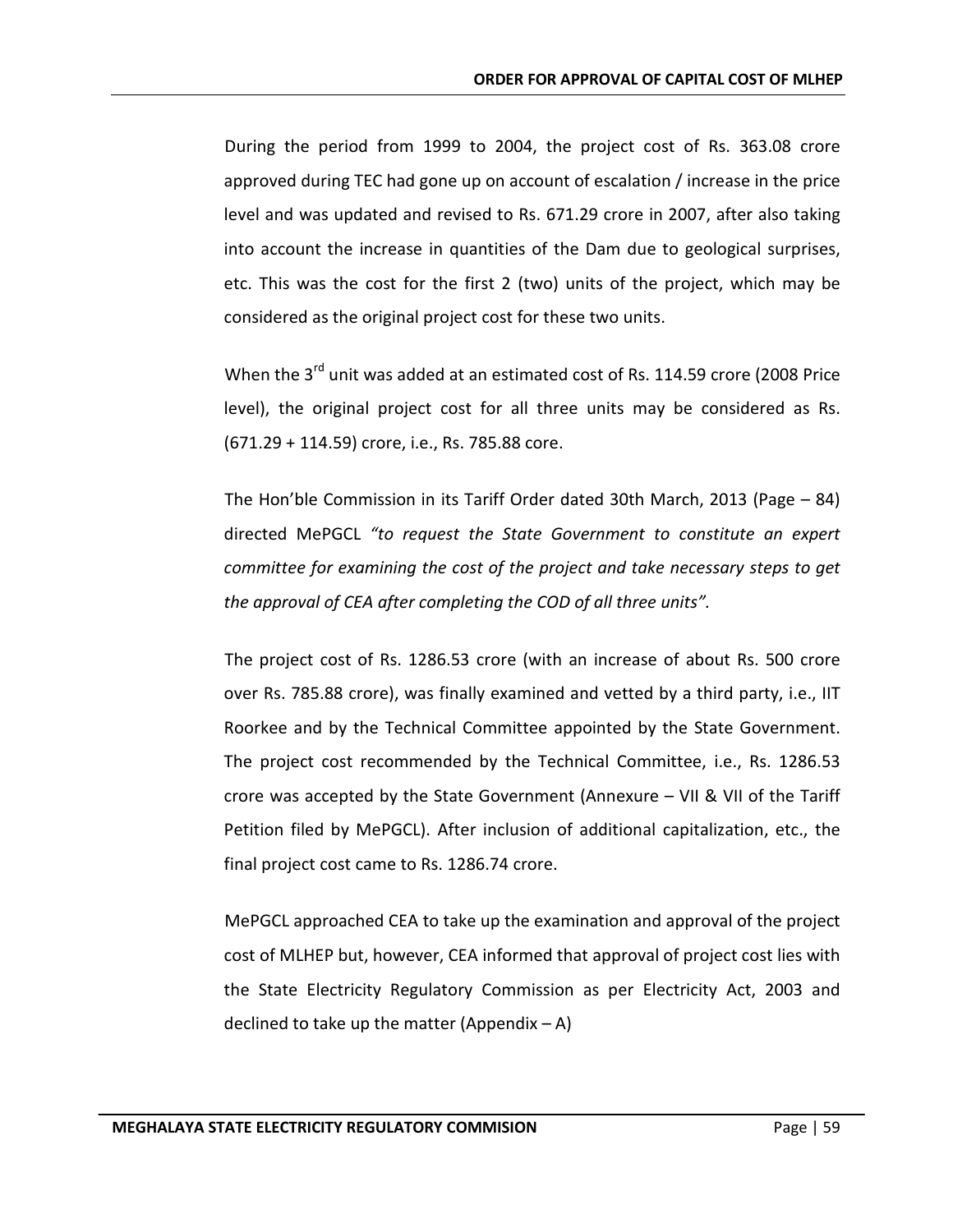During the period from 1999 to 2004, the project cost of Rs. 363.08 crore approved during TEC had gone up on account of escalation / increase in the price level and was updated and revised to Rs. 671.29 crore in 2007, after also taking into account the increase in quantities of the Dam due to geological surprises, etc. This was the cost for the first 2 (two) units of the project, which may be considered as the original project cost for these two units.

When the 3rd unit was added at an estimated cost of Rs. 114.59 crore (2008 Price level), the original project cost for all three units may be considered as Rs. (671.29 + 114.59) crore, i.e., Rs. 785.88 core.

The Hon'ble Commission in its Tariff Order dated 30th March, 2013 (Page – 84) directed MePGCL *"to request the State Government to constitute an expert committee for examining the cost of the project and take necessary steps to get the approval of CEA after completing the COD of all three units".*

The project cost of Rs. 1286.53 crore (with an increase of about Rs. 500 crore over Rs. 785.88 crore), was finally examined and vetted by a third party, i.e., IIT Roorkee and by the Technical Committee appointed by the State Government. The project cost recommended by the Technical Committee, i.e., Rs. 1286.53 crore was accepted by the State Government (Annexure – VII & VII of the Tariff Petition filed by MePGCL). After inclusion of additional capitalization, etc., the final project cost came to Rs. 1286.74 crore.

MePGCL approached CEA to take up the examination and approval of the project cost of MLHEP but, however, CEA informed that approval of project cost lies with the State Electricity Regulatory Commission as per Electricity Act, 2003 and declined to take up the matter (Appendix – A)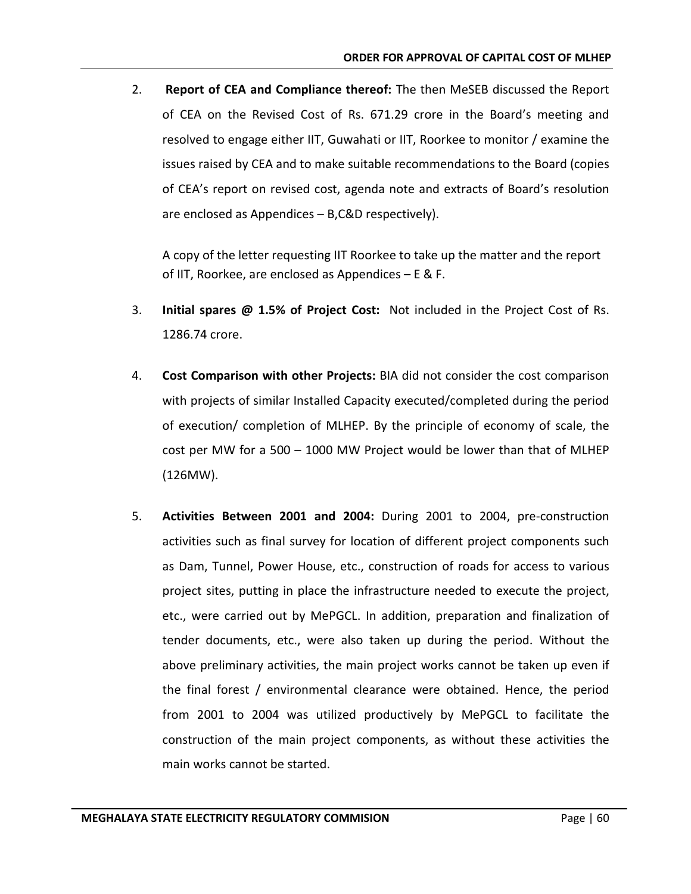2. **Report of CEA and Compliance thereof:** The then MeSEB discussed the Report of CEA on the Revised Cost of Rs. 671.29 crore in the Board's meeting and resolved to engage either IIT, Guwahati or IIT, Roorkee to monitor / examine the issues raised by CEA and to make suitable recommendations to the Board (copies of CEA's report on revised cost, agenda note and extracts of Board's resolution are enclosed as Appendices – B,C&D respectively).

   A copy of the letter requesting IIT Roorkee to take up the matter and the report of IIT, Roorkee, are enclosed as Appendices – E & F.

3. **Initial spares @ 1.5% of Project Cost:** Not included in the Project Cost of Rs. 1286.74 crore.

4. **Cost Comparison with other Projects:** BIA did not consider the cost comparison with projects of similar Installed Capacity executed/completed during the period of execution/ completion of MLHEP. By the principle of economy of scale, the cost per MW for a 500 – 1000 MW Project would be lower than that of MLHEP (126MW).

5. **Activities Between 2001 and 2004:** During 2001 to 2004, pre-construction activities such as final survey for location of different project components such as Dam, Tunnel, Power House, etc., construction of roads for access to various project sites, putting in place the infrastructure needed to execute the project, etc., were carried out by MePGCL. In addition, preparation and finalization of tender documents, etc., were also taken up during the period. Without the above preliminary activities, the main project works cannot be taken up even if the final forest / environmental clearance were obtained. Hence, the period from 2001 to 2004 was utilized productively by MePGCL to facilitate the construction of the main project components, as without these activities the main works cannot be started.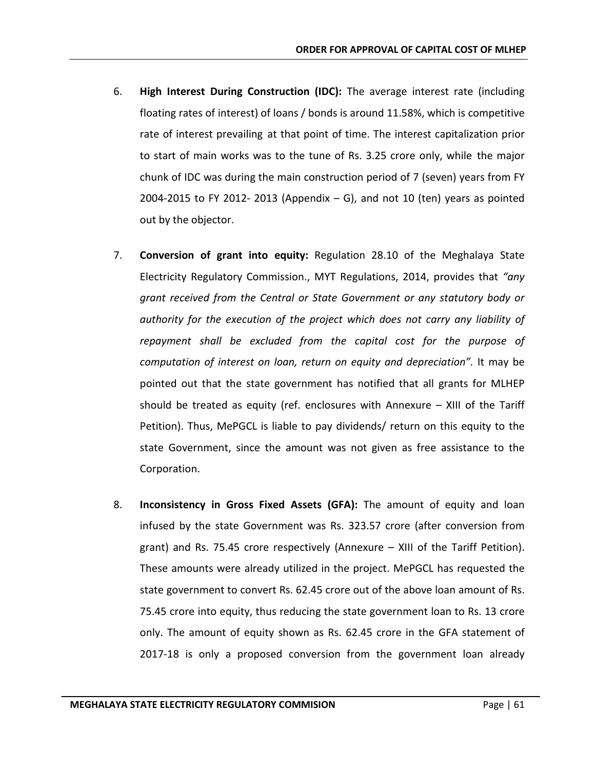6. **High Interest During Construction (IDC):** The average interest rate (including floating rates of interest) of loans / bonds is around 11.58%, which is competitive rate of interest prevailing at that point of time. The interest capitalization prior to start of main works was to the tune of Rs. 3.25 crore only, while the major chunk of IDC was during the main construction period of 7 (seven) years from FY 2004-2015 to FY 2012- 2013 (Appendix – G), and not 10 (ten) years as pointed out by the objector.

7. **Conversion of grant into equity:** Regulation 28.10 of the Meghalaya State Electricity Regulatory Commission., MYT Regulations, 2014, provides that *"any grant received from the Central or State Government or any statutory body or authority for the execution of the project which does not carry any liability of repayment shall be excluded from the capital cost for the purpose of computation of interest on loan, return on equity and depreciation".* It may be pointed out that the state government has notified that all grants for MLHEP should be treated as equity (ref. enclosures with Annexure – XIII of the Tariff Petition). Thus, MePGCL is liable to pay dividends/ return on this equity to the state Government, since the amount was not given as free assistance to the Corporation.

8. **Inconsistency in Gross Fixed Assets (GFA):** The amount of equity and loan infused by the state Government was Rs. 323.57 crore (after conversion from grant) and Rs. 75.45 crore respectively (Annexure – XIII of the Tariff Petition). These amounts were already utilized in the project. MePGCL has requested the state government to convert Rs. 62.45 crore out of the above loan amount of Rs. 75.45 crore into equity, thus reducing the state government loan to Rs. 13 crore only. The amount of equity shown as Rs. 62.45 crore in the GFA statement of 2017-18 is only a proposed conversion from the government loan already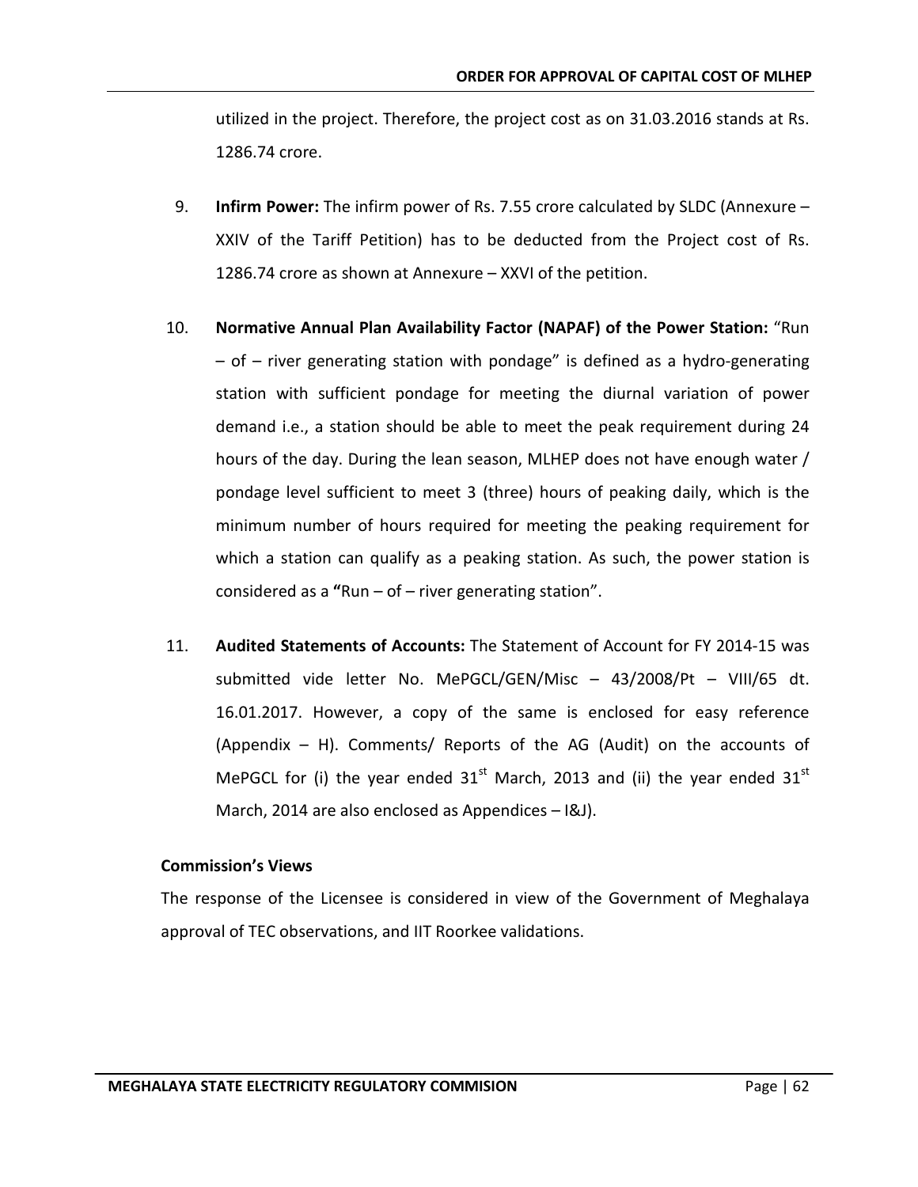utilized in the project. Therefore, the project cost as on 31.03.2016 stands at Rs. 1286.74 crore.

9. **Infirm Power:** The infirm power of Rs. 7.55 crore calculated by SLDC (Annexure – XXIV of the Tariff Petition) has to be deducted from the Project cost of Rs. 1286.74 crore as shown at Annexure – XXVI of the petition.

10. **Normative Annual Plan Availability Factor (NAPAF) of the Power Station:** "Run – of – river generating station with pondage" is defined as a hydro-generating station with sufficient pondage for meeting the diurnal variation of power demand i.e., a station should be able to meet the peak requirement during 24 hours of the day. During the lean season, MLHEP does not have enough water / pondage level sufficient to meet 3 (three) hours of peaking daily, which is the minimum number of hours required for meeting the peaking requirement for which a station can qualify as a peaking station. As such, the power station is considered as a **"**Run – of – river generating station".

11. **Audited Statements of Accounts:** The Statement of Account for FY 2014-15 was submitted vide letter No. MePGCL/GEN/Misc – 43/2008/Pt – VIII/65 dt. 16.01.2017. However, a copy of the same is enclosed for easy reference (Appendix – H). Comments/ Reports of the AG (Audit) on the accounts of MePGCL for (i) the year ended 31st March, 2013 and (ii) the year ended 31st March, 2014 are also enclosed as Appendices – I&J).

**Commission's Views**

The response of the Licensee is considered in view of the Government of Meghalaya approval of TEC observations, and IIT Roorkee validations.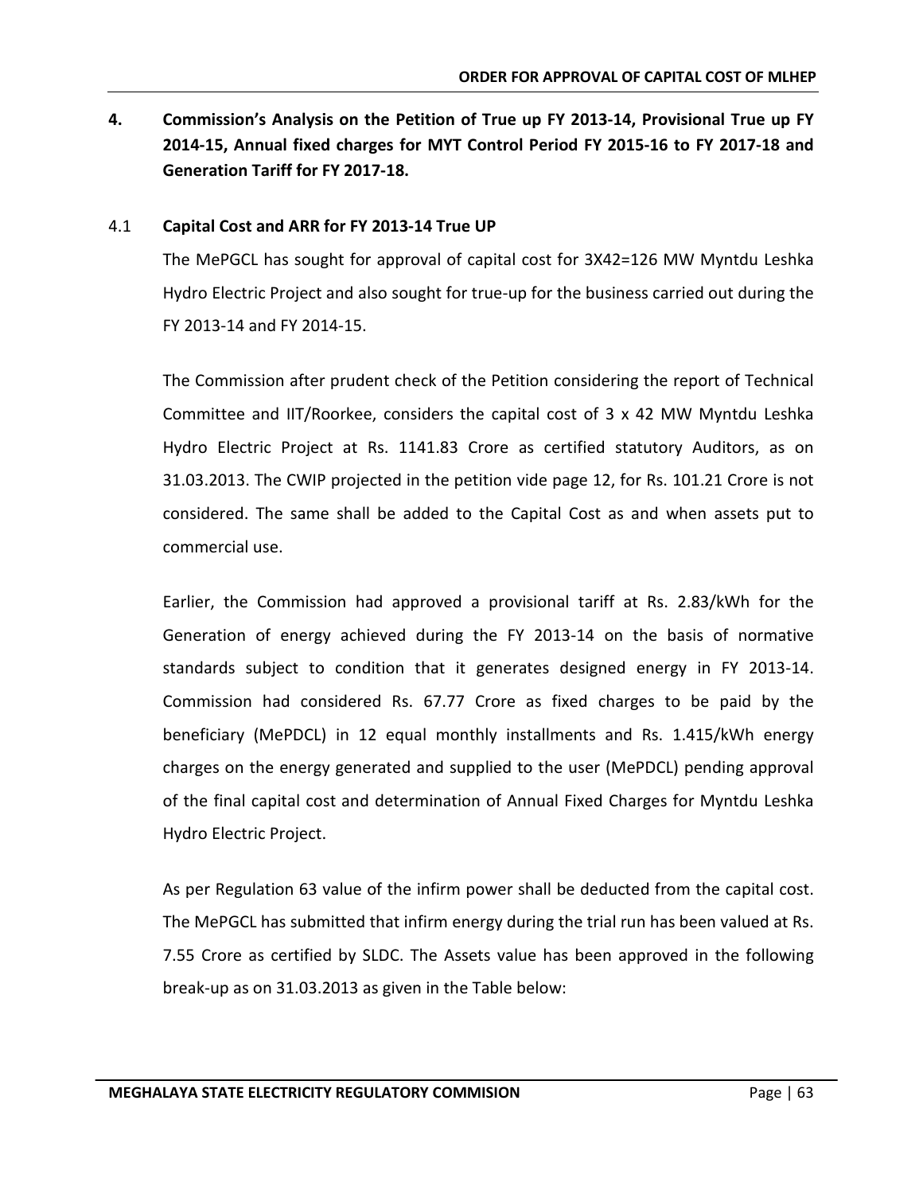## 4. Commission's Analysis on the Petition of True up FY 2013-14, Provisional True up FY 2014-15, Annual fixed charges for MYT Control Period FY 2015-16 to FY 2017-18 and Generation Tariff for FY 2017-18.

### 4.1 Capital Cost and ARR for FY 2013-14 True UP

The MePGCL has sought for approval of capital cost for 3X42=126 MW Myntdu Leshka Hydro Electric Project and also sought for true-up for the business carried out during the FY 2013-14 and FY 2014-15.

The Commission after prudent check of the Petition considering the report of Technical Committee and IIT/Roorkee, considers the capital cost of 3 x 42 MW Myntdu Leshka Hydro Electric Project at Rs. 1141.83 Crore as certified statutory Auditors, as on 31.03.2013. The CWIP projected in the petition vide page 12, for Rs. 101.21 Crore is not considered. The same shall be added to the Capital Cost as and when assets put to commercial use.

Earlier, the Commission had approved a provisional tariff at Rs. 2.83/kWh for the Generation of energy achieved during the FY 2013-14 on the basis of normative standards subject to condition that it generates designed energy in FY 2013-14. Commission had considered Rs. 67.77 Crore as fixed charges to be paid by the beneficiary (MePDCL) in 12 equal monthly installments and Rs. 1.415/kWh energy charges on the energy generated and supplied to the user (MePDCL) pending approval of the final capital cost and determination of Annual Fixed Charges for Myntdu Leshka Hydro Electric Project.

As per Regulation 63 value of the infirm power shall be deducted from the capital cost. The MePGCL has submitted that infirm energy during the trial run has been valued at Rs. 7.55 Crore as certified by SLDC. The Assets value has been approved in the following break-up as on 31.03.2013 as given in the Table below: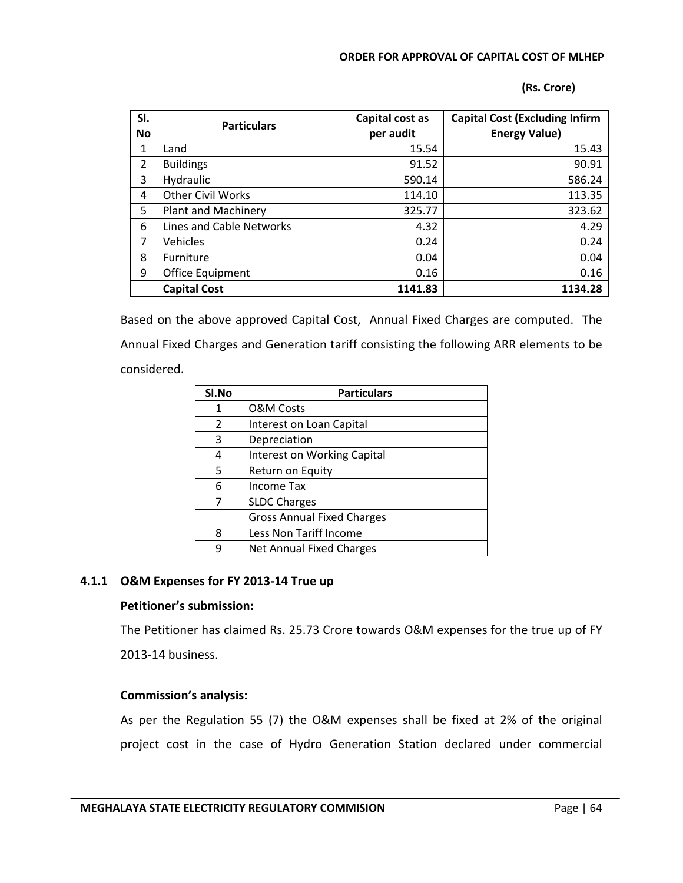(Rs. Crore)

| Sl. No | Particulars | Capital cost as per audit | Capital Cost (Excluding Infirm Energy Value) |
|---|---|---|---|
| 1 | Land | 15.54 | 15.43 |
| 2 | Buildings | 91.52 | 90.91 |
| 3 | Hydraulic | 590.14 | 586.24 |
| 4 | Other Civil Works | 114.10 | 113.35 |
| 5 | Plant and Machinery | 325.77 | 323.62 |
| 6 | Lines and Cable Networks | 4.32 | 4.29 |
| 7 | Vehicles | 0.24 | 0.24 |
| 8 | Furniture | 0.04 | 0.04 |
| 9 | Office Equipment | 0.16 | 0.16 |
| | **Capital Cost** | **1141.83** | **1134.28** |

Based on the above approved Capital Cost, Annual Fixed Charges are computed. The Annual Fixed Charges and Generation tariff consisting the following ARR elements to be considered.

| Sl.No | Particulars |
|---|---|
| 1 | O&M Costs |
| 2 | Interest on Loan Capital |
| 3 | Depreciation |
| 4 | Interest on Working Capital |
| 5 | Return on Equity |
| 6 | Income Tax |
| 7 | SLDC Charges |
| | Gross Annual Fixed Charges |
| 8 | Less Non Tariff Income |
| 9 | Net Annual Fixed Charges |

### 4.1.1 O&M Expenses for FY 2013-14 True up

**Petitioner's submission:**

The Petitioner has claimed Rs. 25.73 Crore towards O&M expenses for the true up of FY 2013-14 business.

**Commission's analysis:**

As per the Regulation 55 (7) the O&M expenses shall be fixed at 2% of the original project cost in the case of Hydro Generation Station declared under commercial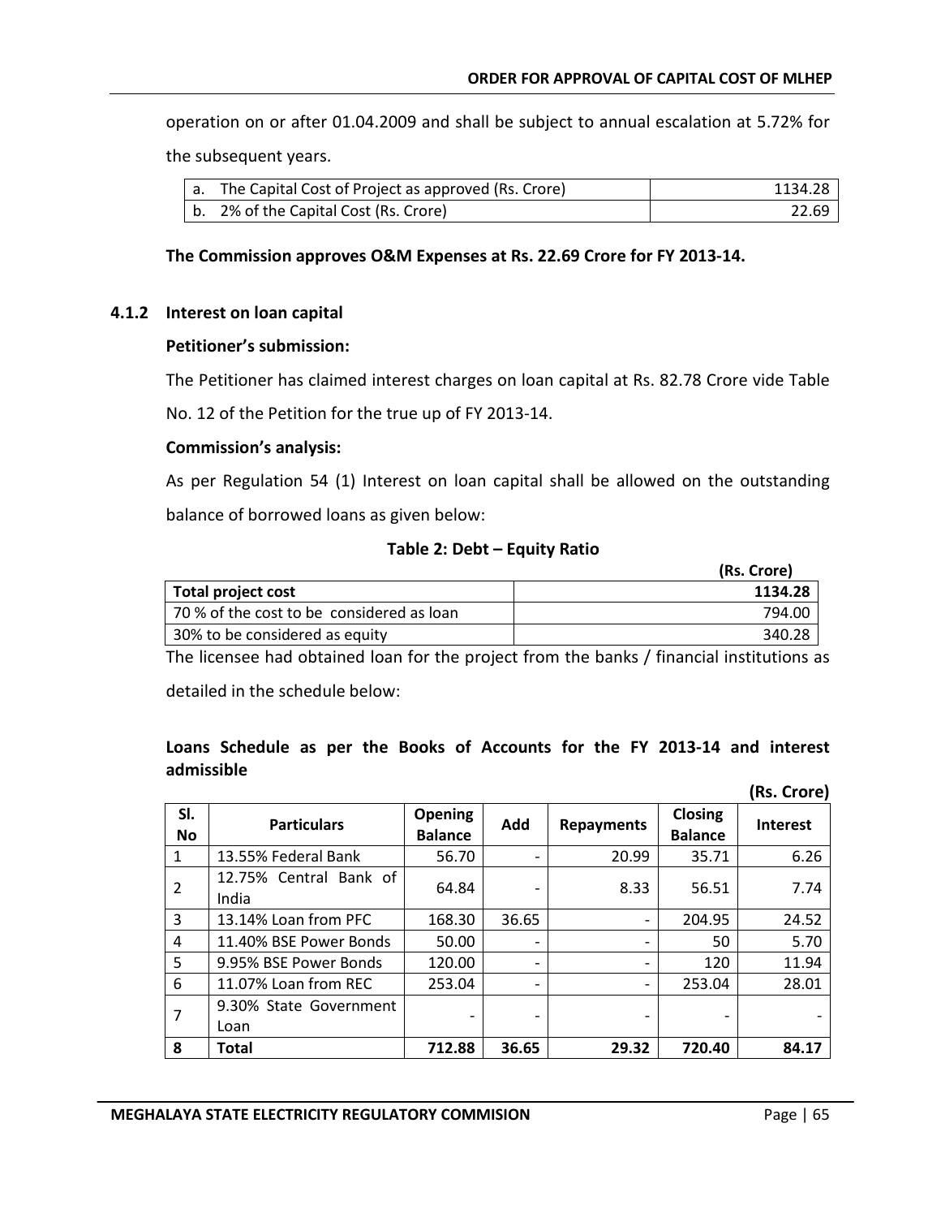operation on or after 01.04.2009 and shall be subject to annual escalation at 5.72% for the subsequent years.

| | |
|---|---|
| a. The Capital Cost of Project as approved (Rs. Crore) | 1134.28 |
| b. 2% of the Capital Cost (Rs. Crore) | 22.69 |

**The Commission approves O&M Expenses at Rs. 22.69 Crore for FY 2013-14.**

### 4.1.2 Interest on loan capital

**Petitioner's submission:**

The Petitioner has claimed interest charges on loan capital at Rs. 82.78 Crore vide Table No. 12 of the Petition for the true up of FY 2013-14.

**Commission's analysis:**

As per Regulation 54 (1) Interest on loan capital shall be allowed on the outstanding balance of borrowed loans as given below:

**Table 2: Debt – Equity Ratio**

(Rs. Crore)

| | |
|---|---|
| **Total project cost** | **1134.28** |
| 70 % of the cost to be considered as loan | 794.00 |
| 30% to be considered as equity | 340.28 |

The licensee had obtained loan for the project from the banks / financial institutions as detailed in the schedule below:

**Loans Schedule as per the Books of Accounts for the FY 2013-14 and interest admissible**

(Rs. Crore)

| Sl. No | Particulars | Opening Balance | Add | Repayments | Closing Balance | Interest |
|---|---|---|---|---|---|---|
| 1 | 13.55% Federal Bank | 56.70 | - | 20.99 | 35.71 | 6.26 |
| 2 | 12.75% Central Bank of India | 64.84 | - | 8.33 | 56.51 | 7.74 |
| 3 | 13.14% Loan from PFC | 168.30 | 36.65 | - | 204.95 | 24.52 |
| 4 | 11.40% BSE Power Bonds | 50.00 | - | - | 50 | 5.70 |
| 5 | 9.95% BSE Power Bonds | 120.00 | - | - | 120 | 11.94 |
| 6 | 11.07% Loan from REC | 253.04 | - | - | 253.04 | 28.01 |
| 7 | 9.30% State Government Loan | - | - | - | - | - |
| **8** | **Total** | **712.88** | **36.65** | **29.32** | **720.40** | **84.17** |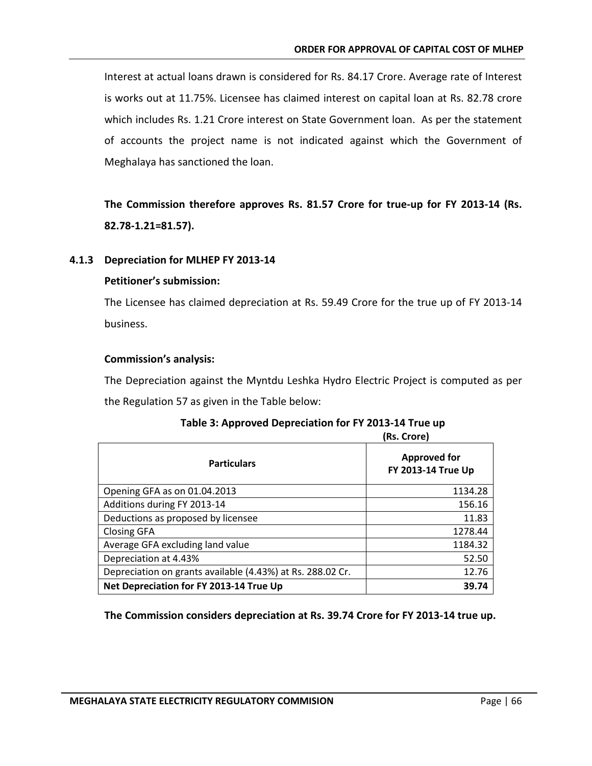Interest at actual loans drawn is considered for Rs. 84.17 Crore. Average rate of Interest is works out at 11.75%. Licensee has claimed interest on capital loan at Rs. 82.78 crore which includes Rs. 1.21 Crore interest on State Government loan. As per the statement of accounts the project name is not indicated against which the Government of Meghalaya has sanctioned the loan.

**The Commission therefore approves Rs. 81.57 Crore for true-up for FY 2013-14 (Rs. 82.78-1.21=81.57).**

### 4.1.3 Depreciation for MLHEP FY 2013-14

**Petitioner's submission:**

The Licensee has claimed depreciation at Rs. 59.49 Crore for the true up of FY 2013-14 business.

**Commission's analysis:**

The Depreciation against the Myntdu Leshka Hydro Electric Project is computed as per the Regulation 57 as given in the Table below:

**Table 3: Approved Depreciation for FY 2013-14 True up**

**(Rs. Crore)**

| Particulars | Approved for FY 2013-14 True Up |
|---|---|
| Opening GFA as on 01.04.2013 | 1134.28 |
| Additions during FY 2013-14 | 156.16 |
| Deductions as proposed by licensee | 11.83 |
| Closing GFA | 1278.44 |
| Average GFA excluding land value | 1184.32 |
| Depreciation at 4.43% | 52.50 |
| Depreciation on grants available (4.43%) at Rs. 288.02 Cr. | 12.76 |
| **Net Depreciation for FY 2013-14 True Up** | **39.74** |

**The Commission considers depreciation at Rs. 39.74 Crore for FY 2013-14 true up.**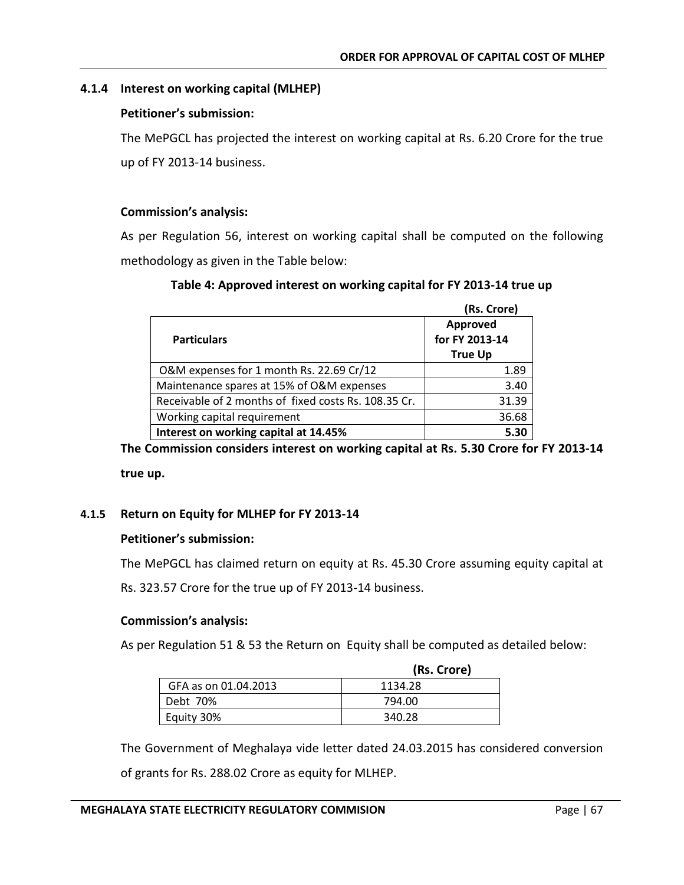#### 4.1.4 Interest on working capital (MLHEP)

**Petitioner's submission:**

The MePGCL has projected the interest on working capital at Rs. 6.20 Crore for the true up of FY 2013-14 business.

**Commission's analysis:**

As per Regulation 56, interest on working capital shall be computed on the following methodology as given in the Table below:

**Table 4: Approved interest on working capital for FY 2013-14 true up**

(Rs. Crore)

| Particulars | Approved for FY 2013-14 True Up |
|---|---|
| O&M expenses for 1 month Rs. 22.69 Cr/12 | 1.89 |
| Maintenance spares at 15% of O&M expenses | 3.40 |
| Receivable of 2 months of fixed costs Rs. 108.35 Cr. | 31.39 |
| Working capital requirement | 36.68 |
| **Interest on working capital at 14.45%** | **5.30** |

**The Commission considers interest on working capital at Rs. 5.30 Crore for FY 2013-14 true up.**

#### 4.1.5 Return on Equity for MLHEP for FY 2013-14

**Petitioner's submission:**

The MePGCL has claimed return on equity at Rs. 45.30 Crore assuming equity capital at Rs. 323.57 Crore for the true up of FY 2013-14 business.

**Commission's analysis:**

As per Regulation 51 & 53 the Return on Equity shall be computed as detailed below:

| | (Rs. Crore) |
|---|---|
| GFA as on 01.04.2013 | 1134.28 |
| Debt 70% | 794.00 |
| Equity 30% | 340.28 |

The Government of Meghalaya vide letter dated 24.03.2015 has considered conversion of grants for Rs. 288.02 Crore as equity for MLHEP.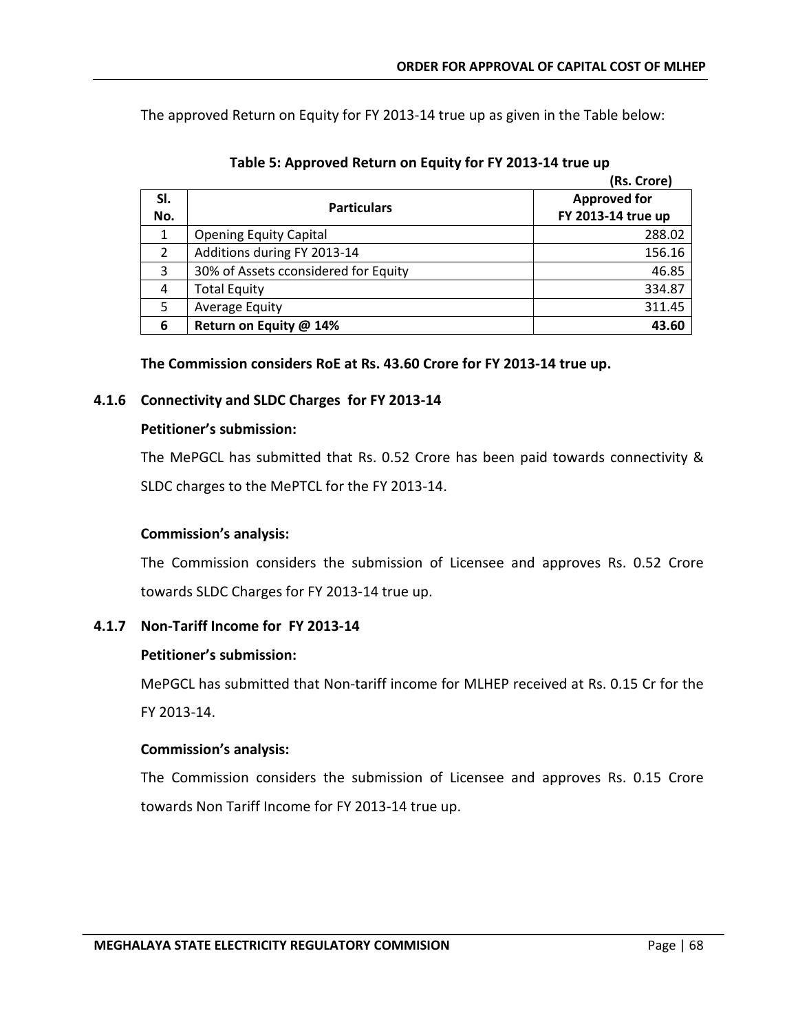The approved Return on Equity for FY 2013-14 true up as given in the Table below:

**Table 5: Approved Return on Equity for FY 2013-14 true up**

**(Rs. Crore)**

| Sl. No. | Particulars | Approved for FY 2013-14 true up |
|---|---|---|
| 1 | Opening Equity Capital | 288.02 |
| 2 | Additions during FY 2013-14 | 156.16 |
| 3 | 30% of Assets cconsidered for Equity | 46.85 |
| 4 | Total Equity | 334.87 |
| 5 | Average Equity | 311.45 |
| **6** | **Return on Equity @ 14%** | **43.60** |

**The Commission considers RoE at Rs. 43.60 Crore for FY 2013-14 true up.**

### 4.1.6 Connectivity and SLDC Charges for FY 2013-14

**Petitioner's submission:**

The MePGCL has submitted that Rs. 0.52 Crore has been paid towards connectivity & SLDC charges to the MePTCL for the FY 2013-14.

**Commission's analysis:**

The Commission considers the submission of Licensee and approves Rs. 0.52 Crore towards SLDC Charges for FY 2013-14 true up.

### 4.1.7 Non-Tariff Income for FY 2013-14

**Petitioner's submission:**

MePGCL has submitted that Non-tariff income for MLHEP received at Rs. 0.15 Cr for the FY 2013-14.

**Commission's analysis:**

The Commission considers the submission of Licensee and approves Rs. 0.15 Crore towards Non Tariff Income for FY 2013-14 true up.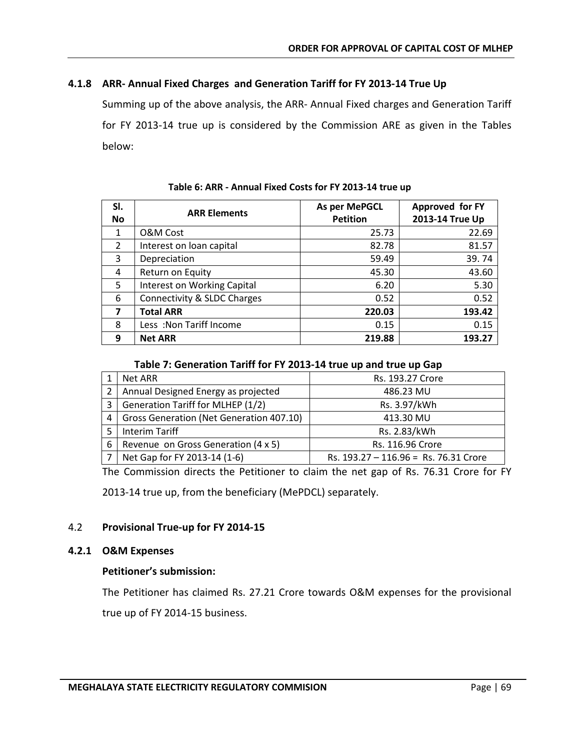### 4.1.8 ARR- Annual Fixed Charges and Generation Tariff for FY 2013-14 True Up

Summing up of the above analysis, the ARR- Annual Fixed charges and Generation Tariff for FY 2013-14 true up is considered by the Commission ARE as given in the Tables below:

**Table 6: ARR - Annual Fixed Costs for FY 2013-14 true up**

| Sl. No | ARR Elements | As per MePGCL Petition | Approved for FY 2013-14 True Up |
|---|---|---|---|
| 1 | O&M Cost | 25.73 | 22.69 |
| 2 | Interest on loan capital | 82.78 | 81.57 |
| 3 | Depreciation | 59.49 | 39. 74 |
| 4 | Return on Equity | 45.30 | 43.60 |
| 5 | Interest on Working Capital | 6.20 | 5.30 |
| 6 | Connectivity & SLDC Charges | 0.52 | 0.52 |
| **7** | **Total ARR** | **220.03** | **193.42** |
| 8 | Less :Non Tariff Income | 0.15 | 0.15 |
| **9** | **Net ARR** | **219.88** | **193.27** |

**Table 7: Generation Tariff for FY 2013-14 true up and true up Gap**

| | | |
|---|---|---|
| 1 | Net ARR | Rs. 193.27 Crore |
| 2 | Annual Designed Energy as projected | 486.23 MU |
| 3 | Generation Tariff for MLHEP (1/2) | Rs. 3.97/kWh |
| 4 | Gross Generation (Net Generation 407.10) | 413.30 MU |
| 5 | Interim Tariff | Rs. 2.83/kWh |
| 6 | Revenue on Gross Generation (4 x 5) | Rs. 116.96 Crore |
| 7 | Net Gap for FY 2013-14 (1-6) | Rs. 193.27 – 116.96 = Rs. 76.31 Crore |

The Commission directs the Petitioner to claim the net gap of Rs. 76.31 Crore for FY 2013-14 true up, from the beneficiary (MePDCL) separately.

## 4.2 Provisional True-up for FY 2014-15

### 4.2.1 O&M Expenses

**Petitioner's submission:**

The Petitioner has claimed Rs. 27.21 Crore towards O&M expenses for the provisional true up of FY 2014-15 business.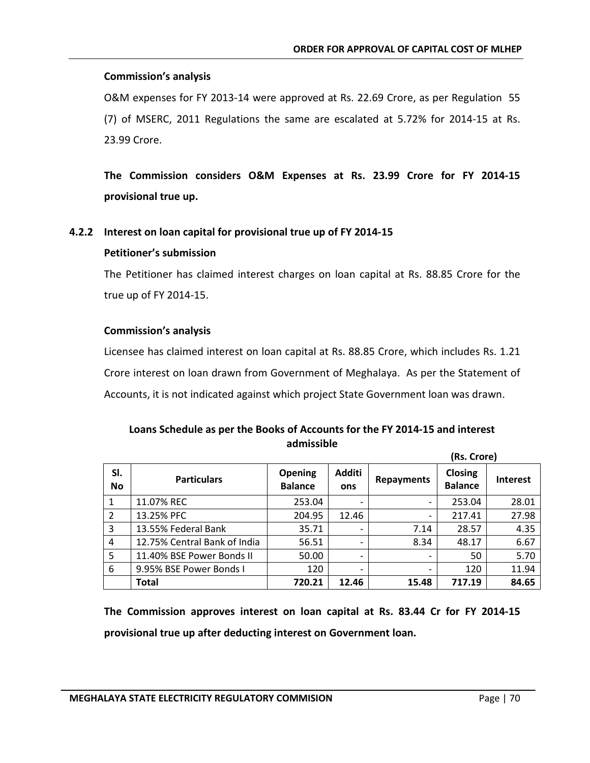**Commission's analysis**

O&M expenses for FY 2013-14 were approved at Rs. 22.69 Crore, as per Regulation 55 (7) of MSERC, 2011 Regulations the same are escalated at 5.72% for 2014-15 at Rs. 23.99 Crore.

**The Commission considers O&M Expenses at Rs. 23.99 Crore for FY 2014-15 provisional true up.**

### 4.2.2 Interest on loan capital for provisional true up of FY 2014-15

**Petitioner's submission**

The Petitioner has claimed interest charges on loan capital at Rs. 88.85 Crore for the true up of FY 2014-15.

**Commission's analysis**

Licensee has claimed interest on loan capital at Rs. 88.85 Crore, which includes Rs. 1.21 Crore interest on loan drawn from Government of Meghalaya. As per the Statement of Accounts, it is not indicated against which project State Government loan was drawn.

**Loans Schedule as per the Books of Accounts for the FY 2014-15 and interest admissible**

**(Rs. Crore)**

| Sl. No | Particulars | Opening Balance | Additions | Repayments | Closing Balance | Interest |
|---|---|---|---|---|---|---|
| 1 | 11.07% REC | 253.04 | - | - | 253.04 | 28.01 |
| 2 | 13.25% PFC | 204.95 | 12.46 | - | 217.41 | 27.98 |
| 3 | 13.55% Federal Bank | 35.71 | - | 7.14 | 28.57 | 4.35 |
| 4 | 12.75% Central Bank of India | 56.51 | - | 8.34 | 48.17 | 6.67 |
| 5 | 11.40% BSE Power Bonds II | 50.00 | - | - | 50 | 5.70 |
| 6 | 9.95% BSE Power Bonds I | 120 | - | - | 120 | 11.94 |
| | **Total** | **720.21** | **12.46** | **15.48** | **717.19** | **84.65** |

**The Commission approves interest on loan capital at Rs. 83.44 Cr for FY 2014-15 provisional true up after deducting interest on Government loan.**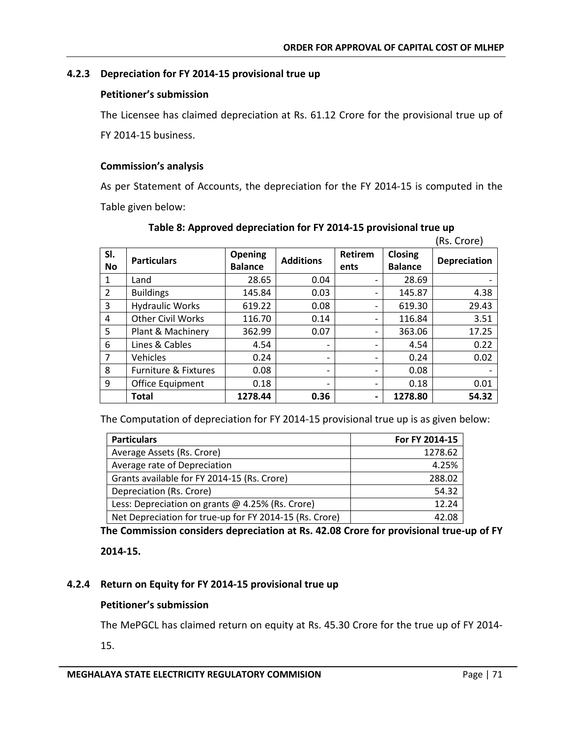### 4.2.3 Depreciation for FY 2014-15 provisional true up

**Petitioner's submission**

The Licensee has claimed depreciation at Rs. 61.12 Crore for the provisional true up of FY 2014-15 business.

**Commission's analysis**

As per Statement of Accounts, the depreciation for the FY 2014-15 is computed in the Table given below:

**Table 8: Approved depreciation for FY 2014-15 provisional true up**

(Rs. Crore)

| Sl. No | Particulars | Opening Balance | Additions | Retirements | Closing Balance | Depreciation |
|---|---|---|---|---|---|---|
| 1 | Land | 28.65 | 0.04 | - | 28.69 | - |
| 2 | Buildings | 145.84 | 0.03 | - | 145.87 | 4.38 |
| 3 | Hydraulic Works | 619.22 | 0.08 | - | 619.30 | 29.43 |
| 4 | Other Civil Works | 116.70 | 0.14 | - | 116.84 | 3.51 |
| 5 | Plant & Machinery | 362.99 | 0.07 | - | 363.06 | 17.25 |
| 6 | Lines & Cables | 4.54 | - | - | 4.54 | 0.22 |
| 7 | Vehicles | 0.24 | - | - | 0.24 | 0.02 |
| 8 | Furniture & Fixtures | 0.08 | - | - | 0.08 | - |
| 9 | Office Equipment | 0.18 | - | - | 0.18 | 0.01 |
| | **Total** | **1278.44** | **0.36** | **-** | **1278.80** | **54.32** |

The Computation of depreciation for FY 2014-15 provisional true up is as given below:

| Particulars | For FY 2014-15 |
|---|---|
| Average Assets (Rs. Crore) | 1278.62 |
| Average rate of Depreciation | 4.25% |
| Grants available for FY 2014-15 (Rs. Crore) | 288.02 |
| Depreciation (Rs. Crore) | 54.32 |
| Less: Depreciation on grants @ 4.25% (Rs. Crore) | 12.24 |
| Net Depreciation for true-up for FY 2014-15 (Rs. Crore) | 42.08 |

**The Commission considers depreciation at Rs. 42.08 Crore for provisional true-up of FY 2014-15.**

### 4.2.4 Return on Equity for FY 2014-15 provisional true up

**Petitioner's submission**

The MePGCL has claimed return on equity at Rs. 45.30 Crore for the true up of FY 2014-15.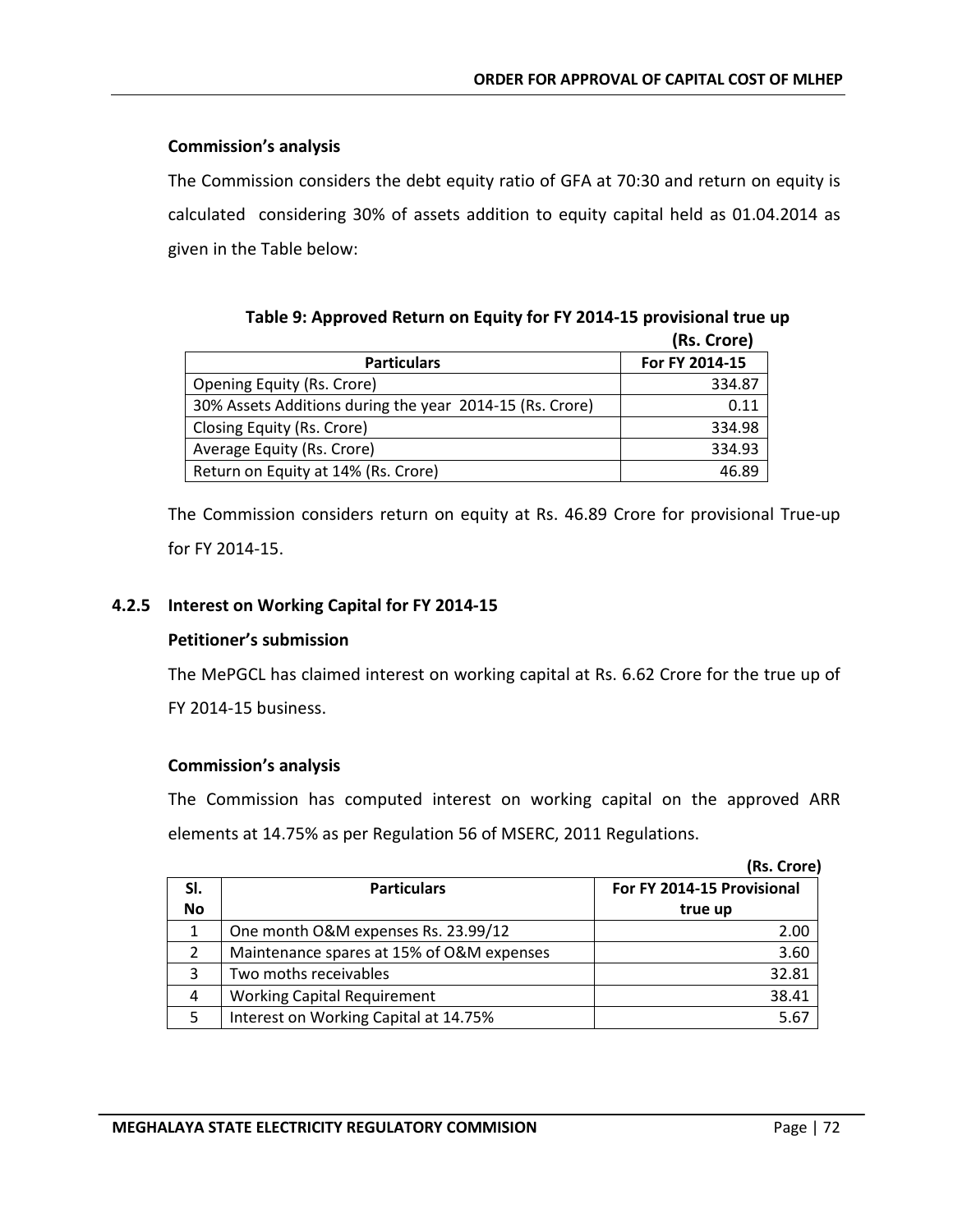**Commission's analysis**

The Commission considers the debt equity ratio of GFA at 70:30 and return on equity is calculated considering 30% of assets addition to equity capital held as 01.04.2014 as given in the Table below:

**Table 9: Approved Return on Equity for FY 2014-15 provisional true up**

**(Rs. Crore)**

| Particulars | For FY 2014-15 |
|---|---|
| Opening Equity (Rs. Crore) | 334.87 |
| 30% Assets Additions during the year 2014-15 (Rs. Crore) | 0.11 |
| Closing Equity (Rs. Crore) | 334.98 |
| Average Equity (Rs. Crore) | 334.93 |
| Return on Equity at 14% (Rs. Crore) | 46.89 |

The Commission considers return on equity at Rs. 46.89 Crore for provisional True-up for FY 2014-15.

### 4.2.5 Interest on Working Capital for FY 2014-15

**Petitioner's submission**

The MePGCL has claimed interest on working capital at Rs. 6.62 Crore for the true up of FY 2014-15 business.

**Commission's analysis**

The Commission has computed interest on working capital on the approved ARR elements at 14.75% as per Regulation 56 of MSERC, 2011 Regulations.

**(Rs. Crore)**

| Sl. No | Particulars | For FY 2014-15 Provisional true up |
|---|---|---|
| 1 | One month O&M expenses Rs. 23.99/12 | 2.00 |
| 2 | Maintenance spares at 15% of O&M expenses | 3.60 |
| 3 | Two moths receivables | 32.81 |
| 4 | Working Capital Requirement | 38.41 |
| 5 | Interest on Working Capital at 14.75% | 5.67 |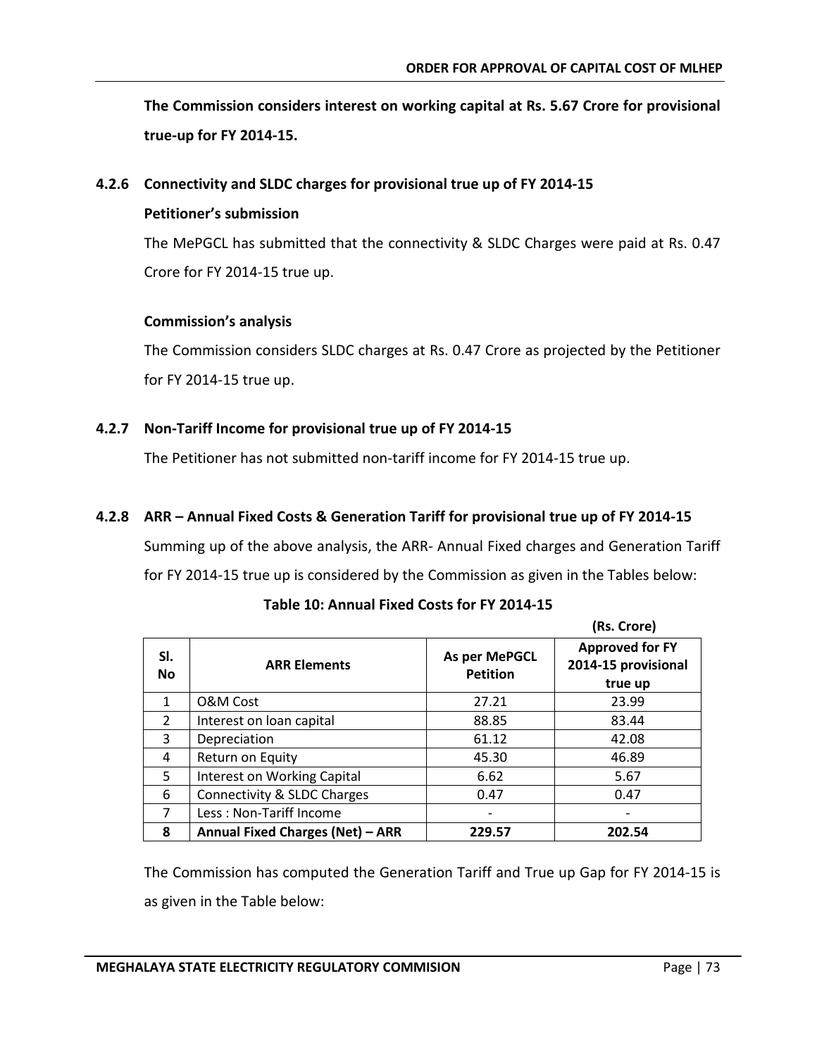**The Commission considers interest on working capital at Rs. 5.67 Crore for provisional true-up for FY 2014-15.**

### 4.2.6 Connectivity and SLDC charges for provisional true up of FY 2014-15

**Petitioner's submission**

The MePGCL has submitted that the connectivity & SLDC Charges were paid at Rs. 0.47 Crore for FY 2014-15 true up.

**Commission's analysis**

The Commission considers SLDC charges at Rs. 0.47 Crore as projected by the Petitioner for FY 2014-15 true up.

### 4.2.7 Non-Tariff Income for provisional true up of FY 2014-15

The Petitioner has not submitted non-tariff income for FY 2014-15 true up.

### 4.2.8 ARR – Annual Fixed Costs & Generation Tariff for provisional true up of FY 2014-15

Summing up of the above analysis, the ARR- Annual Fixed charges and Generation Tariff for FY 2014-15 true up is considered by the Commission as given in the Tables below:

**Table 10: Annual Fixed Costs for FY 2014-15**

(Rs. Crore)

| Sl. No | ARR Elements | As per MePGCL Petition | Approved for FY 2014-15 provisional true up |
|---|---|---|---|
| 1 | O&M Cost | 27.21 | 23.99 |
| 2 | Interest on loan capital | 88.85 | 83.44 |
| 3 | Depreciation | 61.12 | 42.08 |
| 4 | Return on Equity | 45.30 | 46.89 |
| 5 | Interest on Working Capital | 6.62 | 5.67 |
| 6 | Connectivity & SLDC Charges | 0.47 | 0.47 |
| 7 | Less : Non-Tariff Income | - | - |
| **8** | **Annual Fixed Charges (Net) – ARR** | **229.57** | **202.54** |

The Commission has computed the Generation Tariff and True up Gap for FY 2014-15 is as given in the Table below: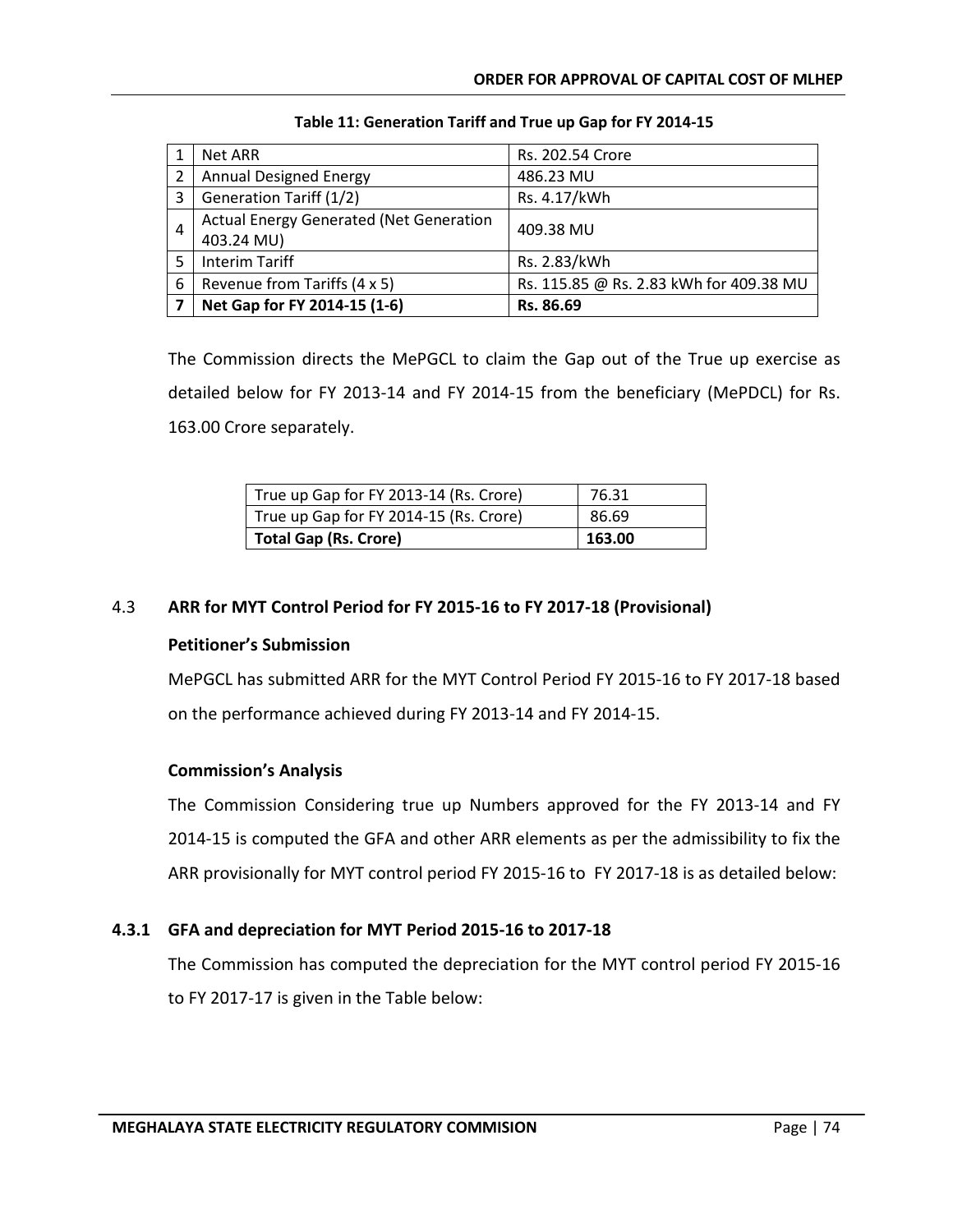**Table 11: Generation Tariff and True up Gap for FY 2014-15**

| | | |
|---|---|---|
| 1 | Net ARR | Rs. 202.54 Crore |
| 2 | Annual Designed Energy | 486.23 MU |
| 3 | Generation Tariff (1/2) | Rs. 4.17/kWh |
| 4 | Actual Energy Generated (Net Generation 403.24 MU) | 409.38 MU |
| 5 | Interim Tariff | Rs. 2.83/kWh |
| 6 | Revenue from Tariffs (4 x 5) | Rs. 115.85 @ Rs. 2.83 kWh for 409.38 MU |
| **7** | **Net Gap for FY 2014-15 (1-6)** | **Rs. 86.69** |

The Commission directs the MePGCL to claim the Gap out of the True up exercise as detailed below for FY 2013-14 and FY 2014-15 from the beneficiary (MePDCL) for Rs. 163.00 Crore separately.

| | |
|---|---|
| True up Gap for FY 2013-14 (Rs. Crore) | 76.31 |
| True up Gap for FY 2014-15 (Rs. Crore) | 86.69 |
| **Total Gap (Rs. Crore)** | **163.00** |

### 4.3 ARR for MYT Control Period for FY 2015-16 to FY 2017-18 (Provisional)

**Petitioner's Submission**

MePGCL has submitted ARR for the MYT Control Period FY 2015-16 to FY 2017-18 based on the performance achieved during FY 2013-14 and FY 2014-15.

**Commission's Analysis**

The Commission Considering true up Numbers approved for the FY 2013-14 and FY 2014-15 is computed the GFA and other ARR elements as per the admissibility to fix the ARR provisionally for MYT control period FY 2015-16 to FY 2017-18 is as detailed below:

#### 4.3.1 GFA and depreciation for MYT Period 2015-16 to 2017-18

The Commission has computed the depreciation for the MYT control period FY 2015-16 to FY 2017-17 is given in the Table below: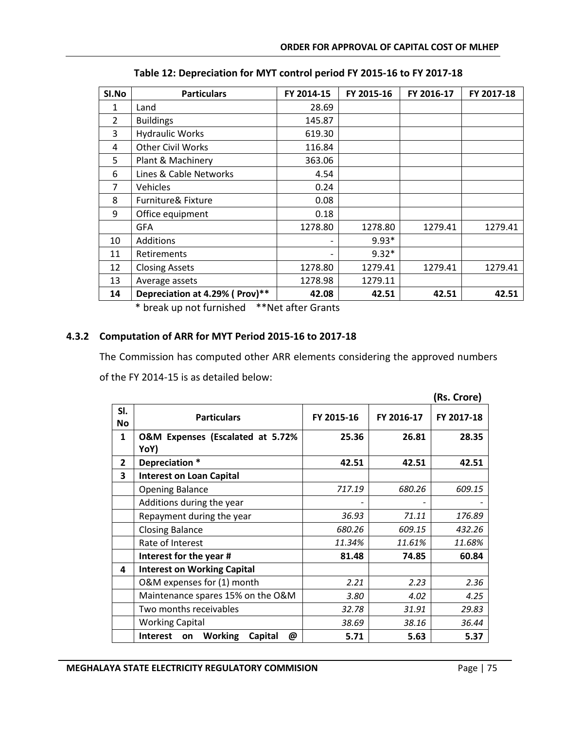**Table 12: Depreciation for MYT control period FY 2015-16 to FY 2017-18**

| Sl.No | Particulars | FY 2014-15 | FY 2015-16 | FY 2016-17 | FY 2017-18 |
|---|---|---|---|---|---|
| 1 | Land | 28.69 | | | |
| 2 | Buildings | 145.87 | | | |
| 3 | Hydraulic Works | 619.30 | | | |
| 4 | Other Civil Works | 116.84 | | | |
| 5 | Plant & Machinery | 363.06 | | | |
| 6 | Lines & Cable Networks | 4.54 | | | |
| 7 | Vehicles | 0.24 | | | |
| 8 | Furniture& Fixture | 0.08 | | | |
| 9 | Office equipment | 0.18 | | | |
| | GFA | 1278.80 | 1278.80 | 1279.41 | 1279.41 |
| 10 | Additions | - | 9.93* | | |
| 11 | Retirements | - | 9.32* | | |
| 12 | Closing Assets | 1278.80 | 1279.41 | 1279.41 | 1279.41 |
| 13 | Average assets | 1278.98 | 1279.11 | | |
| **14** | **Depreciation at 4.29% ( Prov)**** | **42.08** | **42.51** | **42.51** | **42.51** |

\* break up not furnished  **Net after Grants

### 4.3.2 Computation of ARR for MYT Period 2015-16 to 2017-18

The Commission has computed other ARR elements considering the approved numbers of the FY 2014-15 is as detailed below:

**(Rs. Crore)**

| Sl. No | Particulars | FY 2015-16 | FY 2016-17 | FY 2017-18 |
|---|---|---|---|---|
| **1** | **O&M Expenses (Escalated at 5.72% YoY)** | **25.36** | **26.81** | **28.35** |
| **2** | **Depreciation *** | **42.51** | **42.51** | **42.51** |
| **3** | **Interest on Loan Capital** | | | |
| | Opening Balance | *717.19* | *680.26* | *609.15* |
| | Additions during the year | - | - | - |
| | Repayment during the year | *36.93* | *71.11* | *176.89* |
| | Closing Balance | *680.26* | *609.15* | *432.26* |
| | Rate of Interest | *11.34%* | *11.61%* | *11.68%* |
| | **Interest for the year #** | **81.48** | **74.85** | **60.84** |
| **4** | **Interest on Working Capital** | | | |
| | O&M expenses for (1) month | *2.21* | *2.23* | *2.36* |
| | Maintenance spares 15% on the O&M | *3.80* | *4.02* | *4.25* |
| | Two months receivables | *32.78* | *31.91* | *29.83* |
| | Working Capital | *38.69* | *38.16* | *36.44* |
| | **Interest on Working Capital @** | **5.71** | **5.63** | **5.37** |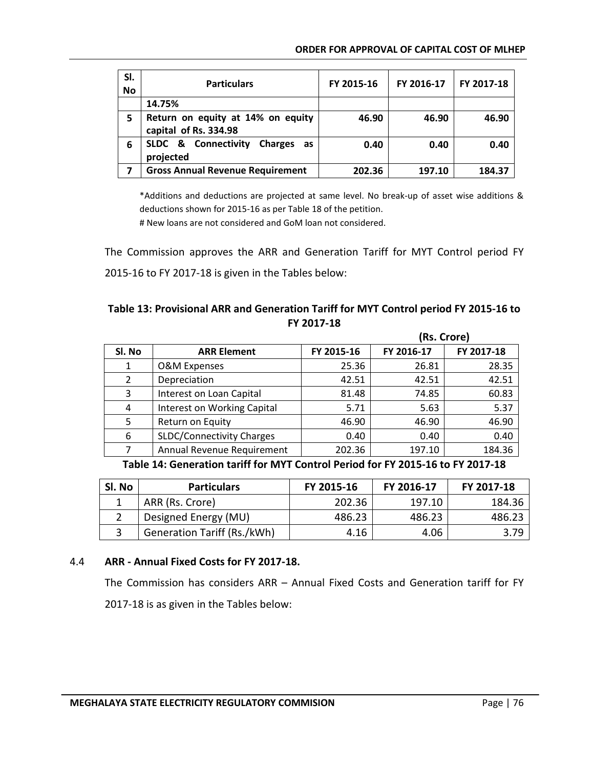| Sl. No | Particulars | FY 2015-16 | FY 2016-17 | FY 2017-18 |
|---|---|---|---|---|
| | 14.75% | | | |
| 5 | Return on equity at 14% on equity capital of Rs. 334.98 | 46.90 | 46.90 | 46.90 |
| 6 | SLDC & Connectivity Charges as projected | 0.40 | 0.40 | 0.40 |
| 7 | Gross Annual Revenue Requirement | 202.36 | 197.10 | 184.37 |

*Additions and deductions are projected at same level. No break-up of asset wise additions & deductions shown for 2015-16 as per Table 18 of the petition.

# New loans are not considered and GoM loan not considered.

The Commission approves the ARR and Generation Tariff for MYT Control period FY 2015-16 to FY 2017-18 is given in the Tables below:

**Table 13: Provisional ARR and Generation Tariff for MYT Control period FY 2015-16 to FY 2017-18**

**(Rs. Crore)**

| Sl. No | ARR Element | FY 2015-16 | FY 2016-17 | FY 2017-18 |
|---|---|---|---|---|
| 1 | O&M Expenses | 25.36 | 26.81 | 28.35 |
| 2 | Depreciation | 42.51 | 42.51 | 42.51 |
| 3 | Interest on Loan Capital | 81.48 | 74.85 | 60.83 |
| 4 | Interest on Working Capital | 5.71 | 5.63 | 5.37 |
| 5 | Return on Equity | 46.90 | 46.90 | 46.90 |
| 6 | SLDC/Connectivity Charges | 0.40 | 0.40 | 0.40 |
| 7 | Annual Revenue Requirement | 202.36 | 197.10 | 184.36 |

**Table 14: Generation tariff for MYT Control Period for FY 2015-16 to FY 2017-18**

| Sl. No | Particulars | FY 2015-16 | FY 2016-17 | FY 2017-18 |
|---|---|---|---|---|
| 1 | ARR (Rs. Crore) | 202.36 | 197.10 | 184.36 |
| 2 | Designed Energy (MU) | 486.23 | 486.23 | 486.23 |
| 3 | Generation Tariff (Rs./kWh) | 4.16 | 4.06 | 3.79 |

4.4 **ARR - Annual Fixed Costs for FY 2017-18.**

The Commission has considers ARR – Annual Fixed Costs and Generation tariff for FY 2017-18 is as given in the Tables below: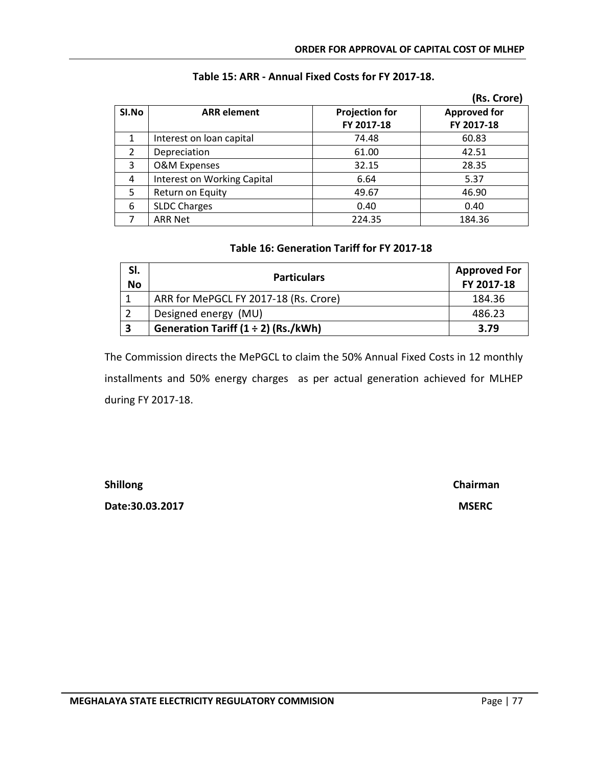**Table 15: ARR - Annual Fixed Costs for FY 2017-18.**

**(Rs. Crore)**

| SI.No | ARR element | Projection for FY 2017-18 | Approved for FY 2017-18 |
|---|---|---|---|
| 1 | Interest on loan capital | 74.48 | 60.83 |
| 2 | Depreciation | 61.00 | 42.51 |
| 3 | O&M Expenses | 32.15 | 28.35 |
| 4 | Interest on Working Capital | 6.64 | 5.37 |
| 5 | Return on Equity | 49.67 | 46.90 |
| 6 | SLDC Charges | 0.40 | 0.40 |
| 7 | ARR Net | 224.35 | 184.36 |

**Table 16: Generation Tariff for FY 2017-18**

| Sl. No | Particulars | Approved For FY 2017-18 |
|---|---|---|
| 1 | ARR for MePGCL FY 2017-18 (Rs. Crore) | 184.36 |
| 2 | Designed energy (MU) | 486.23 |
| **3** | **Generation Tariff (1 ÷ 2) (Rs./kWh)** | **3.79** |

The Commission directs the MePGCL to claim the 50% Annual Fixed Costs in 12 monthly installments and 50% energy charges as per actual generation achieved for MLHEP during FY 2017-18.

**Shillong** **Chairman**

**Date:30.03.2017** **MSERC**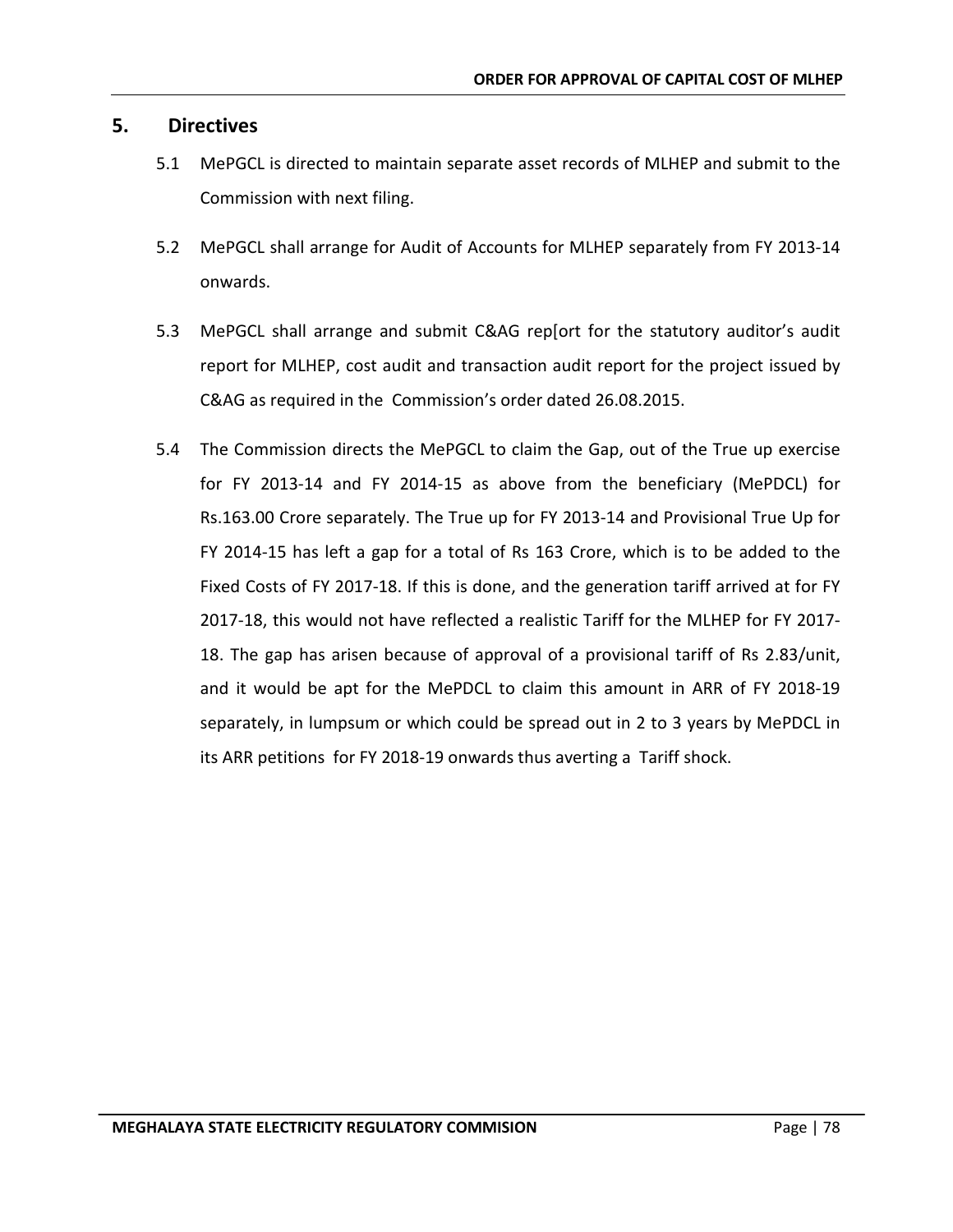## 5. Directives

5.1 MePGCL is directed to maintain separate asset records of MLHEP and submit to the Commission with next filing.

5.2 MePGCL shall arrange for Audit of Accounts for MLHEP separately from FY 2013-14 onwards.

5.3 MePGCL shall arrange and submit C&AG rep[ort for the statutory auditor's audit report for MLHEP, cost audit and transaction audit report for the project issued by C&AG as required in the Commission's order dated 26.08.2015.

5.4 The Commission directs the MePGCL to claim the Gap, out of the True up exercise for FY 2013-14 and FY 2014-15 as above from the beneficiary (MePDCL) for Rs.163.00 Crore separately. The True up for FY 2013-14 and Provisional True Up for FY 2014-15 has left a gap for a total of Rs 163 Crore, which is to be added to the Fixed Costs of FY 2017-18. If this is done, and the generation tariff arrived at for FY 2017-18, this would not have reflected a realistic Tariff for the MLHEP for FY 2017-18. The gap has arisen because of approval of a provisional tariff of Rs 2.83/unit, and it would be apt for the MePDCL to claim this amount in ARR of FY 2018-19 separately, in lumpsum or which could be spread out in 2 to 3 years by MePDCL in its ARR petitions for FY 2018-19 onwards thus averting a Tariff shock.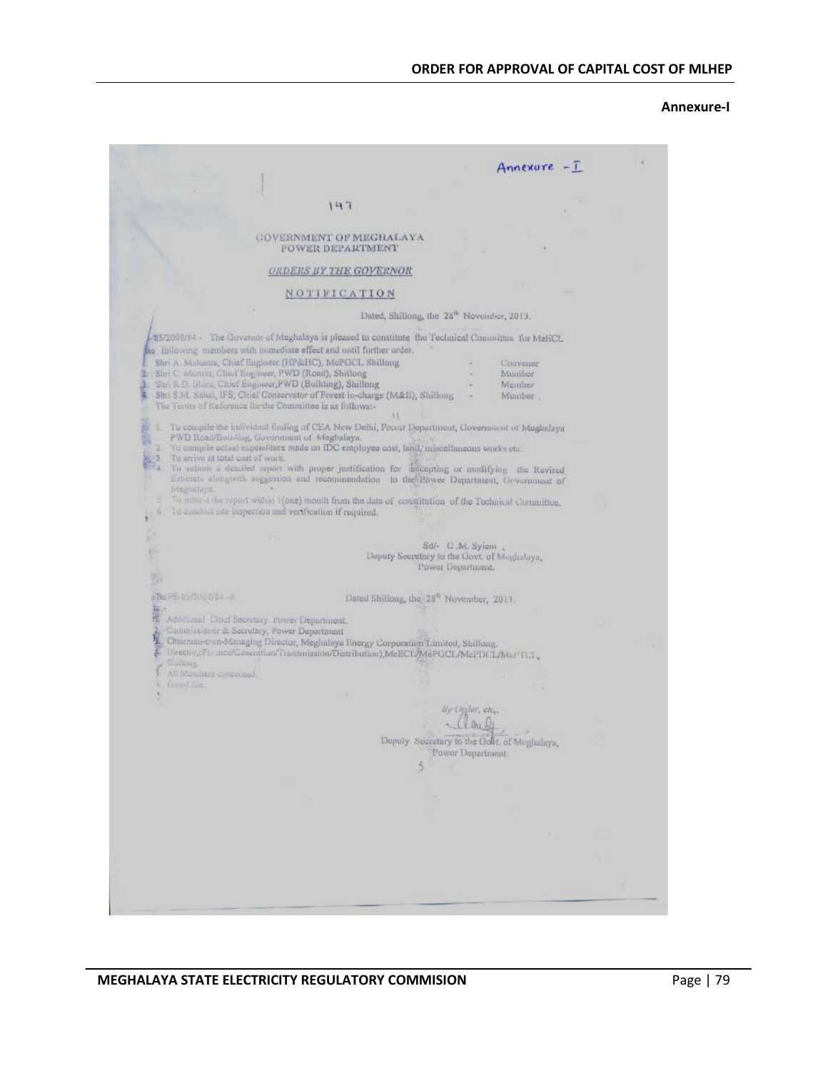**Annexure-I**

Annexure - I

147

GOVERNMENT OF MEGHALAYA
POWER DEPARTMENT

*ORDERS BY THE GOVERNOR*

NOTIFICATION

Dated, Shillong, the 28th November, 2013.

PE-85/2008/84 - The Governor of Meghalaya is pleased to constitute the Technical Committee for MeECL the following members with immediate effect and until further order.

1. Shri A. Mahanta, Chief Engineer (HP&HC), MePGCL Shillong - Convener
2. Shri C. Momin, Chief Engineer, PWD (Road), Shillong - Member
3. Shri R.D. Shira, Chief Engineer, PWD (Building), Shillong - Member
4. Shri S.M. Sahai, IFS, Chief Conservator of Forest in-charge (M&E), Shillong - Member

The Terms of Reference for the Committee is as follows:-

1. To compile the individual finding of CEA New Delhi, Forest Department, Government of Meghalaya PWD Road/Building, Government of Meghalaya.
2. To compile actual expenditure made on IDC employee cost, land, miscellaneous works etc.
3. To arrive at total cost of work.
4. To submit a detailed report with proper justification for accepting or modifying the Revised Estimate alongwith suggestion and recommendation to the Power Department, Government of Meghalaya.
5. To submit the report within 1(one) month from the date of constitution of the Technical Committee.
6. To conduct site inspection and verification if required.

Sd/- C.M. Syiem ,
Deputy Secretary to the Govt. of Meghalaya,
Power Department.

No.PE-85/2008/84 -A Dated Shillong, the 28th November, 2013.

To -

1. Additional Chief Secretary Power Department.
2. Commissioner & Secretary, Power Department
3. Chairman-cum-Managing Director, Meghalaya Energy Corporation Limited, Shillong.
4. Director,(Finance/Generation/Transmission/Distribution),MeECL/MePGCL/MePTCL/MePDCL, Shillong.
5. All Members concerned.
6. Guard file.

By Order, etc.,

Deputy Secretary to the Govt. of Meghalaya,
Power Department.

5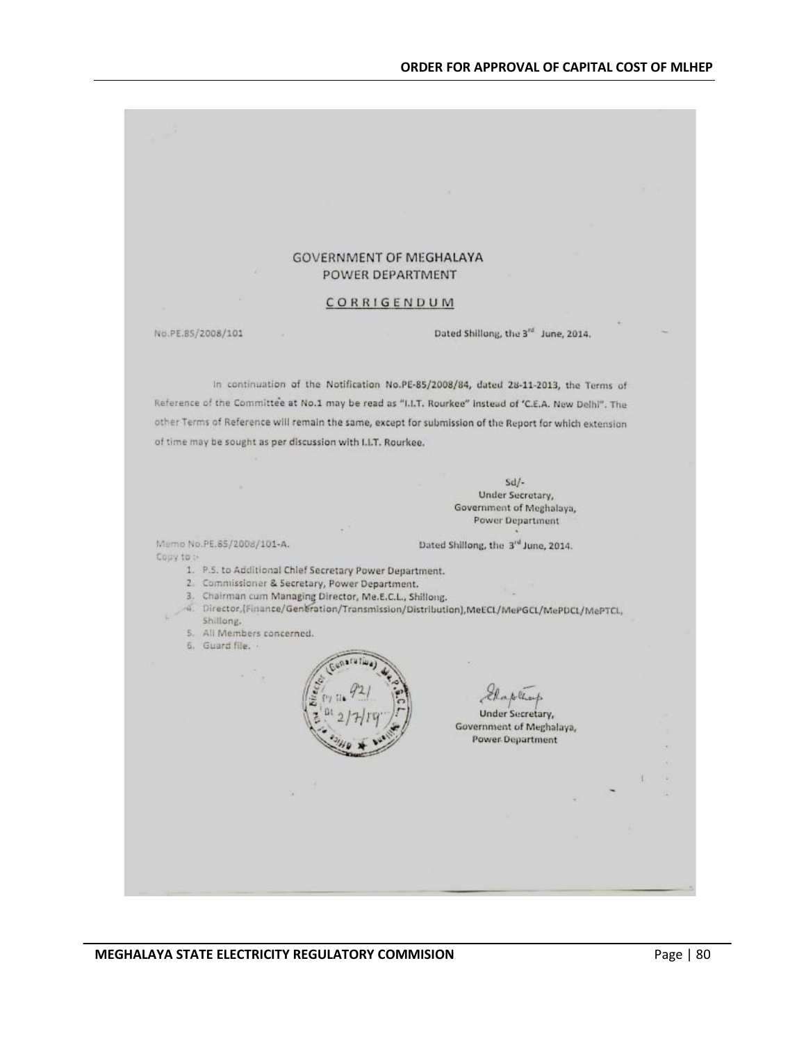GOVERNMENT OF MEGHALAYA
POWER DEPARTMENT

CORRIGENDUM

No.PE.85/2008/101 Dated Shillong, the 3rd June, 2014.

In continuation of the Notification No.PE-85/2008/84, dated 28-11-2013, the Terms of Reference of the Committee at No.1 may be read as "I.I.T. Rourkee" instead of 'C.E.A. New Delhi". The other Terms of Reference will remain the same, except for submission of the Report for which extension of time may be sought as per discussion with I.I.T. Rourkee.

Sd/-
Under Secretary,
Government of Meghalaya,
Power Department

Memo No.PE.85/2008/101-A. Dated Shillong, the 3rd June, 2014.

Copy to :-

1. P.S. to Additional Chief Secretary Power Department.
2. Commissioner & Secretary, Power Department.
3. Chairman cum Managing Director, Me.E.C.L., Shillong.
4. Director,(Finance/Generation/Transmission/Distribution),MeECL/MePGCL/MePDCL/MePTCL, Shillong.
5. All Members concerned.
6. Guard file.

Under Secretary,
Government of Meghalaya,
Power Department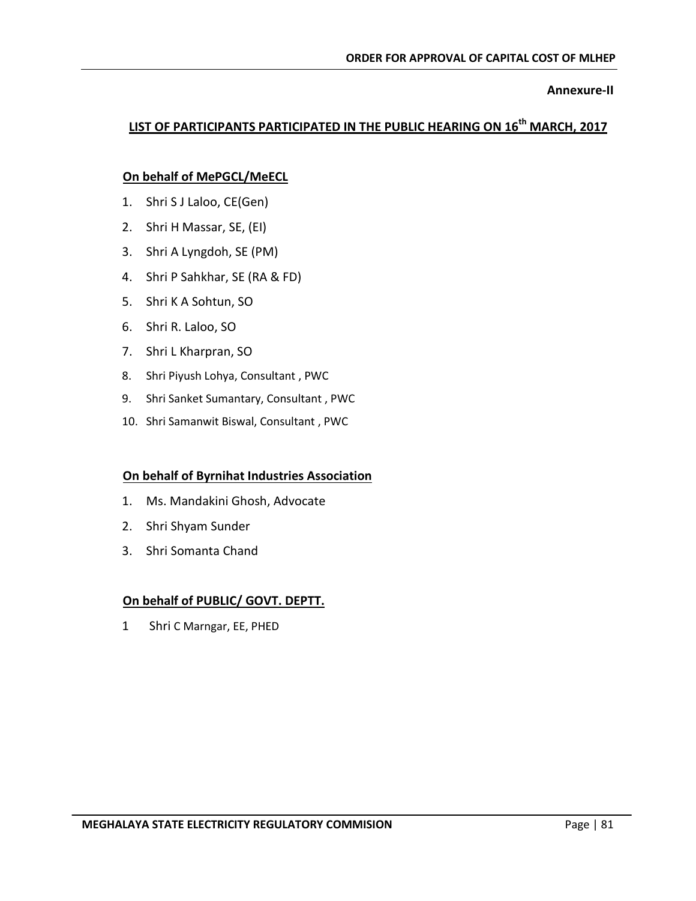**Annexure-II**

## LIST OF PARTICIPANTS PARTICIPATED IN THE PUBLIC HEARING ON 16th MARCH, 2017

**On behalf of MePGCL/MeECL**

1. Shri S J Laloo, CE(Gen)
2. Shri H Massar, SE, (EI)
3. Shri A Lyngdoh, SE (PM)
4. Shri P Sahkhar, SE (RA & FD)
5. Shri K A Sohtun, SO
6. Shri R. Laloo, SO
7. Shri L Kharpran, SO
8. Shri Piyush Lohya, Consultant , PWC
9. Shri Sanket Sumantary, Consultant , PWC
10. Shri Samanwit Biswal, Consultant , PWC

**On behalf of Byrnihat Industries Association**

1. Ms. Mandakini Ghosh, Advocate
2. Shri Shyam Sunder
3. Shri Somanta Chand

**On behalf of PUBLIC/ GOVT. DEPTT.**

1 Shri C Marngar, EE, PHED